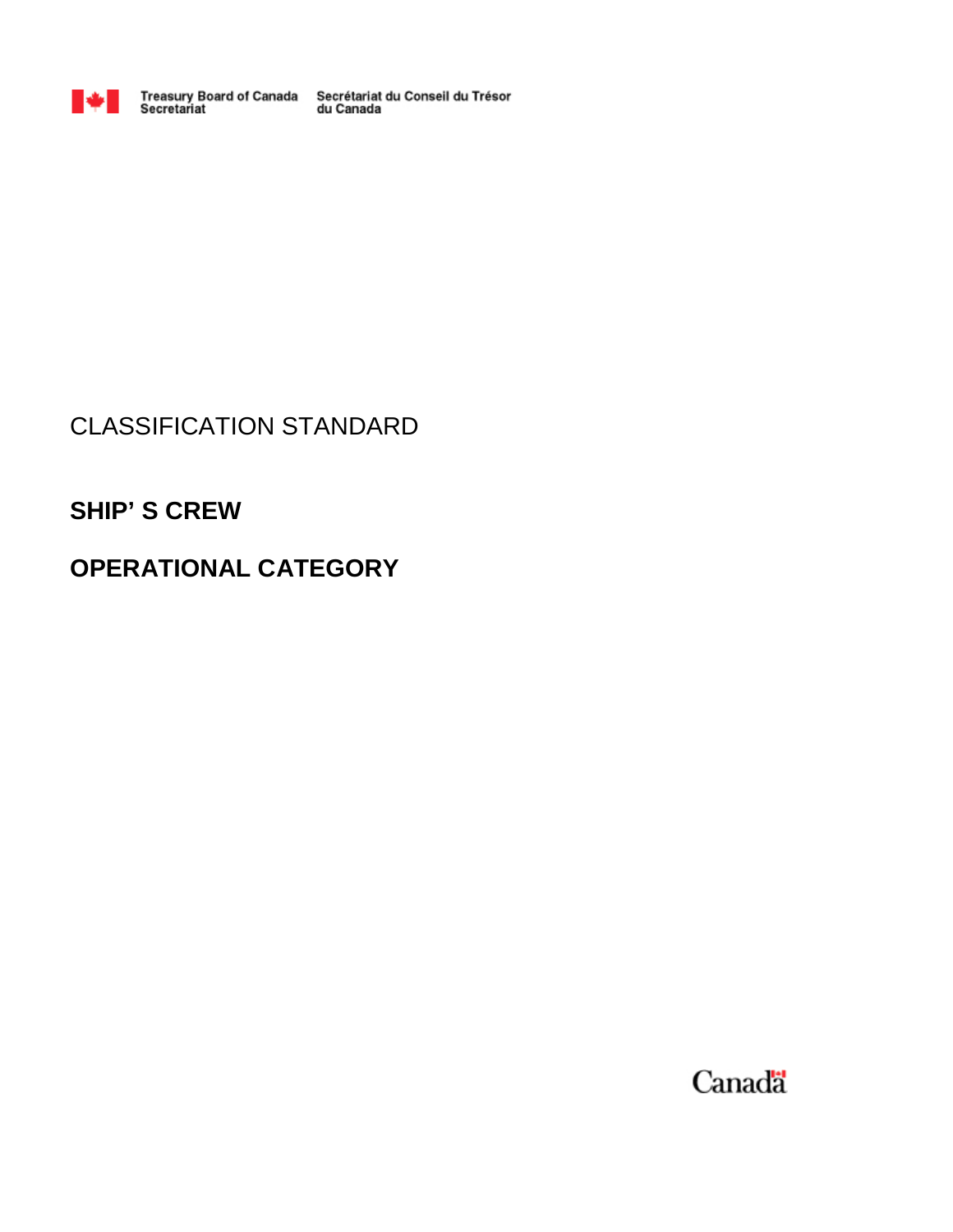Treasury Board of Canada Secretariat | Secrétariat du Conseil du Trésor du Canada

CLASSIFICATION STANDARD

# SHIP' S CREW

# OPERATIONAL CATEGORY

Canada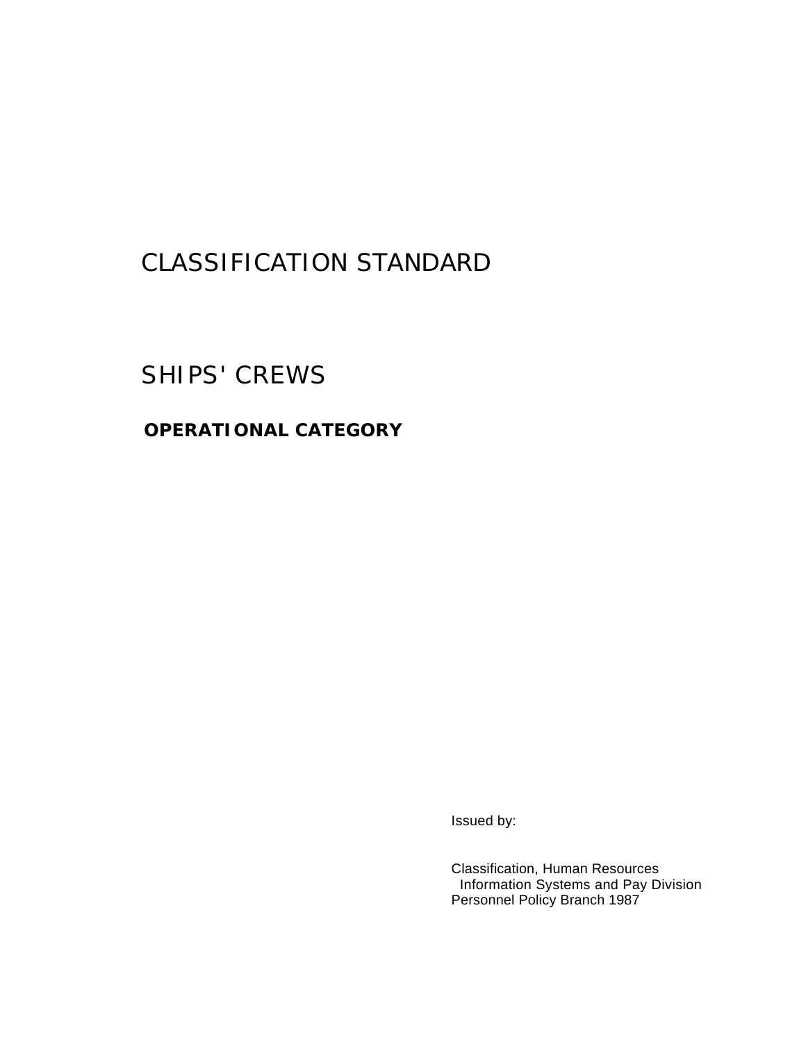# CLASSIFICATION STANDARD

# SHIPS' CREWS

**OPERATIONAL CATEGORY**

Issued by:

Classification, Human Resources
Information Systems and Pay Division
Personnel Policy Branch 1987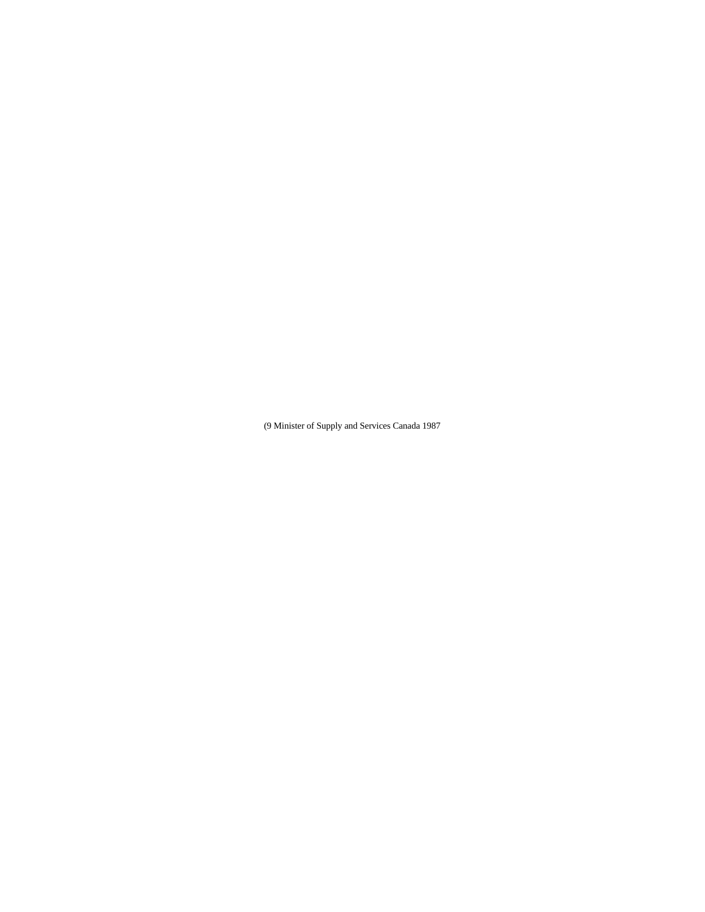(9 Minister of Supply and Services Canada 1987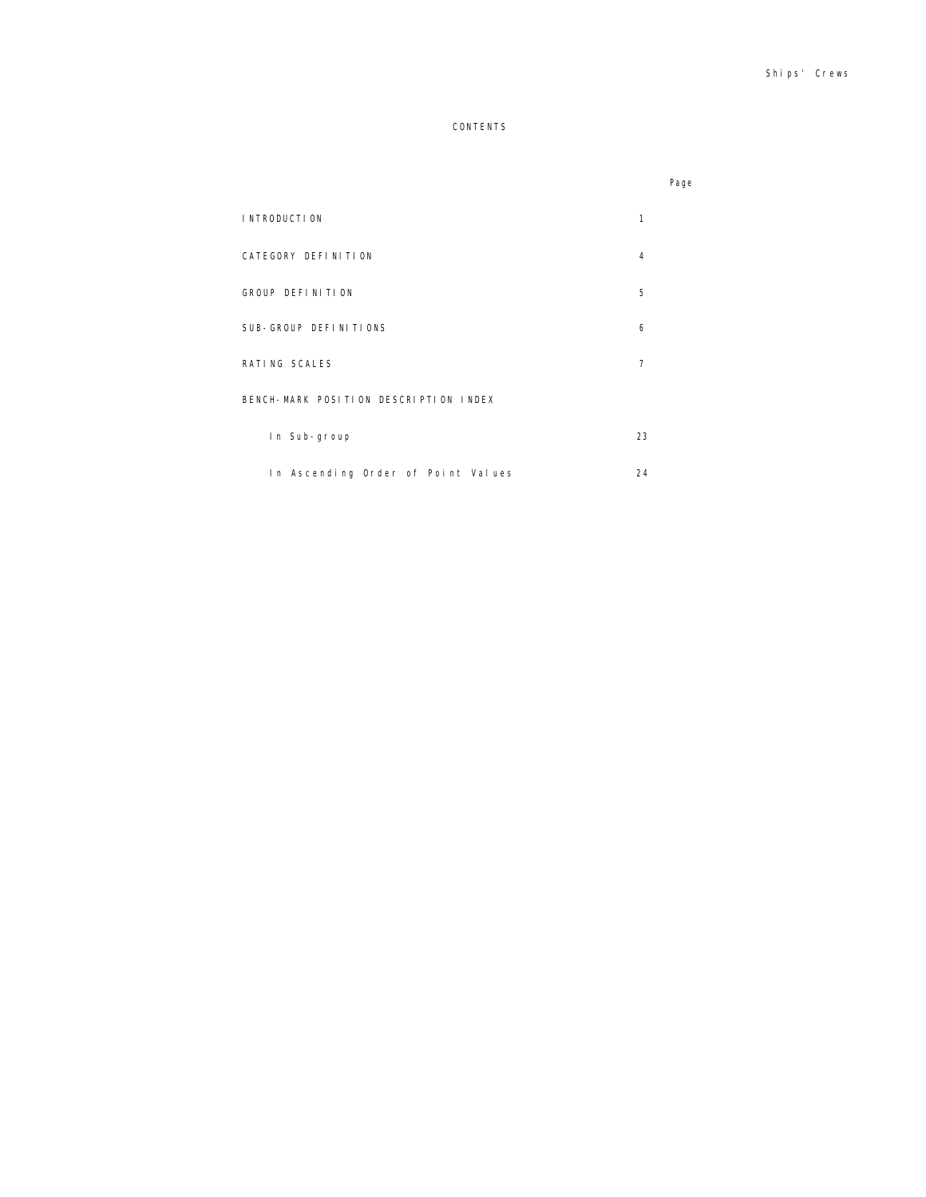# CONTENTS

| | Page |
|---|---|
| INTRODUCTION | 1 |
| CATEGORY DEFINITION | 4 |
| GROUP DEFINITION | 5 |
| SUB-GROUP DEFINITIONS | 6 |
| RATING SCALES | 7 |
| BENCH-MARK POSITION DESCRIPTION INDEX | |
| In Sub-group | 23 |
| In Ascending Order of Point Values | 24 |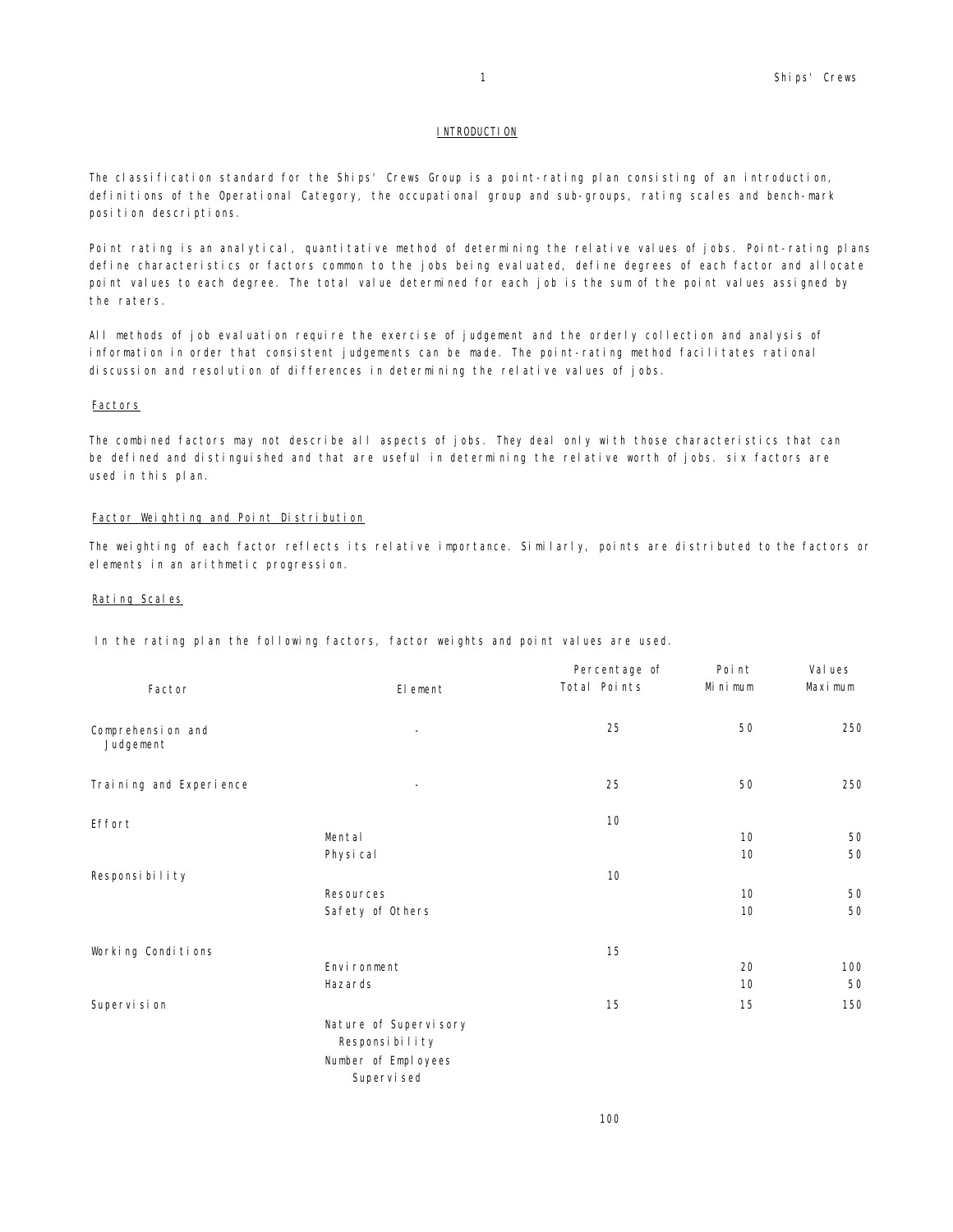## INTRODUCTION

The classification standard for the Ships' Crews Group is a point-rating plan consisting of an introduction, definitions of the Operational Category, the occupational group and sub-groups, rating scales and bench-mark position descriptions.

Point rating is an analytical, quantitative method of determining the relative values of jobs. Point-rating plans define characteristics or factors common to the jobs being evaluated, define degrees of each factor and allocate point values to each degree. The total value determined for each job is the sum of the point values assigned by the raters.

All methods of job evaluation require the exercise of judgement and the orderly collection and analysis of information in order that consistent judgements can be made. The point-rating method facilitates rational discussion and resolution of differences in determining the relative values of jobs.

### Factors

The combined factors may not describe all aspects of jobs. They deal only with those characteristics that can be defined and distinguished and that are useful in determining the relative worth of jobs. six factors are used in this plan.

### Factor Weighting and Point Distribution

The weighting of each factor reflects its relative importance. Similarly, points are distributed to the factors or elements in an arithmetic progression.

### Rating Scales

In the rating plan the following factors, factor weights and point values are used.

| Factor | Element | Percentage of Total Points | Point Values Minimum | Point Values Maximum |
|---|---|---|---|---|
| Comprehension and Judgement | - | 25 | 50 | 250 |
| Training and Experience | - | 25 | 50 | 250 |
| Effort | | 10 | | |
| | Mental | | 10 | 50 |
| | Physical | | 10 | 50 |
| Responsibility | | 10 | | |
| | Resources | | 10 | 50 |
| | Safety of Others | | 10 | 50 |
| Working Conditions | | 15 | | |
| | Environment | | 20 | 100 |
| | Hazards | | 10 | 50 |
| Supervision | | 15 | 15 | 150 |
| | Nature of Supervisory Responsibility | | | |
| | Number of Employees Supervised | | | |
| | | 100 | | |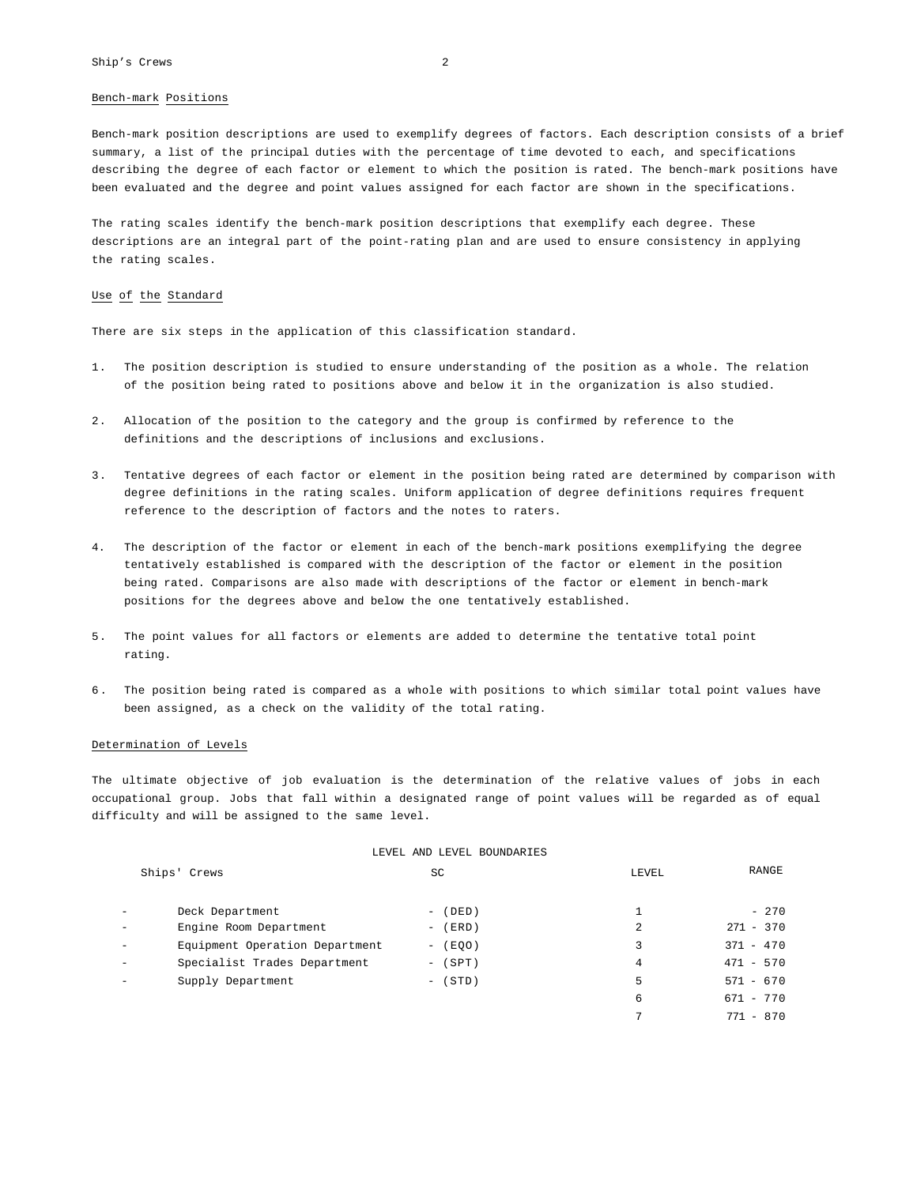## Bench-mark Positions

Bench-mark position descriptions are used to exemplify degrees of factors. Each description consists of a brief summary, a list of the principal duties with the percentage of time devoted to each, and specifications describing the degree of each factor or element to which the position is rated. The bench-mark positions have been evaluated and the degree and point values assigned for each factor are shown in the specifications.

The rating scales identify the bench-mark position descriptions that exemplify each degree. These descriptions are an integral part of the point-rating plan and are used to ensure consistency in applying the rating scales.

## Use of the Standard

There are six steps in the application of this classification standard.

1. The position description is studied to ensure understanding of the position as a whole. The relation of the position being rated to positions above and below it in the organization is also studied.

2. Allocation of the position to the category and the group is confirmed by reference to the definitions and the descriptions of inclusions and exclusions.

3. Tentative degrees of each factor or element in the position being rated are determined by comparison with degree definitions in the rating scales. Uniform application of degree definitions requires frequent reference to the description of factors and the notes to raters.

4. The description of the factor or element in each of the bench-mark positions exemplifying the degree tentatively established is compared with the description of the factor or element in the position being rated. Comparisons are also made with descriptions of the factor or element in bench-mark positions for the degrees above and below the one tentatively established.

5. The point values for all factors or elements are added to determine the tentative total point rating.

6. The position being rated is compared as a whole with positions to which similar total point values have been assigned, as a check on the validity of the total rating.

## Determination of Levels

The ultimate objective of job evaluation is the determination of the relative values of jobs in each occupational group. Jobs that fall within a designated range of point values will be regarded as of equal difficulty and will be assigned to the same level.

LEVEL AND LEVEL BOUNDARIES

| Ships' Crews | SC | LEVEL | RANGE |
|---|---|---|---|
| - Deck Department | - (DED) | 1 | - 270 |
| - Engine Room Department | - (ERD) | 2 | 271 - 370 |
| - Equipment Operation Department | - (EQO) | 3 | 371 - 470 |
| - Specialist Trades Department | - (SPT) | 4 | 471 - 570 |
| - Supply Department | - (STD) | 5 | 571 - 670 |
| | | 6 | 671 - 770 |
| | | 7 | 771 - 870 |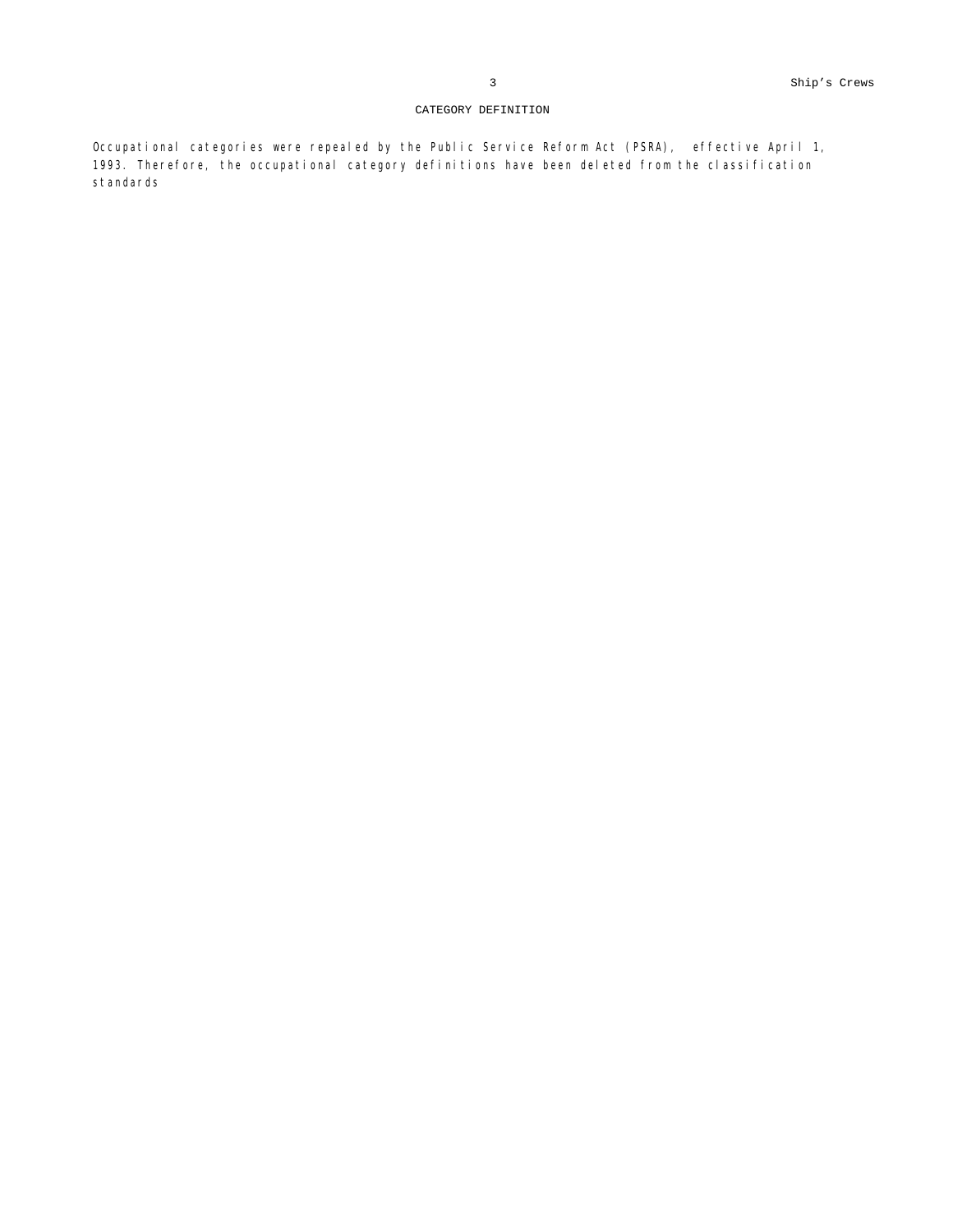# CATEGORY DEFINITION

Occupational categories were repealed by the Public Service Reform Act (PSRA), effective April 1, 1993. Therefore, the occupational category definitions have been deleted from the classification standards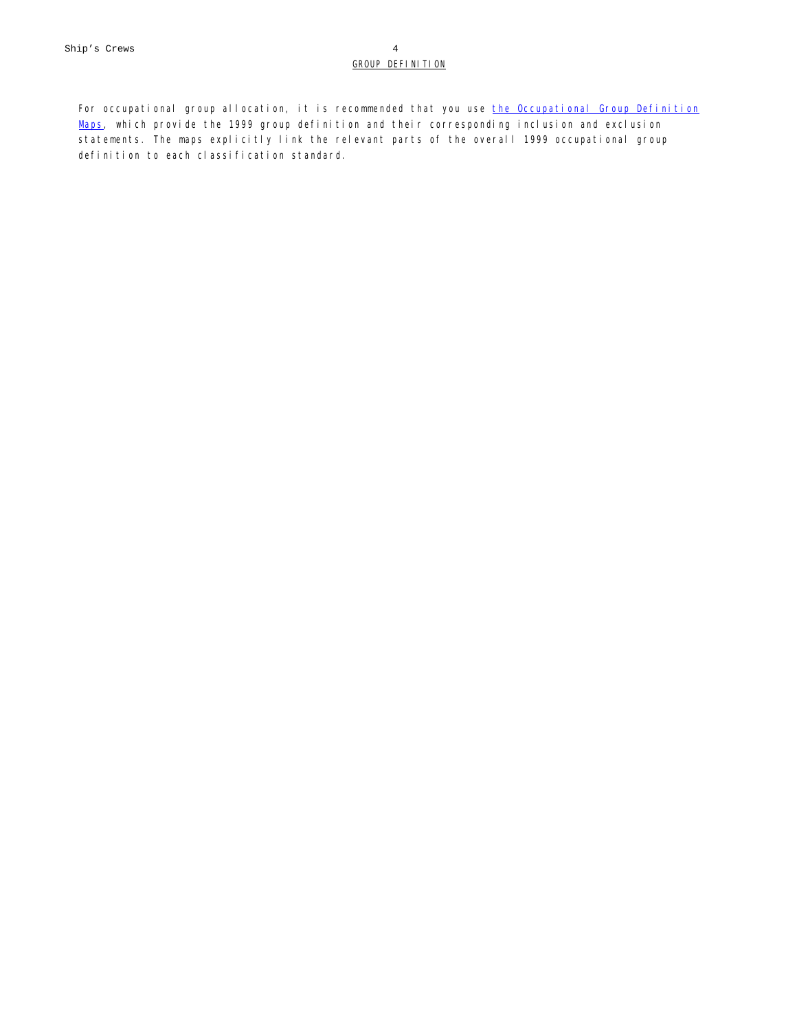## GROUP DEFINITION

For occupational group allocation, it is recommended that you use the Occupational Group Definition Maps, which provide the 1999 group definition and their corresponding inclusion and exclusion statements. The maps explicitly link the relevant parts of the overall 1999 occupational group definition to each classification standard.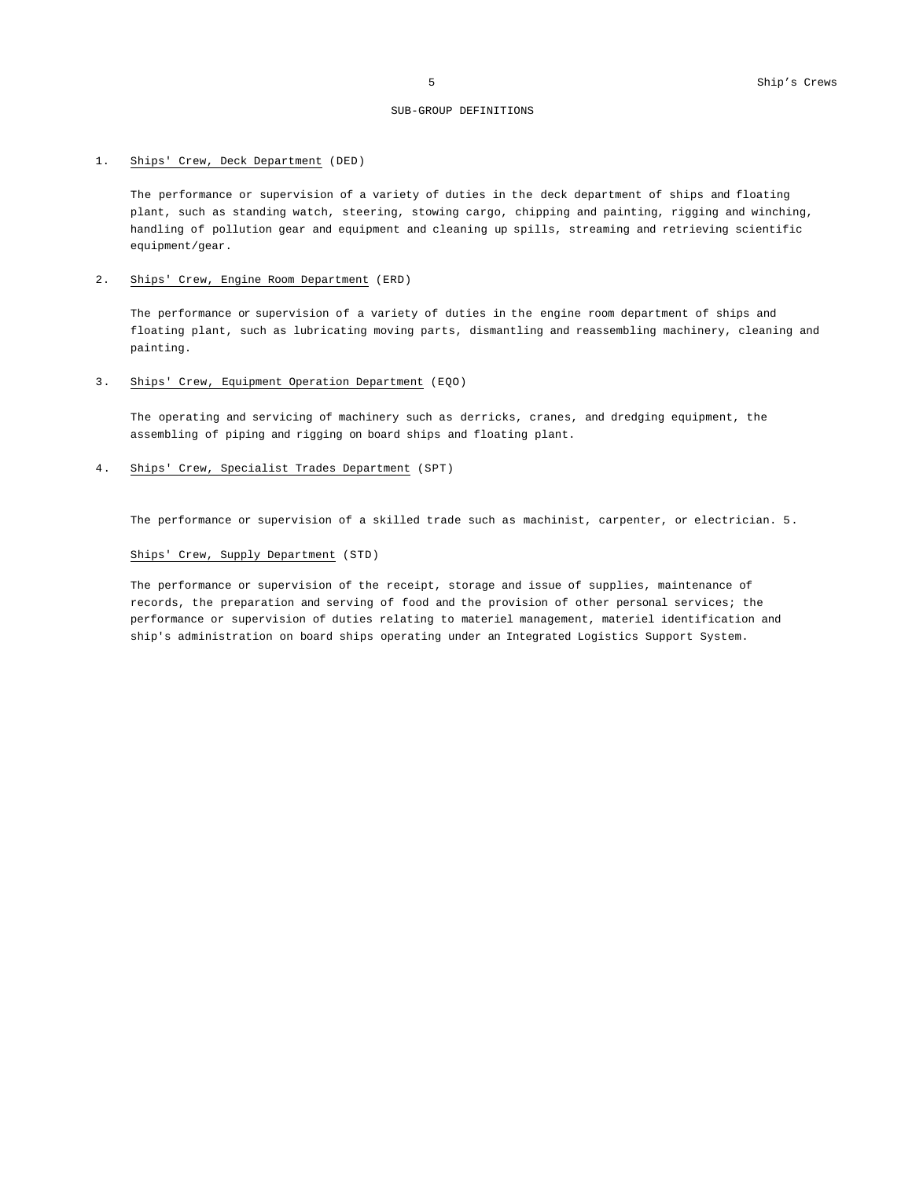## SUB-GROUP DEFINITIONS

1. Ships' Crew, Deck Department (DED)

   The performance or supervision of a variety of duties in the deck department of ships and floating plant, such as standing watch, steering, stowing cargo, chipping and painting, rigging and winching, handling of pollution gear and equipment and cleaning up spills, streaming and retrieving scientific equipment/gear.

2. Ships' Crew, Engine Room Department (ERD)

   The performance or supervision of a variety of duties in the engine room department of ships and floating plant, such as lubricating moving parts, dismantling and reassembling machinery, cleaning and painting.

3. Ships' Crew, Equipment Operation Department (EQO)

   The operating and servicing of machinery such as derricks, cranes, and dredging equipment, the assembling of piping and rigging on board ships and floating plant.

4. Ships' Crew, Specialist Trades Department (SPT)

   The performance or supervision of a skilled trade such as machinist, carpenter, or electrician. 5.

   Ships' Crew, Supply Department (STD)

   The performance or supervision of the receipt, storage and issue of supplies, maintenance of records, the preparation and serving of food and the provision of other personal services; the performance or supervision of duties relating to materiel management, materiel identification and ship's administration on board ships operating under an Integrated Logistics Support System.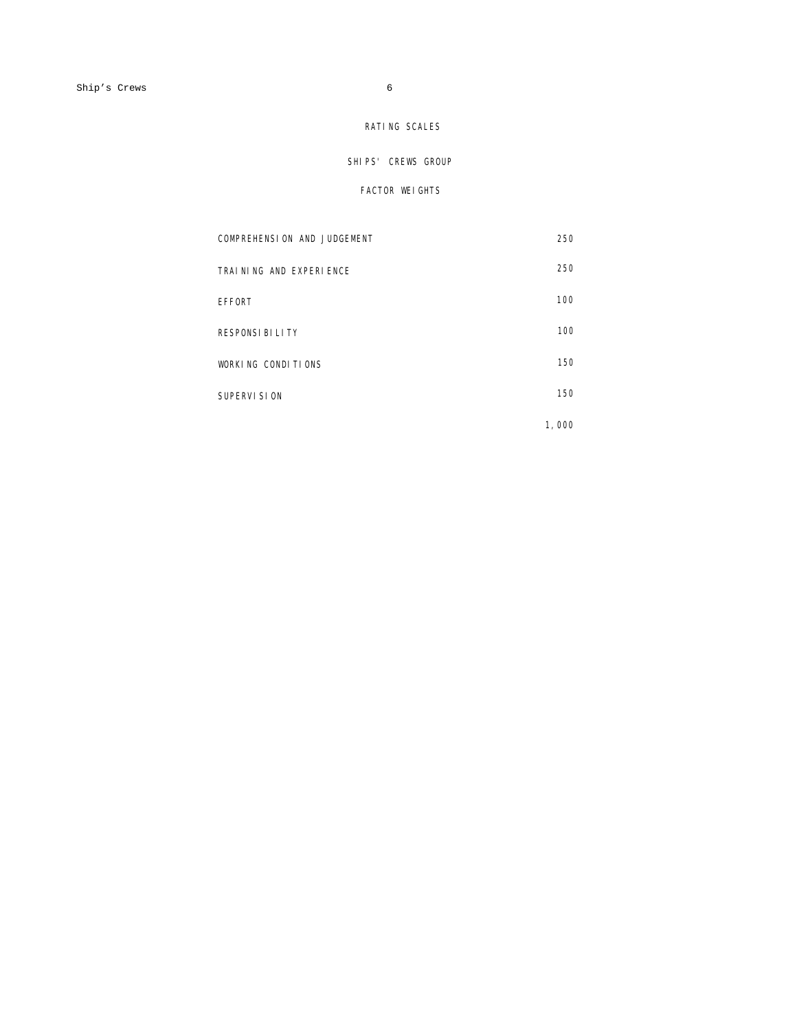# RATING SCALES

## SHIPS' CREWS GROUP

### FACTOR WEIGHTS

| | |
|---|---|
| COMPREHENSION AND JUDGEMENT | 250 |
| TRAINING AND EXPERIENCE | 250 |
| EFFORT | 100 |
| RESPONSIBILITY | 100 |
| WORKING CONDITIONS | 150 |
| SUPERVISION | 150 |
| | 1,000 |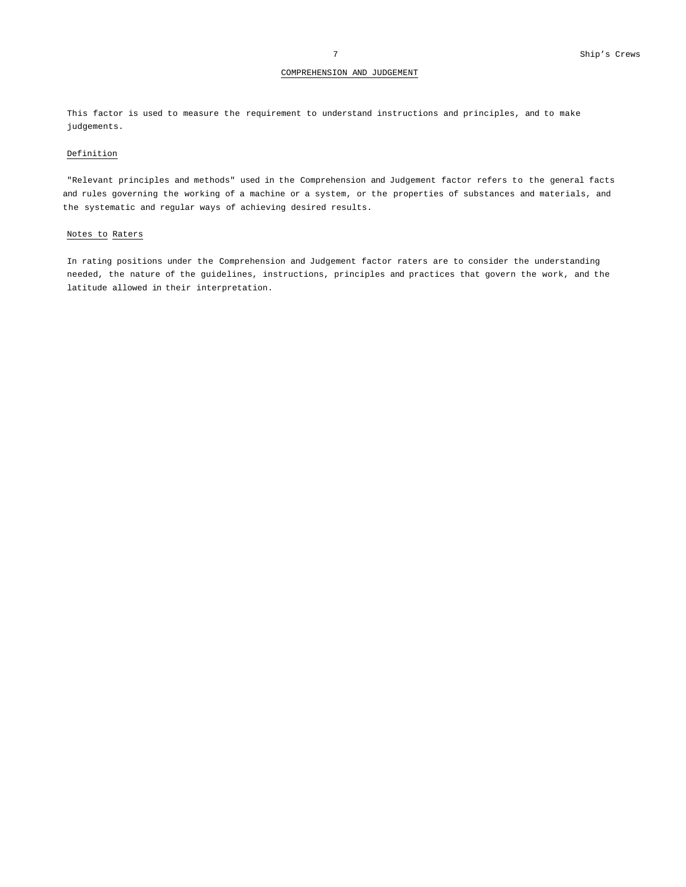## COMPREHENSION AND JUDGEMENT

This factor is used to measure the requirement to understand instructions and principles, and to make judgements.

### Definition

"Relevant principles and methods" used in the Comprehension and Judgement factor refers to the general facts and rules governing the working of a machine or a system, or the properties of substances and materials, and the systematic and regular ways of achieving desired results.

### Notes to Raters

In rating positions under the Comprehension and Judgement factor raters are to consider the understanding needed, the nature of the guidelines, instructions, principles and practices that govern the work, and the latitude allowed in their interpretation.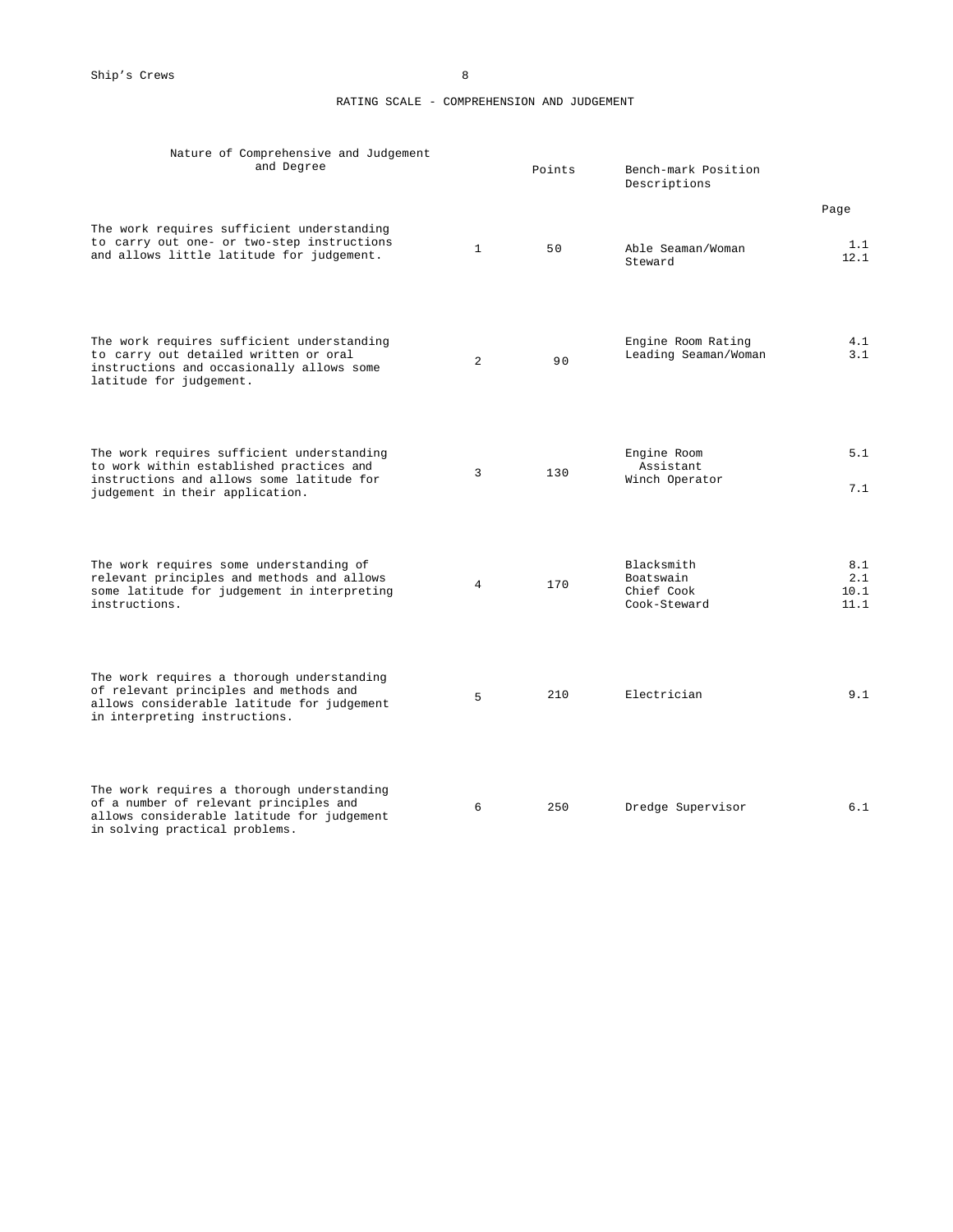# RATING SCALE - COMPREHENSION AND JUDGEMENT

| Nature of Comprehensive and Judgement and Degree | | Points | Bench-mark Position Descriptions | Page |
|---|---|---|---|---|
| The work requires sufficient understanding to carry out one- or two-step instructions and allows little latitude for judgement. | 1 | 50 | Able Seaman/Woman<br>Steward | 1.1<br>12.1 |
| The work requires sufficient understanding to carry out detailed written or oral instructions and occasionally allows some latitude for judgement. | 2 | 90 | Engine Room Rating<br>Leading Seaman/Woman | 4.1<br>3.1 |
| The work requires sufficient understanding to work within established practices and instructions and allows some latitude for judgement in their application. | 3 | 130 | Engine Room Assistant<br>Winch Operator | 5.1<br>7.1 |
| The work requires some understanding of relevant principles and methods and allows some latitude for judgement in interpreting instructions. | 4 | 170 | Blacksmith<br>Boatswain<br>Chief Cook<br>Cook-Steward | 8.1<br>2.1<br>10.1<br>11.1 |
| The work requires a thorough understanding of relevant principles and methods and allows considerable latitude for judgement in interpreting instructions. | 5 | 210 | Electrician | 9.1 |
| The work requires a thorough understanding of a number of relevant principles and allows considerable latitude for judgement in solving practical problems. | 6 | 250 | Dredge Supervisor | 6.1 |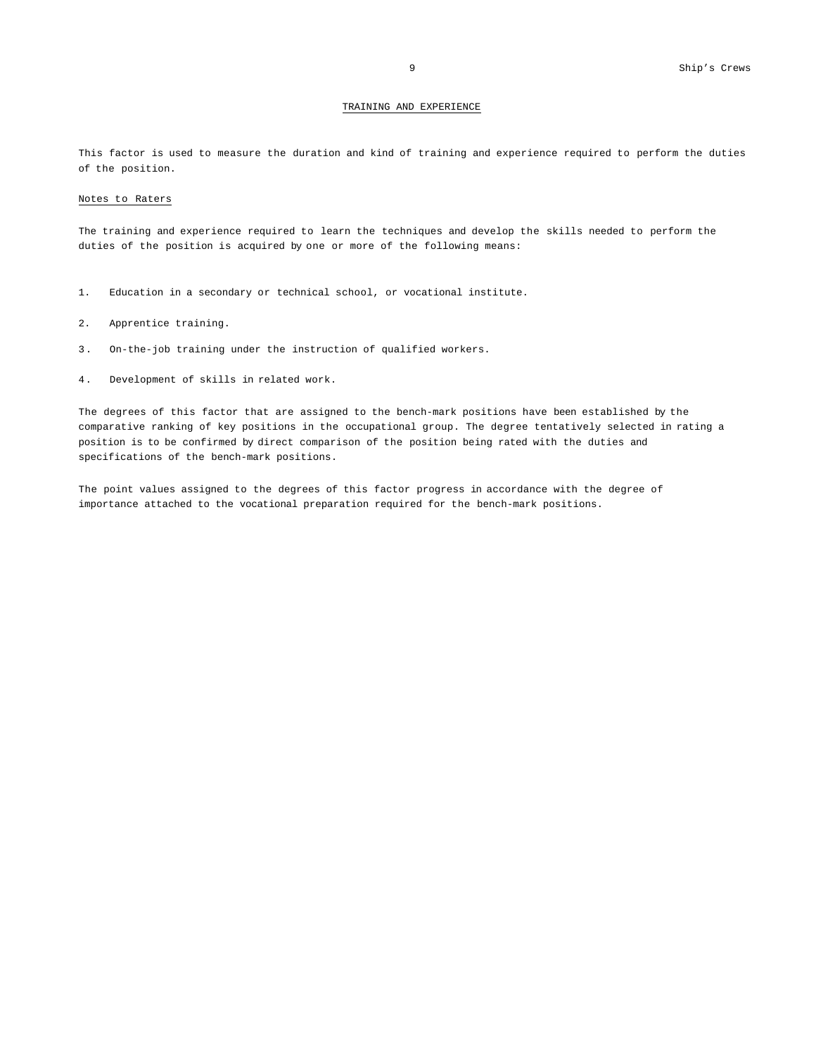## TRAINING AND EXPERIENCE

This factor is used to measure the duration and kind of training and experience required to perform the duties of the position.

### Notes to Raters

The training and experience required to learn the techniques and develop the skills needed to perform the duties of the position is acquired by one or more of the following means:

1. Education in a secondary or technical school, or vocational institute.
2. Apprentice training.
3. On-the-job training under the instruction of qualified workers.
4. Development of skills in related work.

The degrees of this factor that are assigned to the bench-mark positions have been established by the comparative ranking of key positions in the occupational group. The degree tentatively selected in rating a position is to be confirmed by direct comparison of the position being rated with the duties and specifications of the bench-mark positions.

The point values assigned to the degrees of this factor progress in accordance with the degree of importance attached to the vocational preparation required for the bench-mark positions.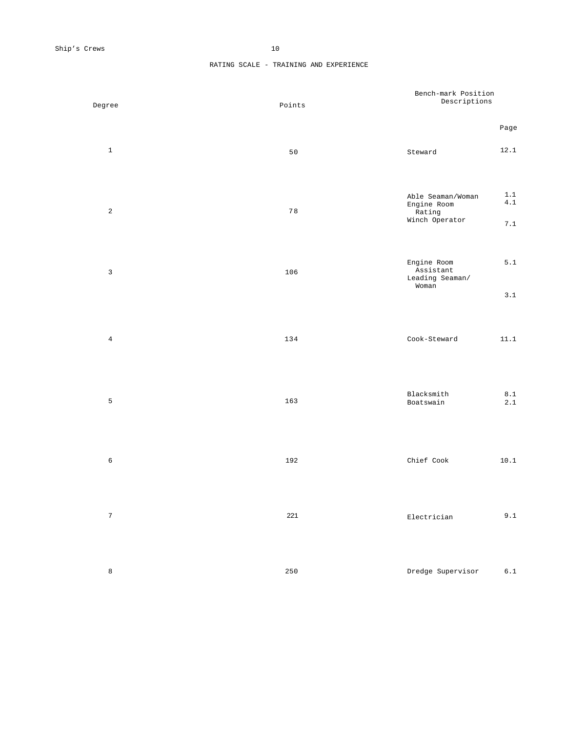# RATING SCALE - TRAINING AND EXPERIENCE

| Degree | Points | Bench-mark Position Descriptions | Page |
|---|---|---|---|
| 1 | 50 | Steward | 12.1 |
| 2 | 78 | Able Seaman/Woman<br>Engine Room Rating<br>Winch Operator | 1.1<br>4.1<br>7.1 |
| 3 | 106 | Engine Room Assistant<br>Leading Seaman/ Woman | 5.1<br>3.1 |
| 4 | 134 | Cook-Steward | 11.1 |
| 5 | 163 | Blacksmith<br>Boatswain | 8.1<br>2.1 |
| 6 | 192 | Chief Cook | 10.1 |
| 7 | 221 | Electrician | 9.1 |
| 8 | 250 | Dredge Supervisor | 6.1 |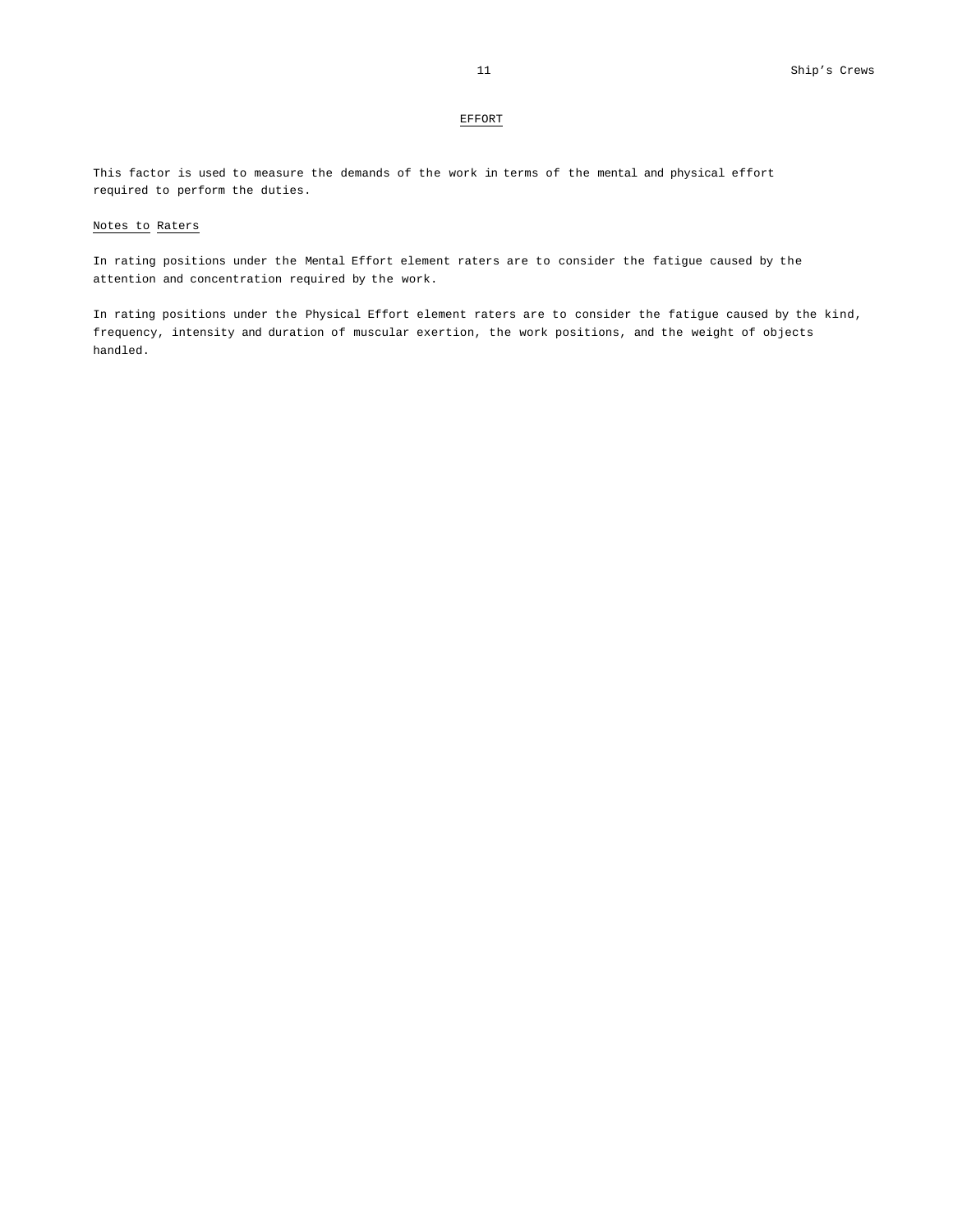## EFFORT

This factor is used to measure the demands of the work in terms of the mental and physical effort required to perform the duties.

### Notes to Raters

In rating positions under the Mental Effort element raters are to consider the fatigue caused by the attention and concentration required by the work.

In rating positions under the Physical Effort element raters are to consider the fatigue caused by the kind, frequency, intensity and duration of muscular exertion, the work positions, and the weight of objects handled.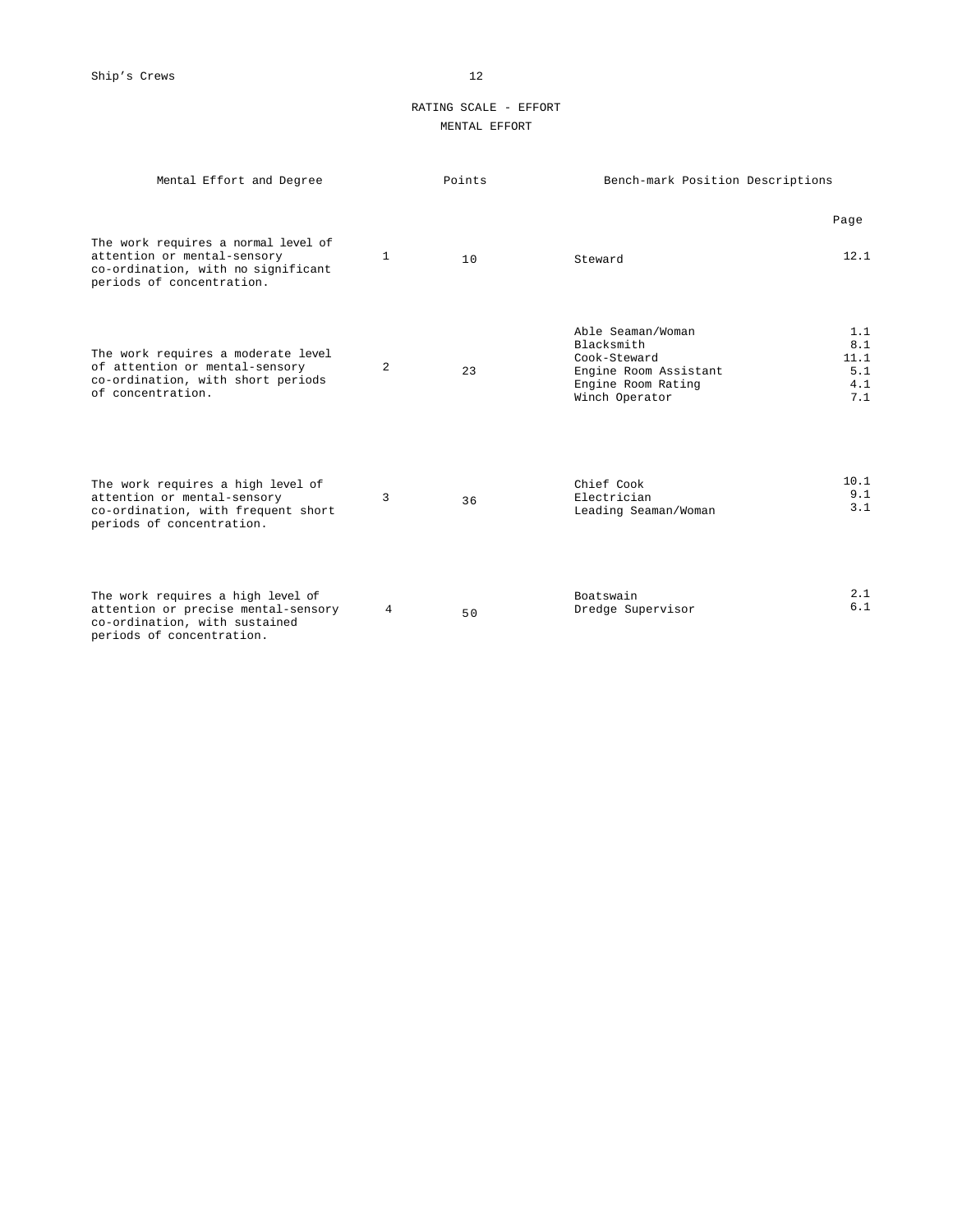# RATING SCALE - EFFORT

## MENTAL EFFORT

| Mental Effort and Degree | | Points | Bench-mark Position Descriptions | Page |
|---|---|---|---|---|
| The work requires a normal level of attention or mental-sensory co-ordination, with no significant periods of concentration. | 1 | 10 | Steward | 12.1 |
| The work requires a moderate level of attention or mental-sensory co-ordination, with short periods of concentration. | 2 | 23 | Able Seaman/Woman<br>Blacksmith<br>Cook-Steward<br>Engine Room Assistant<br>Engine Room Rating<br>Winch Operator | 1.1<br>8.1<br>11.1<br>5.1<br>4.1<br>7.1 |
| The work requires a high level of attention or mental-sensory co-ordination, with frequent short periods of concentration. | 3 | 36 | Chief Cook<br>Electrician<br>Leading Seaman/Woman | 10.1<br>9.1<br>3.1 |
| The work requires a high level of attention or precise mental-sensory co-ordination, with sustained periods of concentration. | 4 | 50 | Boatswain<br>Dredge Supervisor | 2.1<br>6.1 |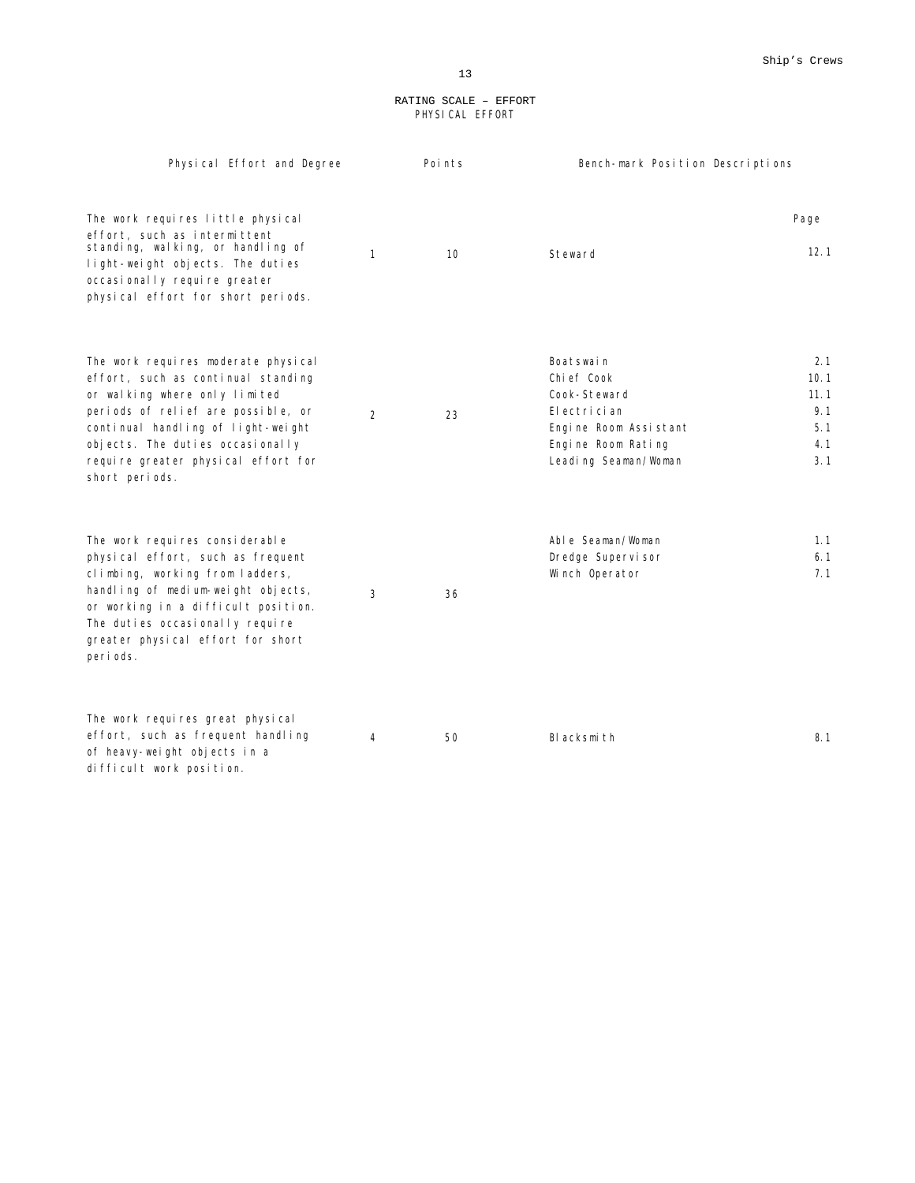## RATING SCALE – EFFORT

### PHYSICAL EFFORT

| Physical Effort and Degree | | Points | Bench-mark Position Descriptions | Page |
|---|---|---|---|---|
| The work requires little physical effort, such as intermittent standing, walking, or handling of light-weight objects. The duties occasionally require greater physical effort for short periods. | 1 | 10 | Steward | 12.1 |
| The work requires moderate physical effort, such as continual standing or walking where only limited periods of relief are possible, or continual handling of light-weight objects. The duties occasionally require greater physical effort for short periods. | 2 | 23 | Boatswain<br>Chief Cook<br>Cook-Steward<br>Electrician<br>Engine Room Assistant<br>Engine Room Rating<br>Leading Seaman/Woman | 2.1<br>10.1<br>11.1<br>9.1<br>5.1<br>4.1<br>3.1 |
| The work requires considerable physical effort, such as frequent climbing, working from ladders, handling of medium-weight objects, or working in a difficult position. The duties occasionally require greater physical effort for short periods. | 3 | 36 | Able Seaman/Woman<br>Dredge Supervisor<br>Winch Operator | 1.1<br>6.1<br>7.1 |
| The work requires great physical effort, such as frequent handling of heavy-weight objects in a difficult work position. | 4 | 50 | Blacksmith | 8.1 |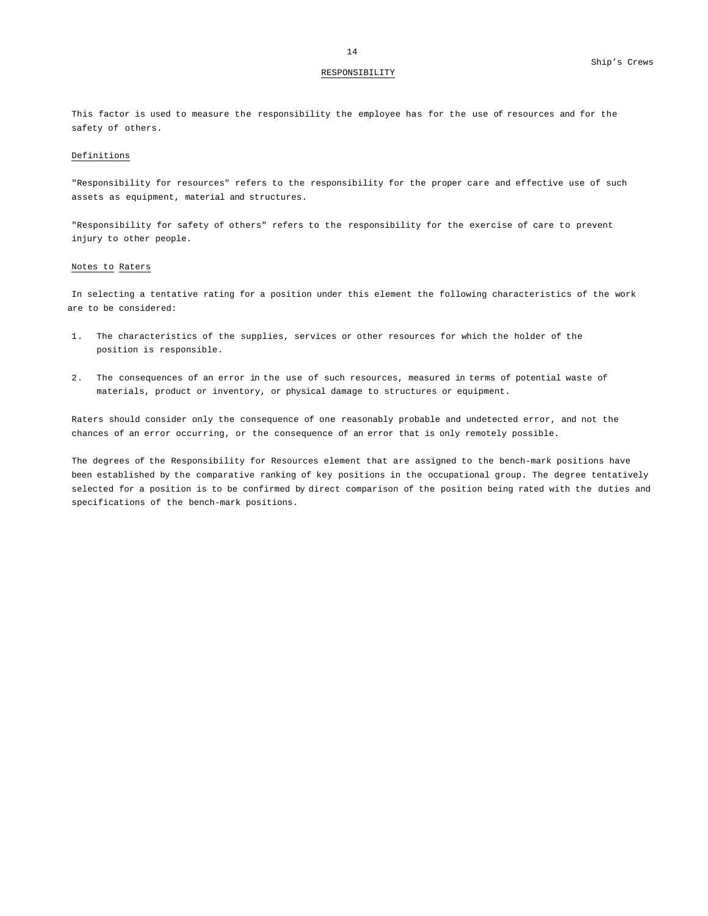## RESPONSIBILITY

This factor is used to measure the responsibility the employee has for the use of resources and for the safety of others.

### Definitions

"Responsibility for resources" refers to the responsibility for the proper care and effective use of such assets as equipment, material and structures.

"Responsibility for safety of others" refers to the responsibility for the exercise of care to prevent injury to other people.

### Notes to Raters

In selecting a tentative rating for a position under this element the following characteristics of the work are to be considered:

1. The characteristics of the supplies, services or other resources for which the holder of the position is responsible.

2. The consequences of an error in the use of such resources, measured in terms of potential waste of materials, product or inventory, or physical damage to structures or equipment.

Raters should consider only the consequence of one reasonably probable and undetected error, and not the chances of an error occurring, or the consequence of an error that is only remotely possible.

The degrees of the Responsibility for Resources element that are assigned to the bench-mark positions have been established by the comparative ranking of key positions in the occupational group. The degree tentatively selected for a position is to be confirmed by direct comparison of the position being rated with the duties and specifications of the bench-mark positions.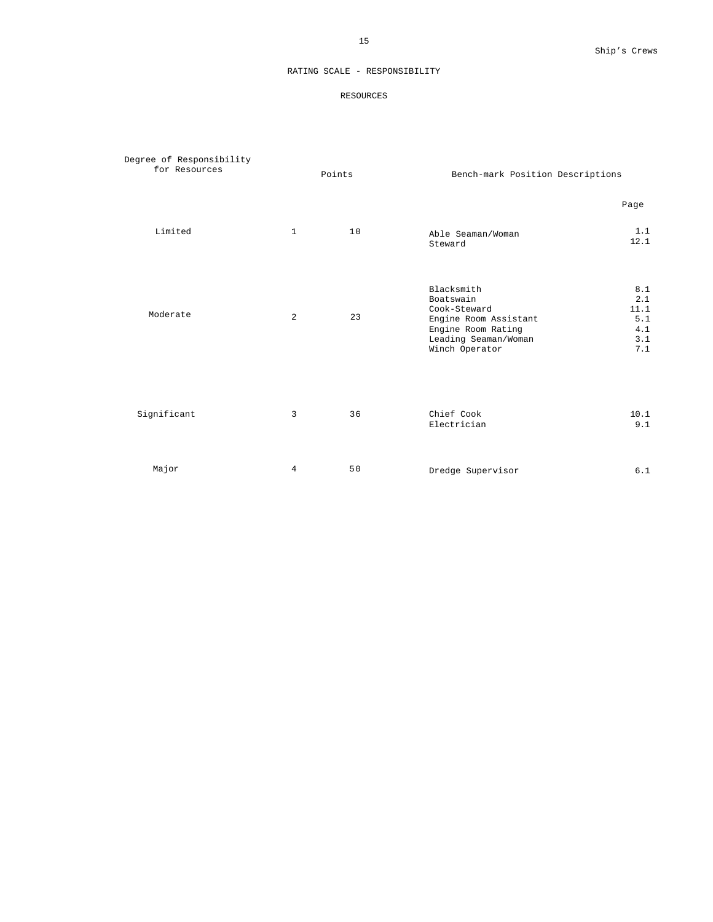## RATING SCALE - RESPONSIBILITY

### RESOURCES

| Degree of Responsibility for Resources | Points | | Bench-mark Position Descriptions | Page |
|---|---|---|---|---|
| Limited | 1 | 10 | Able Seaman/Woman | 1.1 |
| | | | Steward | 12.1 |
| Moderate | 2 | 23 | Blacksmith | 8.1 |
| | | | Boatswain | 2.1 |
| | | | Cook-Steward | 11.1 |
| | | | Engine Room Assistant | 5.1 |
| | | | Engine Room Rating | 4.1 |
| | | | Leading Seaman/Woman | 3.1 |
| | | | Winch Operator | 7.1 |
| Significant | 3 | 36 | Chief Cook | 10.1 |
| | | | Electrician | 9.1 |
| Major | 4 | 50 | Dredge Supervisor | 6.1 |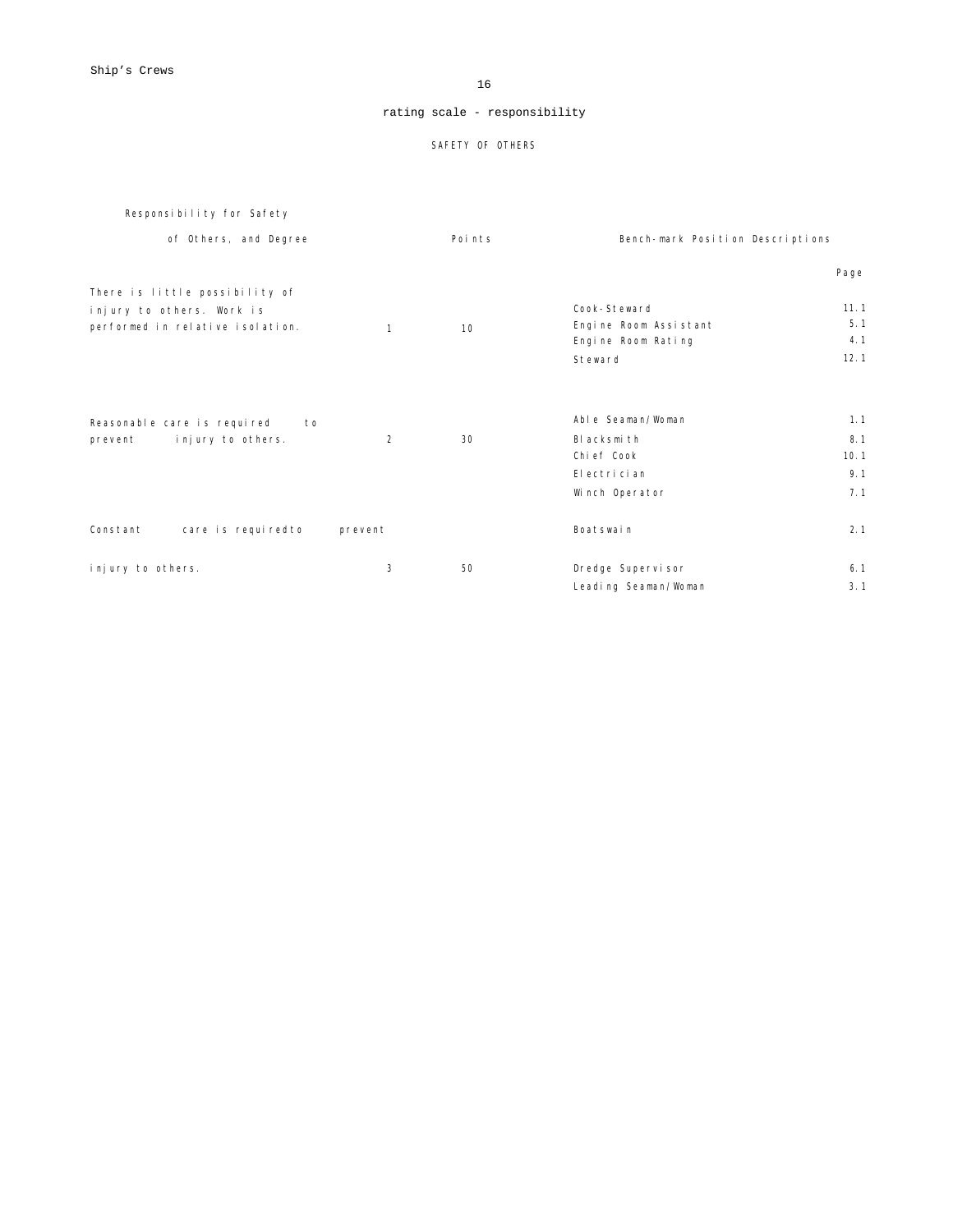## rating scale - responsibility

### SAFETY OF OTHERS

| Responsibility for Safety of Others, and Degree | | Points | Bench-mark Position Descriptions | Page |
|---|---|---|---|---|
| There is little possibility of injury to others. Work is performed in relative isolation. | 1 | 10 | Cook-Steward | 11.1 |
| | | | Engine Room Assistant | 5.1 |
| | | | Engine Room Rating | 4.1 |
| | | | Steward | 12.1 |
| Reasonable care is required to prevent injury to others. | 2 | 30 | Able Seaman/Woman | 1.1 |
| | | | Blacksmith | 8.1 |
| | | | Chief Cook | 10.1 |
| | | | Electrician | 9.1 |
| | | | Winch Operator | 7.1 |
| Constant care is requiredto prevent injury to others. | 3 | 50 | Boatswain | 2.1 |
| | | | Dredge Supervisor | 6.1 |
| | | | Leading Seaman/Woman | 3.1 |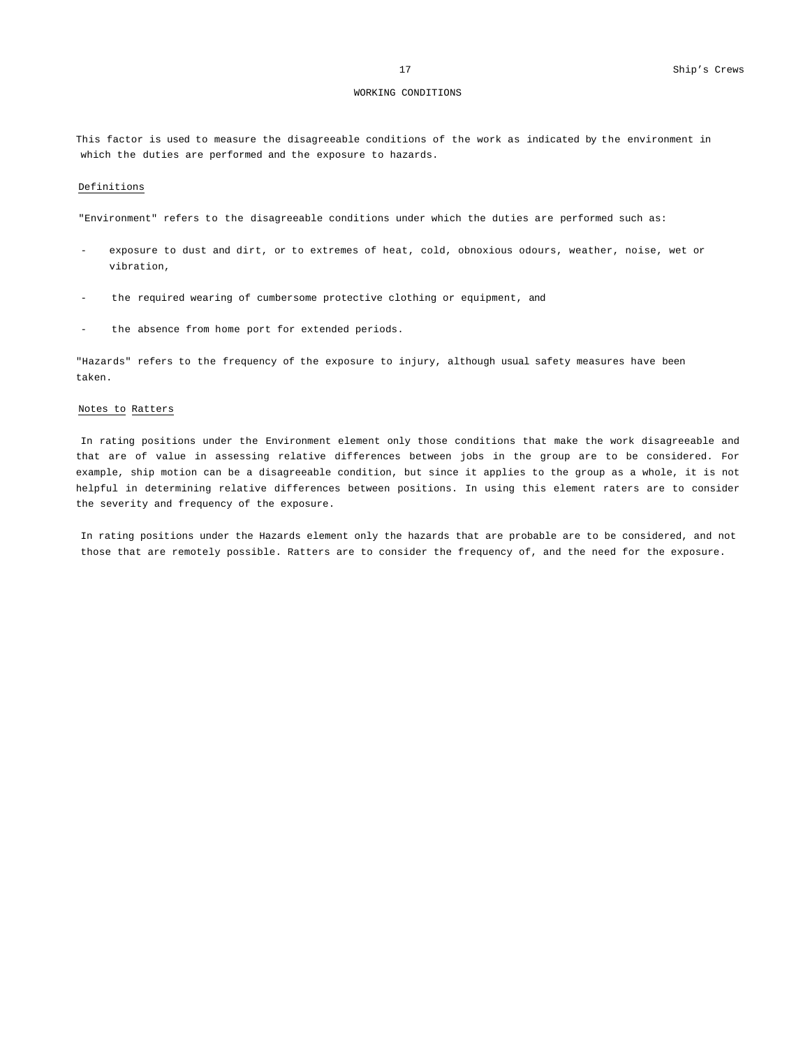## WORKING CONDITIONS

This factor is used to measure the disagreeable conditions of the work as indicated by the environment in which the duties are performed and the exposure to hazards.

### Definitions

"Environment" refers to the disagreeable conditions under which the duties are performed such as:

- exposure to dust and dirt, or to extremes of heat, cold, obnoxious odours, weather, noise, wet or vibration,
- the required wearing of cumbersome protective clothing or equipment, and
- the absence from home port for extended periods.

"Hazards" refers to the frequency of the exposure to injury, although usual safety measures have been taken.

### Notes to Ratters

In rating positions under the Environment element only those conditions that make the work disagreeable and that are of value in assessing relative differences between jobs in the group are to be considered. For example, ship motion can be a disagreeable condition, but since it applies to the group as a whole, it is not helpful in determining relative differences between positions. In using this element raters are to consider the severity and frequency of the exposure.

In rating positions under the Hazards element only the hazards that are probable are to be considered, and not those that are remotely possible. Ratters are to consider the frequency of, and the need for the exposure.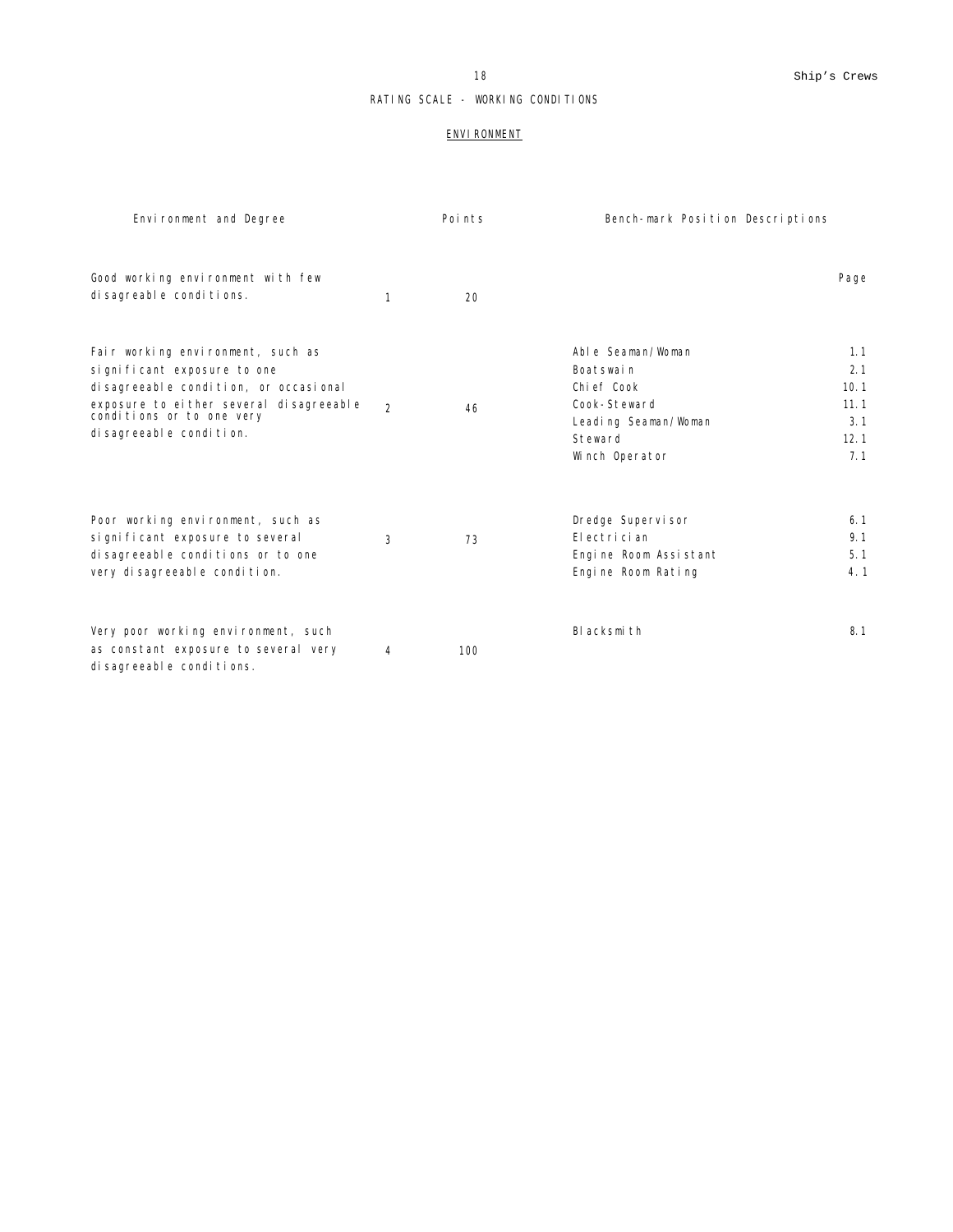# RATING SCALE - WORKING CONDITIONS

## ENVIRONMENT

| Environment and Degree | | Points | Bench-mark Position Descriptions | Page |
|---|---|---|---|---|
| Good working environment with few disagreeable conditions. | 1 | 20 | | |
| Fair working environment, such as significant exposure to one disagreeable condition, or occasional exposure to either several disagreeable conditions or to one very disagreeable condition. | 2 | 46 | Able Seaman/Woman | 1.1 |
| | | | Boatswain | 2.1 |
| | | | Chief Cook | 10.1 |
| | | | Cook-Steward | 11.1 |
| | | | Leading Seaman/Woman | 3.1 |
| | | | Steward | 12.1 |
| | | | Winch Operator | 7.1 |
| Poor working environment, such as significant exposure to several disagreeable conditions or to one very disagreeable condition. | 3 | 73 | Dredge Supervisor | 6.1 |
| | | | Electrician | 9.1 |
| | | | Engine Room Assistant | 5.1 |
| | | | Engine Room Rating | 4.1 |
| Very poor working environment, such as constant exposure to several very disagreeable conditions. | 4 | 100 | Blacksmith | 8.1 |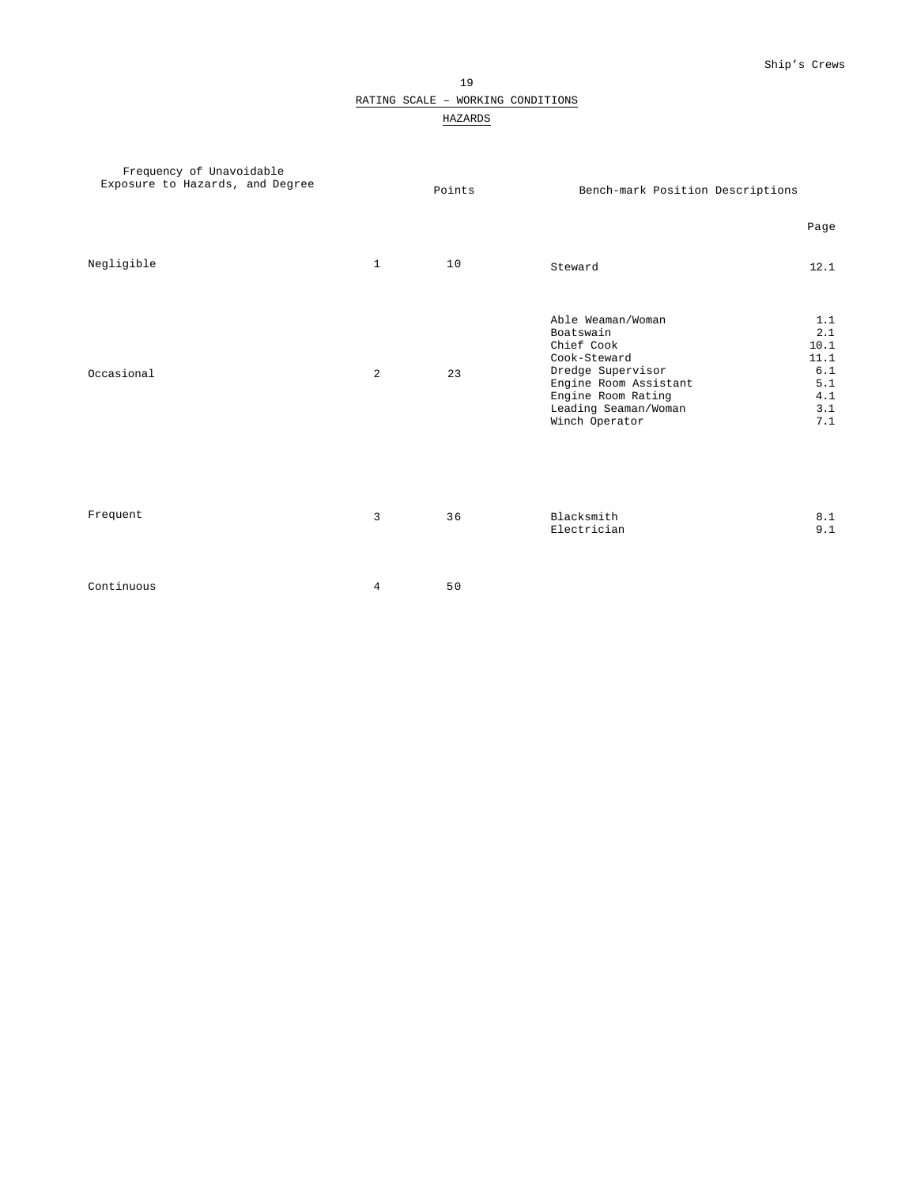## RATING SCALE – WORKING CONDITIONS

### HAZARDS

| Frequency of Unavoidable Exposure to Hazards, and Degree | | Points | Bench-mark Position Descriptions | Page |
|---|---|---|---|---|
| Negligible | 1 | 10 | Steward | 12.1 |
| Occasional | 2 | 23 | Able Weaman/Woman | 1.1 |
| | | | Boatswain | 2.1 |
| | | | Chief Cook | 10.1 |
| | | | Cook-Steward | 11.1 |
| | | | Dredge Supervisor | 6.1 |
| | | | Engine Room Assistant | 5.1 |
| | | | Engine Room Rating | 4.1 |
| | | | Leading Seaman/Woman | 3.1 |
| | | | Winch Operator | 7.1 |
| Frequent | 3 | 36 | Blacksmith | 8.1 |
| | | | Electrician | 9.1 |
| Continuous | 4 | 50 | | |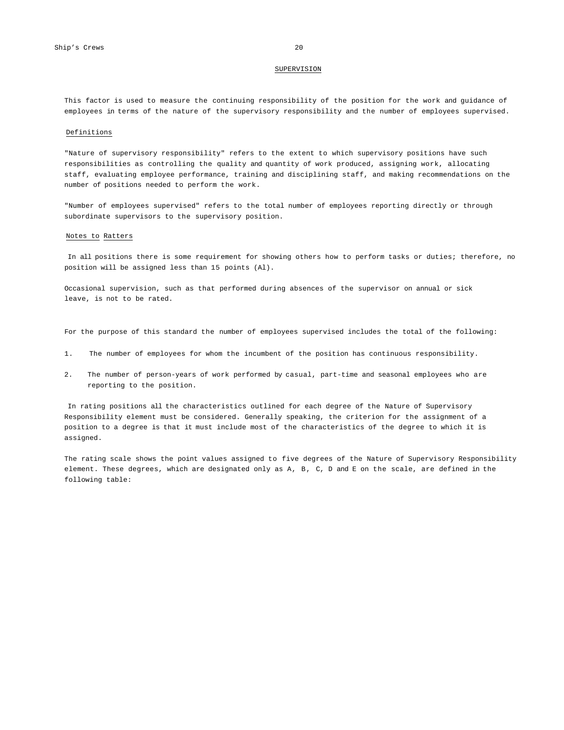## SUPERVISION

This factor is used to measure the continuing responsibility of the position for the work and guidance of employees in terms of the nature of the supervisory responsibility and the number of employees supervised.

### Definitions

"Nature of supervisory responsibility" refers to the extent to which supervisory positions have such responsibilities as controlling the quality and quantity of work produced, assigning work, allocating staff, evaluating employee performance, training and disciplining staff, and making recommendations on the number of positions needed to perform the work.

"Number of employees supervised" refers to the total number of employees reporting directly or through subordinate supervisors to the supervisory position.

### Notes to Ratters

In all positions there is some requirement for showing others how to perform tasks or duties; therefore, no position will be assigned less than 15 points (Al).

Occasional supervision, such as that performed during absences of the supervisor on annual or sick leave, is not to be rated.

For the purpose of this standard the number of employees supervised includes the total of the following:

1. The number of employees for whom the incumbent of the position has continuous responsibility.
2. The number of person-years of work performed by casual, part-time and seasonal employees who are reporting to the position.

In rating positions all the characteristics outlined for each degree of the Nature of Supervisory Responsibility element must be considered. Generally speaking, the criterion for the assignment of a position to a degree is that it must include most of the characteristics of the degree to which it is assigned.

The rating scale shows the point values assigned to five degrees of the Nature of Supervisory Responsibility element. These degrees, which are designated only as A, B, C, D and E on the scale, are defined in the following table: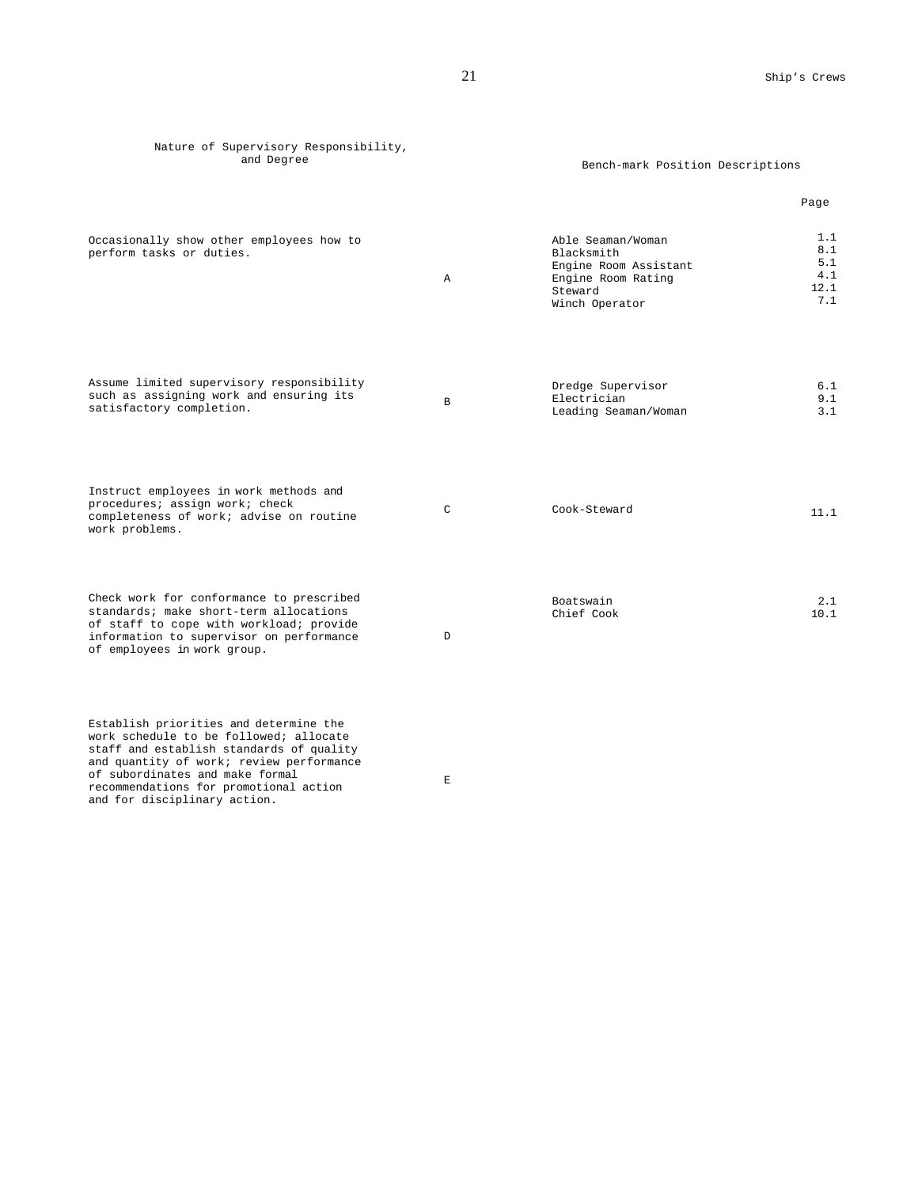| Nature of Supervisory Responsibility, and Degree | | Bench-mark Position Descriptions | Page |
|---|---|---|---|
| Occasionally show other employees how to perform tasks or duties. | A | Able Seaman/Woman<br>Blacksmith<br>Engine Room Assistant<br>Engine Room Rating<br>Steward<br>Winch Operator | 1.1<br>8.1<br>5.1<br>4.1<br>12.1<br>7.1 |
| Assume limited supervisory responsibility such as assigning work and ensuring its satisfactory completion. | B | Dredge Supervisor<br>Electrician<br>Leading Seaman/Woman | 6.1<br>9.1<br>3.1 |
| Instruct employees in work methods and procedures; assign work; check completeness of work; advise on routine work problems. | C | Cook-Steward | 11.1 |
| Check work for conformance to prescribed standards; make short-term allocations of staff to cope with workload; provide information to supervisor on performance of employees in work group. | D | Boatswain<br>Chief Cook | 2.1<br>10.1 |
| Establish priorities and determine the work schedule to be followed; allocate staff and establish standards of quality and quantity of work; review performance of subordinates and make formal recommendations for promotional action and for disciplinary action. | E | | |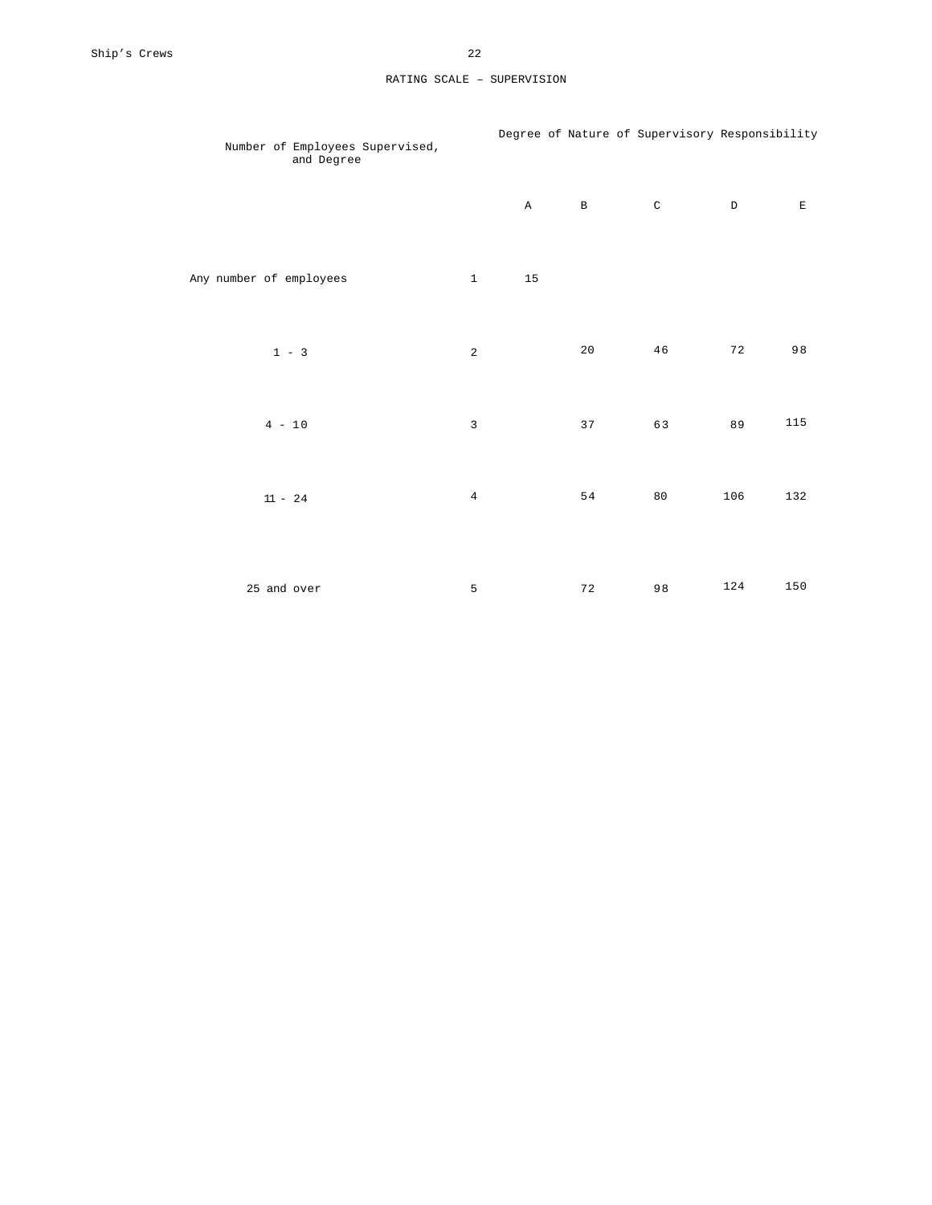## RATING SCALE – SUPERVISION

| Number of Employees Supervised, and Degree | | Degree of Nature of Supervisory Responsibility | | | | |
|---|---|---|---|---|---|---|
| | | A | B | C | D | E |
| Any number of employees | 1 | 15 | | | | |
| 1 - 3 | 2 | | 20 | 46 | 72 | 98 |
| 4 - 10 | 3 | | 37 | 63 | 89 | 115 |
| 11 - 24 | 4 | | 54 | 80 | 106 | 132 |
| 25 and over | 5 | | 72 | 98 | 124 | 150 |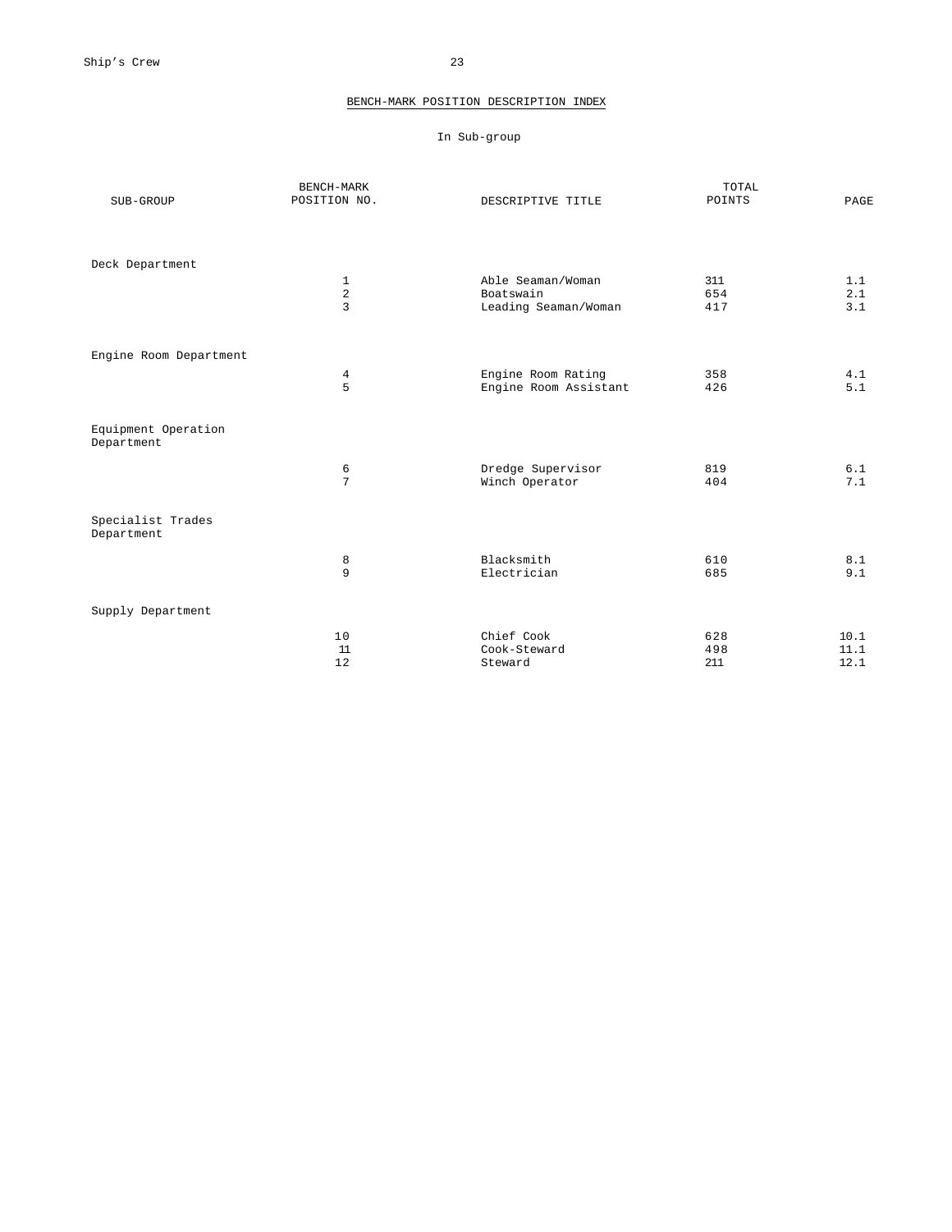## BENCH-MARK POSITION DESCRIPTION INDEX

In Sub-group

| SUB-GROUP | BENCH-MARK POSITION NO. | DESCRIPTIVE TITLE | TOTAL POINTS | PAGE |
|---|---|---|---|---|
| Deck Department | | | | |
| | 1 | Able Seaman/Woman | 311 | 1.1 |
| | 2 | Boatswain | 654 | 2.1 |
| | 3 | Leading Seaman/Woman | 417 | 3.1 |
| Engine Room Department | | | | |
| | 4 | Engine Room Rating | 358 | 4.1 |
| | 5 | Engine Room Assistant | 426 | 5.1 |
| Equipment Operation Department | | | | |
| | 6 | Dredge Supervisor | 819 | 6.1 |
| | 7 | Winch Operator | 404 | 7.1 |
| Specialist Trades Department | | | | |
| | 8 | Blacksmith | 610 | 8.1 |
| | 9 | Electrician | 685 | 9.1 |
| Supply Department | | | | |
| | 10 | Chief Cook | 628 | 10.1 |
| | 11 | Cook-Steward | 498 | 11.1 |
| | 12 | Steward | 211 | 12.1 |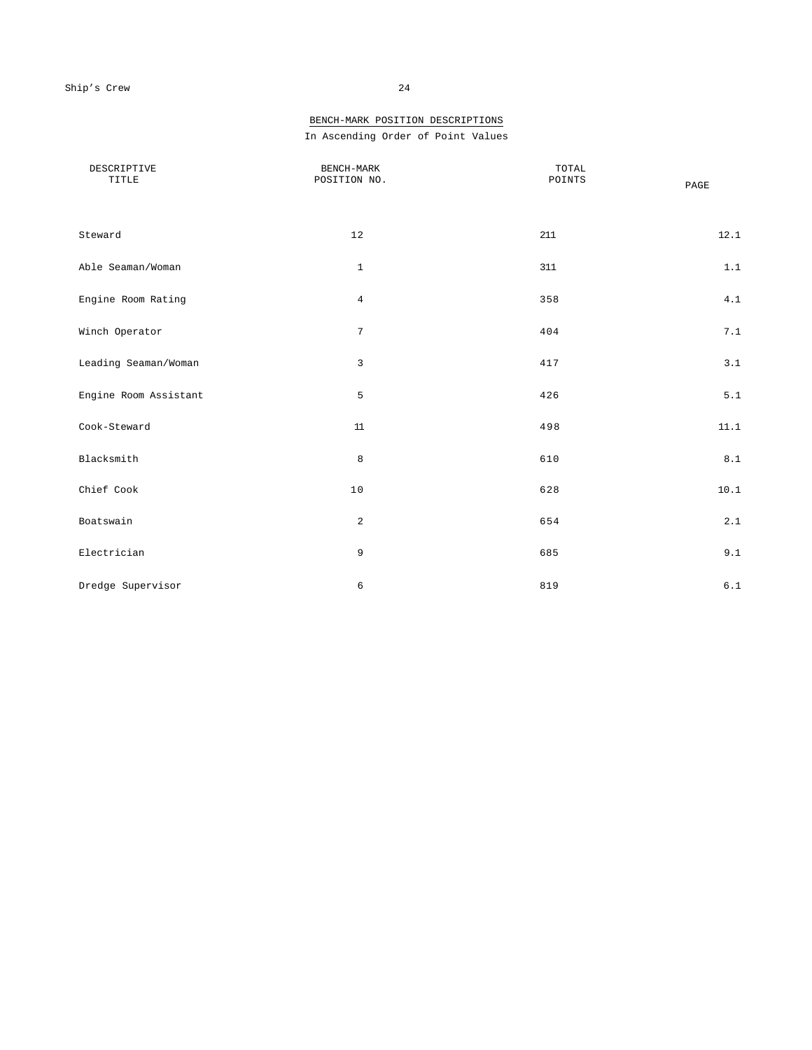## BENCH-MARK POSITION DESCRIPTIONS

In Ascending Order of Point Values

| DESCRIPTIVE TITLE | BENCH-MARK POSITION NO. | TOTAL POINTS | PAGE |
|---|---|---|---|
| Steward | 12 | 211 | 12.1 |
| Able Seaman/Woman | 1 | 311 | 1.1 |
| Engine Room Rating | 4 | 358 | 4.1 |
| Winch Operator | 7 | 404 | 7.1 |
| Leading Seaman/Woman | 3 | 417 | 3.1 |
| Engine Room Assistant | 5 | 426 | 5.1 |
| Cook-Steward | 11 | 498 | 11.1 |
| Blacksmith | 8 | 610 | 8.1 |
| Chief Cook | 10 | 628 | 10.1 |
| Boatswain | 2 | 654 | 2.1 |
| Electrician | 9 | 685 | 9.1 |
| Dredge Supervisor | 6 | 819 | 6.1 |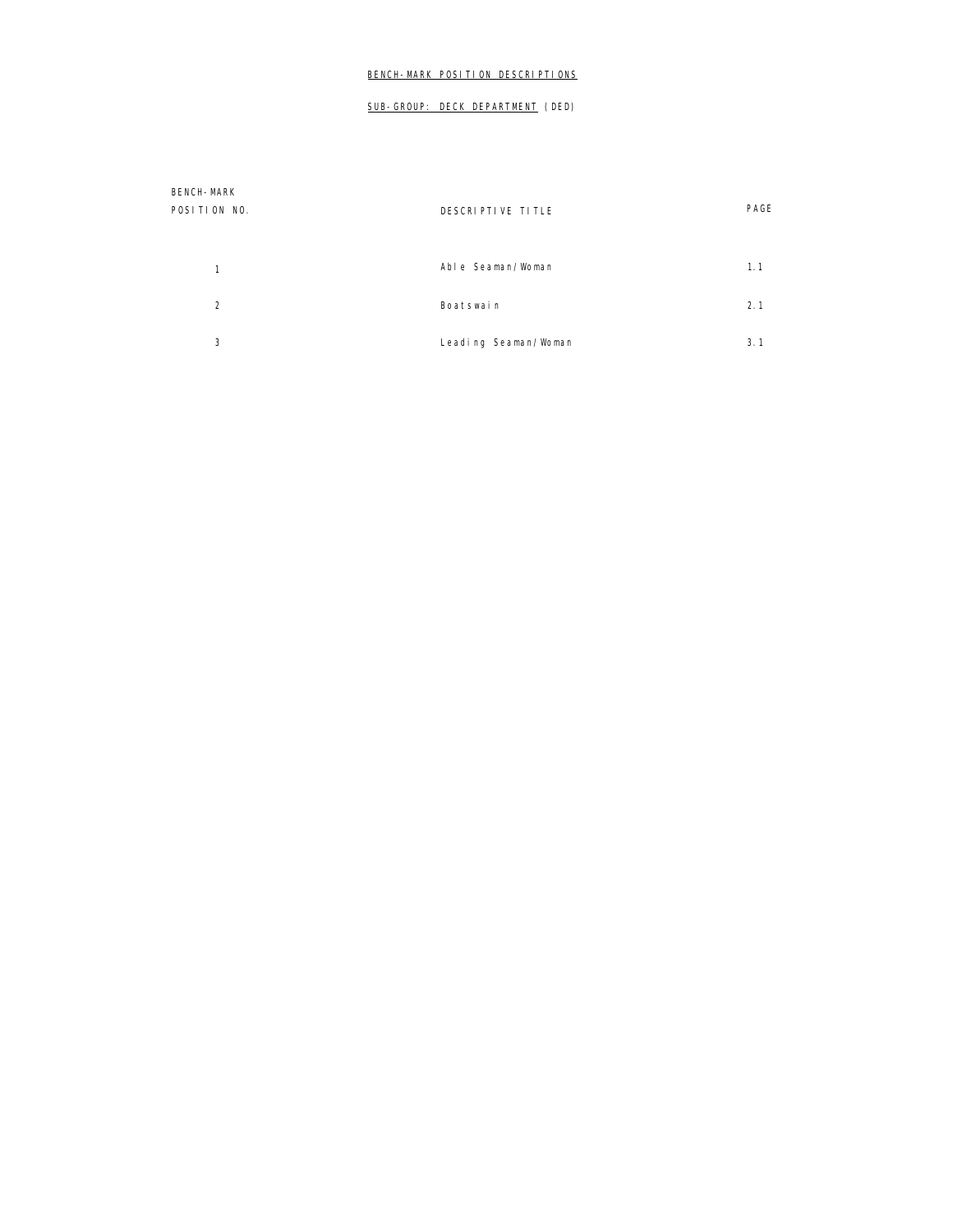# BENCH-MARK POSITION DESCRIPTIONS

## SUB-GROUP: DECK DEPARTMENT (DED)

| BENCH-MARK POSITION NO. | DESCRIPTIVE TITLE | PAGE |
|---|---|---|
| 1 | Able Seaman/Woman | 1.1 |
| 2 | Boatswain | 2.1 |
| 3 | Leading Seaman/Woman | 3.1 |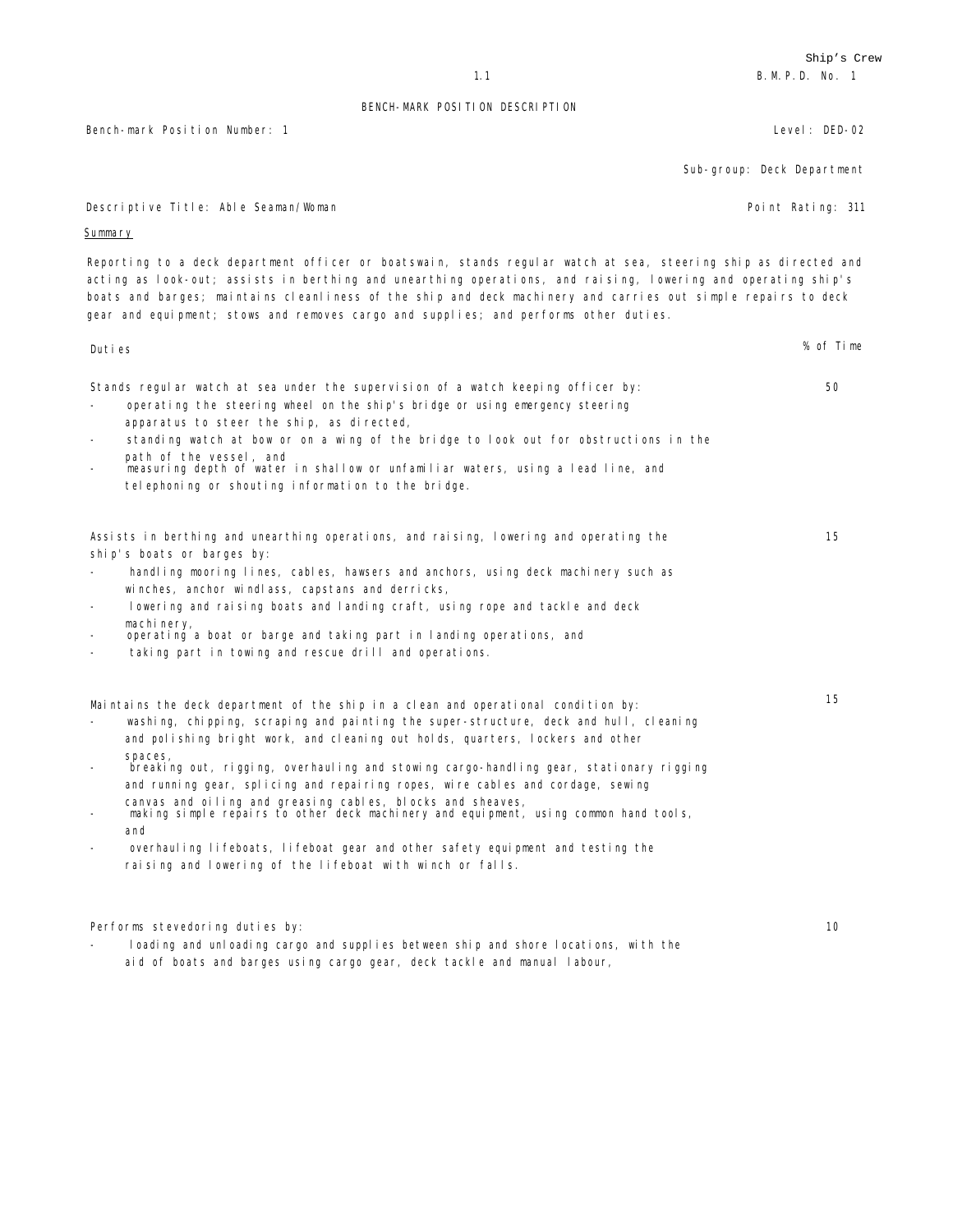## BENCH-MARK POSITION DESCRIPTION

Bench-mark Position Number: 1 | Level: DED-02

Sub-group: Deck Department

Descriptive Title: Able Seaman/Woman | Point Rating: 311

<u>Summary</u>

Reporting to a deck department officer or boatswain, stands regular watch at sea, steering ship as directed and acting as look-out; assists in berthing and unearthing operations, and raising, lowering and operating ship's boats and barges; maintains cleanliness of the ship and deck machinery and carries out simple repairs to deck gear and equipment; stows and removes cargo and supplies; and performs other duties.

| Duties | % of Time |
|---|---|
| Stands regular watch at sea under the supervision of a watch keeping officer by:<br>- operating the steering wheel on the ship's bridge or using emergency steering apparatus to steer the ship, as directed,<br>- standing watch at bow or on a wing of the bridge to look out for obstructions in the path of the vessel, and<br>- measuring depth of water in shallow or unfamiliar waters, using a lead line, and telephoning or shouting information to the bridge. | 50 |
| Assists in berthing and unearthing operations, and raising, lowering and operating the ship's boats or barges by:<br>- handling mooring lines, cables, hawsers and anchors, using deck machinery such as winches, anchor windlass, capstans and derricks,<br>- lowering and raising boats and landing craft, using rope and tackle and deck machinery,<br>- operating a boat or barge and taking part in landing operations, and<br>- taking part in towing and rescue drill and operations. | 15 |
| Maintains the deck department of the ship in a clean and operational condition by:<br>- washing, chipping, scraping and painting the super-structure, deck and hull, cleaning and polishing bright work, and cleaning out holds, quarters, lockers and other spaces,<br>- breaking out, rigging, overhauling and stowing cargo-handling gear, stationary rigging and running gear, splicing and repairing ropes, wire cables and cordage, sewing canvas and oiling and greasing cables, blocks and sheaves,<br>- making simple repairs to other deck machinery and equipment, using common hand tools, and<br>- overhauling lifeboats, lifeboat gear and other safety equipment and testing the raising and lowering of the lifeboat with winch or falls. | 15 |
| Performs stevedoring duties by:<br>- loading and unloading cargo and supplies between ship and shore locations, with the aid of boats and barges using cargo gear, deck tackle and manual labour, | 10 |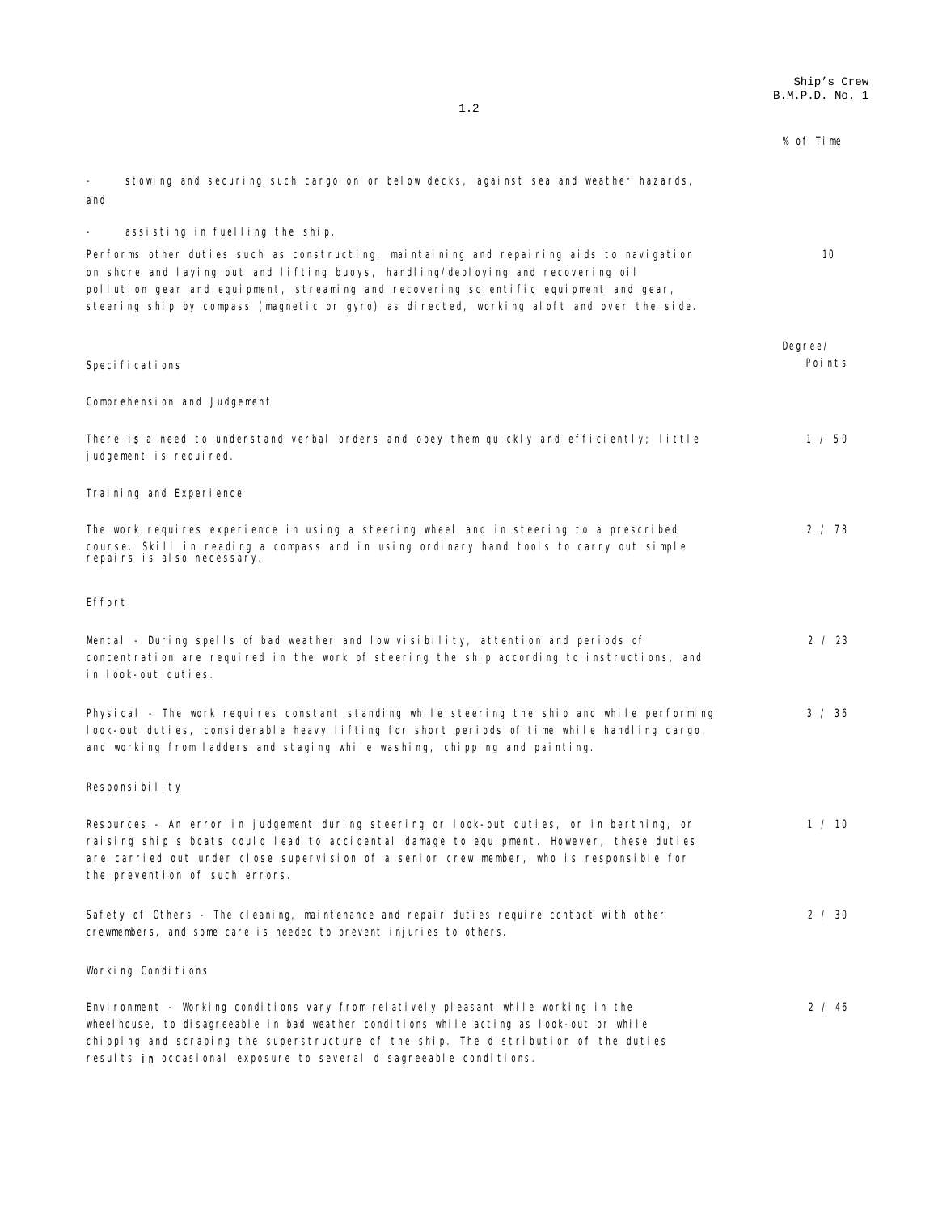% of Time

- stowing and securing such cargo on or below decks, against sea and weather hazards, and

- assisting in fuelling the ship.

| | % of Time |
|---|---|
| Performs other duties such as constructing, maintaining and repairing aids to navigation on shore and laying out and lifting buoys, handling/deploying and recovering oil pollution gear and equipment, streaming and recovering scientific equipment and gear, steering ship by compass (magnetic or gyro) as directed, working aloft and over the side. | 10 |

| Specifications | Degree/ Points |
|---|---|
| **Comprehension and Judgement** | |
| There is a need to understand verbal orders and obey them quickly and efficiently; little judgement is required. | 1 / 50 |
| **Training and Experience** | |
| The work requires experience in using a steering wheel and in steering to a prescribed course. Skill in reading a compass and in using ordinary hand tools to carry out simple repairs is also necessary. | 2 / 78 |
| **Effort** | |
| Mental - During spells of bad weather and low visibility, attention and periods of concentration are required in the work of steering the ship according to instructions, and in look-out duties. | 2 / 23 |
| Physical - The work requires constant standing while steering the ship and while performing look-out duties, considerable heavy lifting for short periods of time while handling cargo, and working from ladders and staging while washing, chipping and painting. | 3 / 36 |
| **Responsibility** | |
| Resources - An error in judgement during steering or look-out duties, or in berthing, or raising ship's boats could lead to accidental damage to equipment. However, these duties are carried out under close supervision of a senior crew member, who is responsible for the prevention of such errors. | 1 / 10 |
| Safety of Others - The cleaning, maintenance and repair duties require contact with other crewmembers, and some care is needed to prevent injuries to others. | 2 / 30 |
| **Working Conditions** | |
| Environment - Working conditions vary from relatively pleasant while working in the wheelhouse, to disagreeable in bad weather conditions while acting as look-out or while chipping and scraping the superstructure of the ship. The distribution of the duties results in occasional exposure to several disagreeable conditions. | 2 / 46 |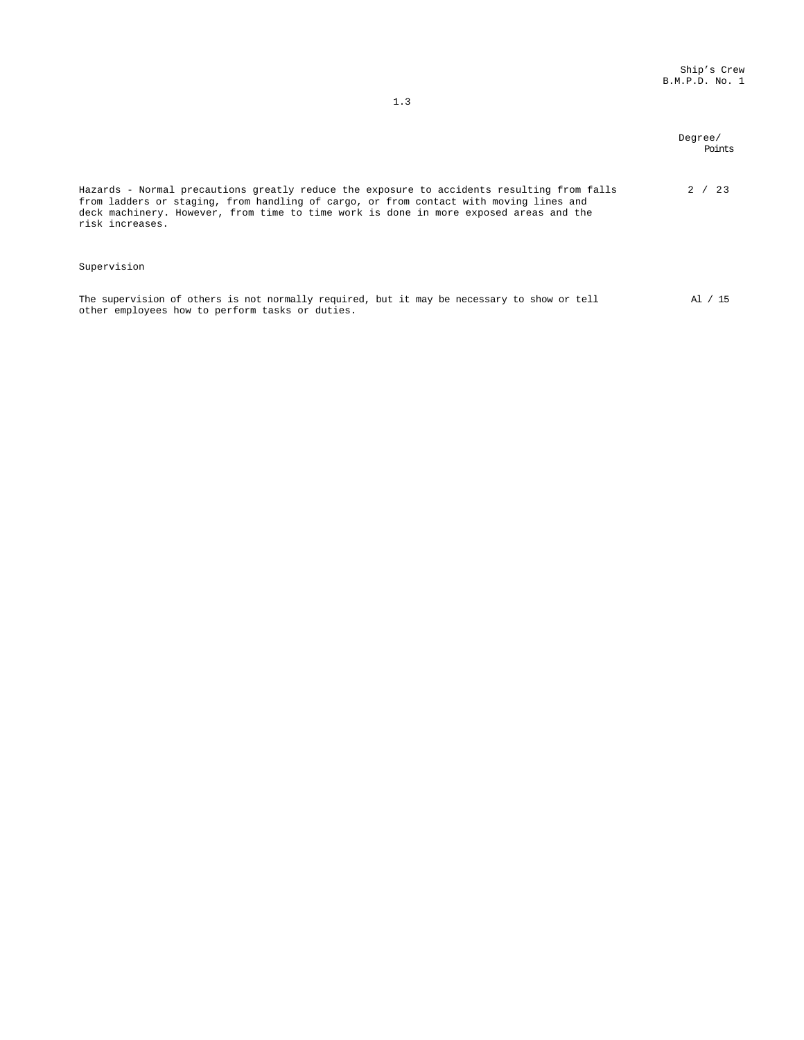| | Degree/ Points |
|---|---|
| Hazards - Normal precautions greatly reduce the exposure to accidents resulting from falls from ladders or staging, from handling of cargo, or from contact with moving lines and deck machinery. However, from time to time work is done in more exposed areas and the risk increases. | 2 / 23 |

Supervision

| | |
|---|---|
| The supervision of others is not normally required, but it may be necessary to show or tell other employees how to perform tasks or duties. | A1 / 15 |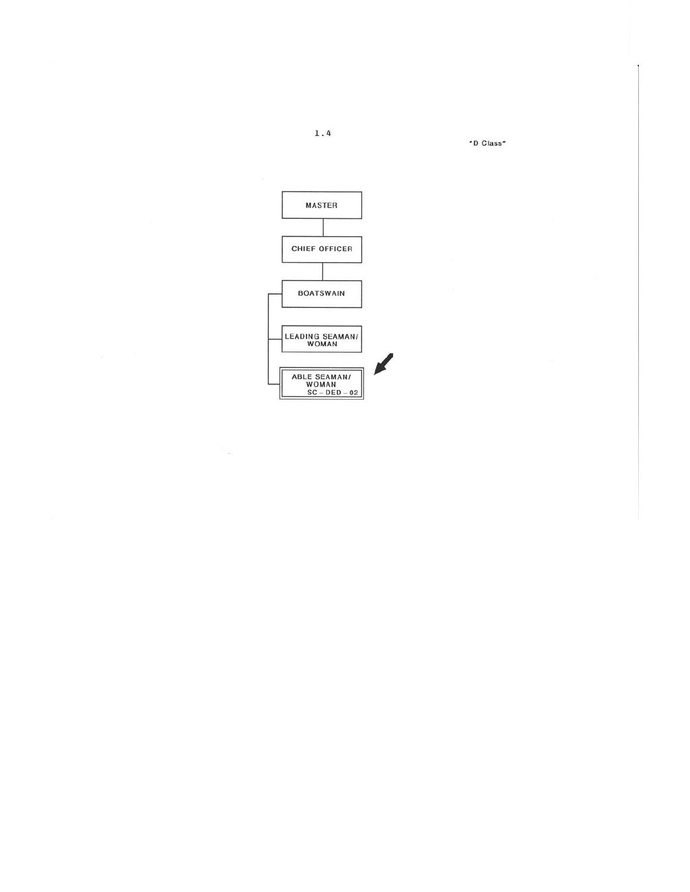1.4

"D Class"

MASTER

CHIEF OFFICER

BOATSWAIN

LEADING SEAMAN/ WOMAN

ABLE SEAMAN/ WOMAN SC – DED – 02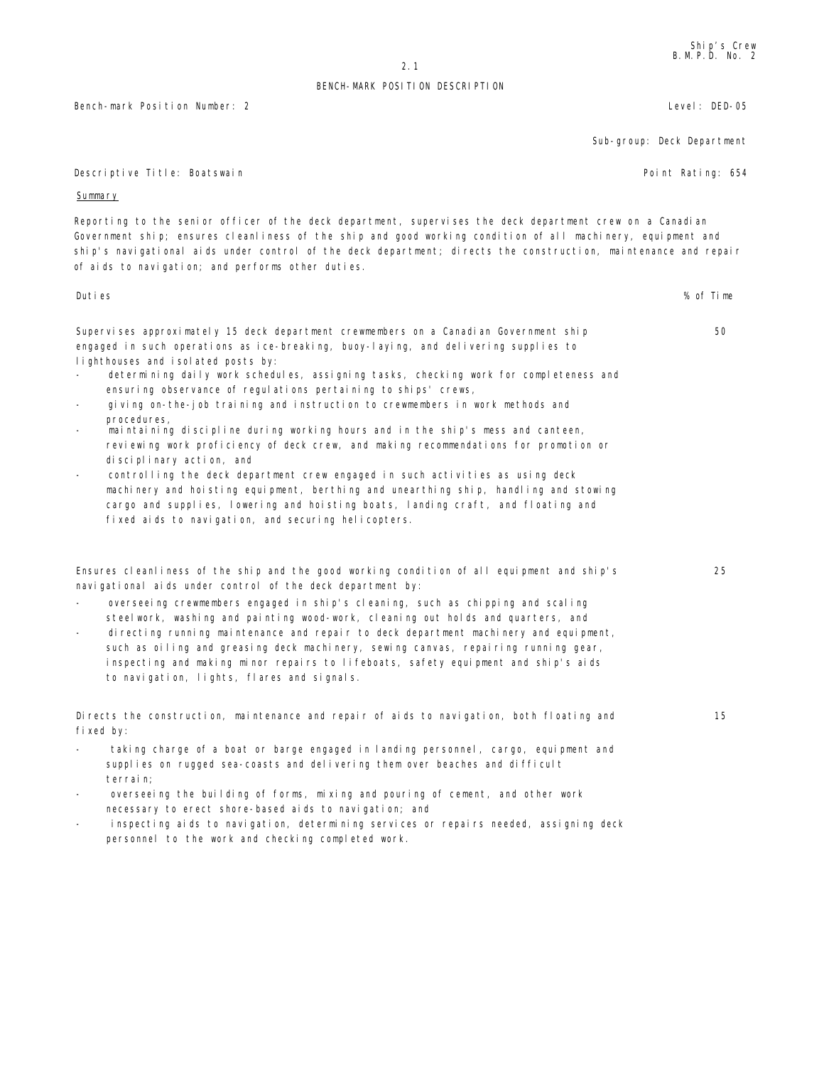## BENCH-MARK POSITION DESCRIPTION

Bench-mark Position Number: 2 — Level: DED-05

Sub-group: Deck Department

Descriptive Title: Boatswain — Point Rating: 654

### Summary

Reporting to the senior officer of the deck department, supervises the deck department crew on a Canadian Government ship; ensures cleanliness of the ship and good working condition of all machinery, equipment and ship's navigational aids under control of the deck department; directs the construction, maintenance and repair of aids to navigation; and performs other duties.

| Duties | % of Time |
|---|---|
| Supervises approximately 15 deck department crewmembers on a Canadian Government ship engaged in such operations as ice-breaking, buoy-laying, and delivering supplies to lighthouses and isolated posts by:<br>- determining daily work schedules, assigning tasks, checking work for completeness and ensuring observance of regulations pertaining to ships' crews,<br>- giving on-the-job training and instruction to crewmembers in work methods and procedures,<br>- maintaining discipline during working hours and in the ship's mess and canteen, reviewing work proficiency of deck crew, and making recommendations for promotion or disciplinary action, and<br>- controlling the deck department crew engaged in such activities as using deck machinery and hoisting equipment, berthing and unberthing ship, handling and stowing cargo and supplies, lowering and hoisting boats, landing craft, and floating and fixed aids to navigation, and securing helicopters. | 50 |
| Ensures cleanliness of the ship and the good working condition of all equipment and ship's navigational aids under control of the deck department by:<br>- overseeing crewmembers engaged in ship's cleaning, such as chipping and scaling steelwork, washing and painting wood-work, cleaning out holds and quarters, and<br>- directing running maintenance and repair to deck department machinery and equipment, such as oiling and greasing deck machinery, sewing canvas, repairing running gear, inspecting and making minor repairs to lifeboats, safety equipment and ship's aids to navigation, lights, flares and signals. | 25 |
| Directs the construction, maintenance and repair of aids to navigation, both floating and fixed by:<br>- taking charge of a boat or barge engaged in landing personnel, cargo, equipment and supplies on rugged sea-coasts and delivering them over beaches and difficult terrain;<br>- overseeing the building of forms, mixing and pouring of cement, and other work necessary to erect shore-based aids to navigation; and<br>- inspecting aids to navigation, determining services or repairs needed, assigning deck personnel to the work and checking completed work. | 15 |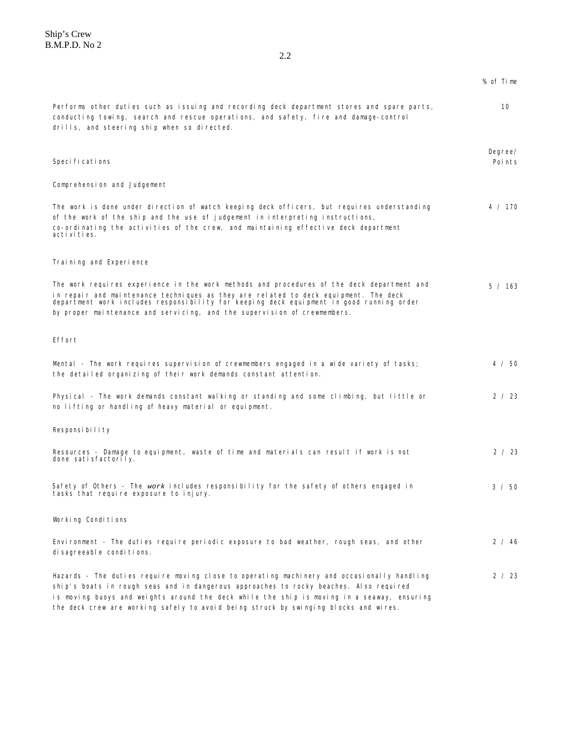| | % of Time |
|---|---|
| Performs other duties such as issuing and recording deck department stores and spare parts, conducting towing, search and rescue operations, and safety, fire and damage-control drills, and steering ship when so directed. | 10 |

| Specifications | Degree/ Points |
|---|---|
| **Comprehension and Judgement** | |
| The work is done under direction of watch keeping deck officers, but requires understanding of the work of the ship and the use of judgement in interpreting instructions, co-ordinating the activities of the crew, and maintaining effective deck department activities. | 4 / 170 |
| **Training and Experience** | |
| The work requires experience in the work methods and procedures of the deck department and in repair and maintenance techniques as they are related to deck equipment. The deck department work includes responsibility for keeping deck equipment in good running order by proper maintenance and servicing, and the supervision of crewmembers. | 5 / 163 |
| **Effort** | |
| Mental - The work requires supervision of crewmembers engaged in a wide variety of tasks; the detailed organizing of their work demands constant attention. | 4 / 50 |
| Physical - The work demands constant walking or standing and some climbing, but little or no lifting or handling of heavy material or equipment. | 2 / 23 |
| **Responsibility** | |
| Resources - Damage to equipment, waste of time and materials can result if work is not done satisfactorily. | 2 / 23 |
| Safety of Others - The *work* includes responsibility for the safety of others engaged in tasks that require exposure to injury. | 3 / 50 |
| **Working Conditions** | |
| Environment - The duties require periodic exposure to bad weather, rough seas, and other disagreeable conditions. | 2 / 46 |
| Hazards - The duties require moving close to operating machinery and occasionally handling ship's boats in rough seas and in dangerous approaches to rocky beaches. Also required is moving buoys and weights around the deck while the ship is moving in a seaway, ensuring the deck crew are working safely to avoid being struck by swinging blocks and wires. | 2 / 23 |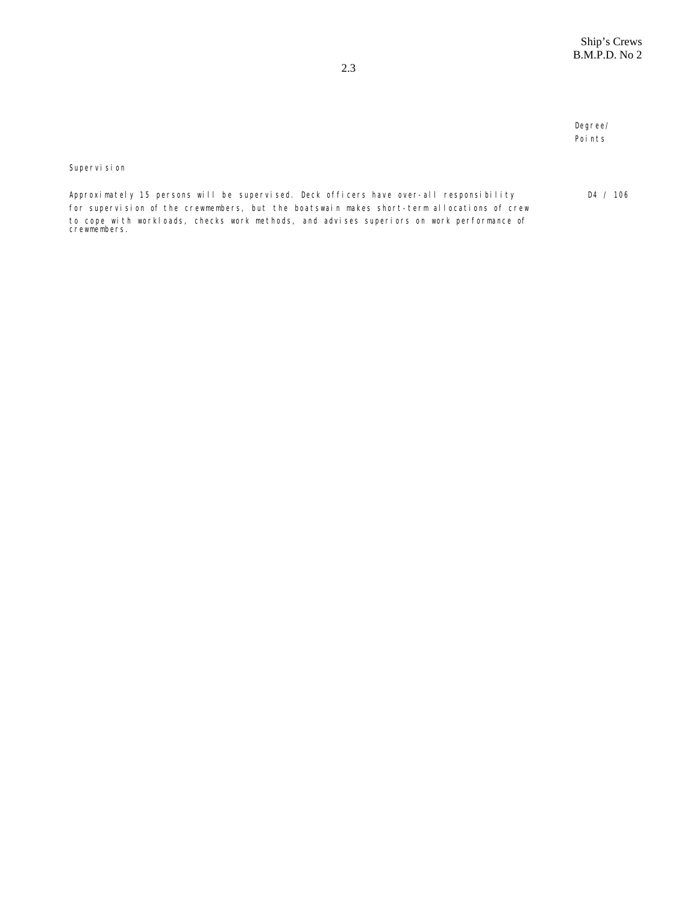| | Degree/ Points |
|---|---|
| **Supervision** | |
| Approximately 15 persons will be supervised. Deck officers have over-all responsibility for supervision of the crewmembers, but the boatswain makes short-term allocations of crew to cope with workloads, checks work methods, and advises superiors on work performance of crewmembers. | D4 / 106 |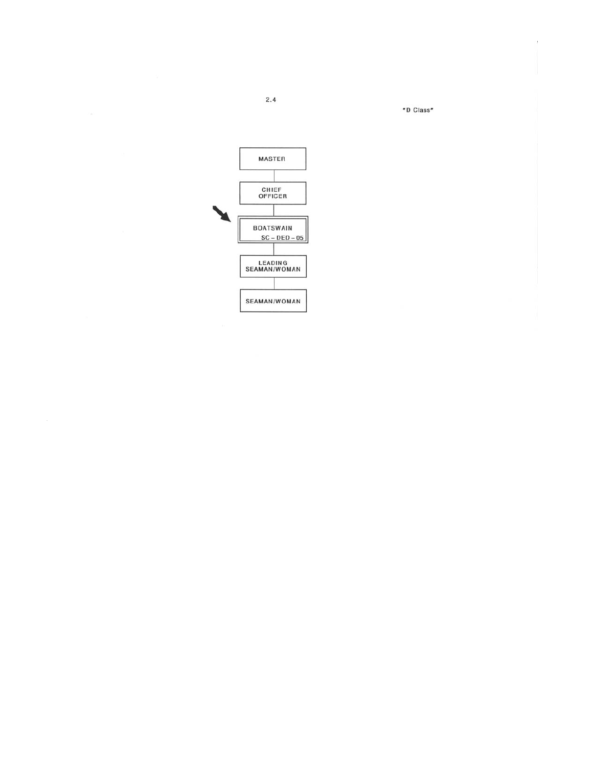2.4

"D Class"

MASTER

CHIEF OFFICER

BOATSWAIN
SC – DED – 05

LEADING SEAMAN/WOMAN

SEAMAN/WOMAN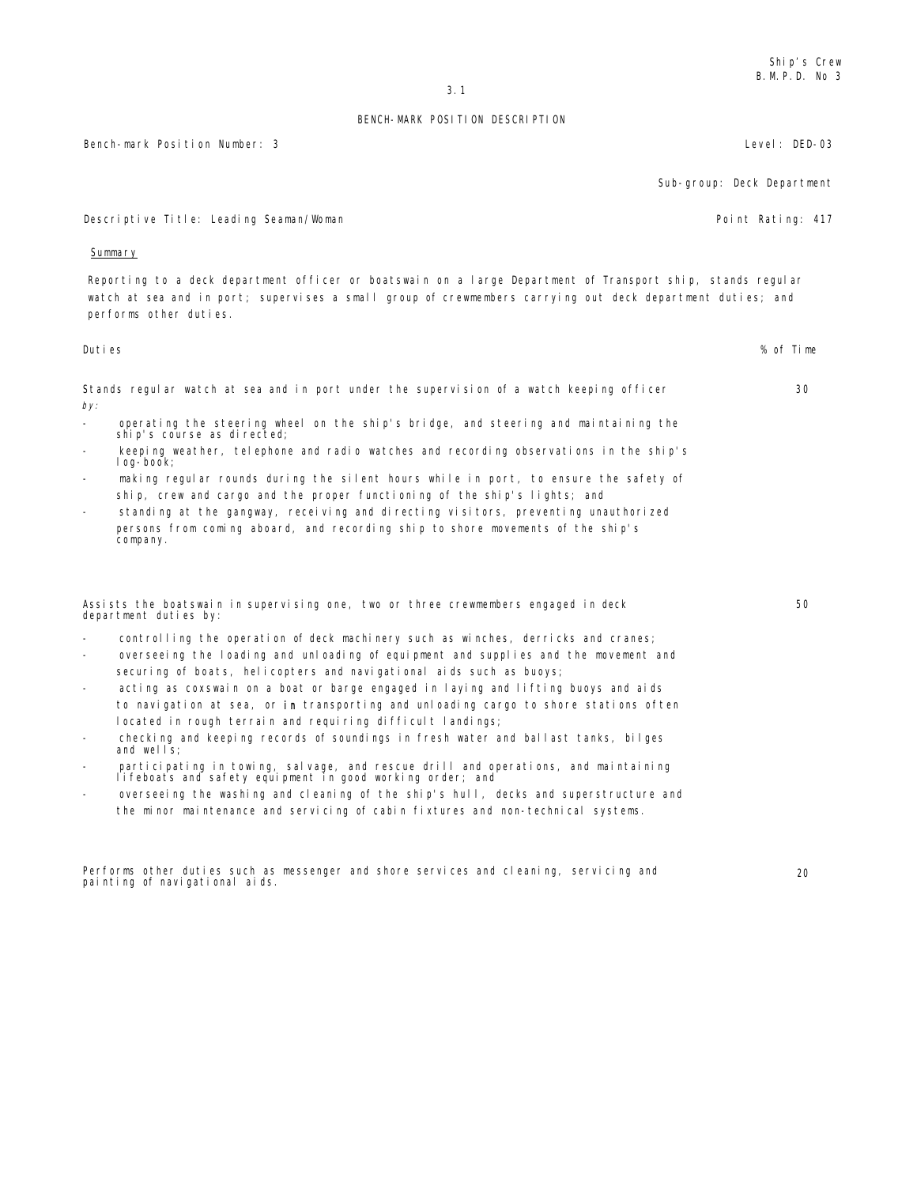# BENCH-MARK POSITION DESCRIPTION

Bench-mark Position Number: 3

Level: DED-03

Sub-group: Deck Department

Descriptive Title: Leading Seaman/Woman

Point Rating: 417

**Summary**

Reporting to a deck department officer or boatswain on a large Department of Transport ship, stands regular watch at sea and in port; supervises a small group of crewmembers carrying out deck department duties; and performs other duties.

| Duties | % of Time |
| --- | --- |
| Stands regular watch at sea and in port under the supervision of a watch keeping officer *by:*<br>- operating the steering wheel on the ship's bridge, and steering and maintaining the ship's course as directed;<br>- keeping weather, telephone and radio watches and recording observations in the ship's log-book;<br>- making regular rounds during the silent hours while in port, to ensure the safety of ship, crew and cargo and the proper functioning of the ship's lights; and<br>- standing at the gangway, receiving and directing visitors, preventing unauthorized persons from coming aboard, and recording ship to shore movements of the ship's company. | 30 |
| Assists the boatswain in supervising one, two or three crewmembers engaged in deck department duties by:<br>- controlling the operation of deck machinery such as winches, derricks and cranes;<br>- overseeing the loading and unloading of equipment and supplies and the movement and securing of boats, helicopters and navigational aids such as buoys;<br>- acting as coxswain on a boat or barge engaged in laying and lifting buoys and aids to navigation at sea, or in transporting and unloading cargo to shore stations often located in rough terrain and requiring difficult landings;<br>- checking and keeping records of soundings in fresh water and ballast tanks, bilges and wells;<br>- participating in towing, salvage, and rescue drill and operations, and maintaining lifeboats and safety equipment in good working order; and<br>- overseeing the washing and cleaning of the ship's hull, decks and superstructure and the minor maintenance and servicing of cabin fixtures and non-technical systems. | 50 |
| Performs other duties such as messenger and shore services and cleaning, servicing and painting of navigational aids. | 20 |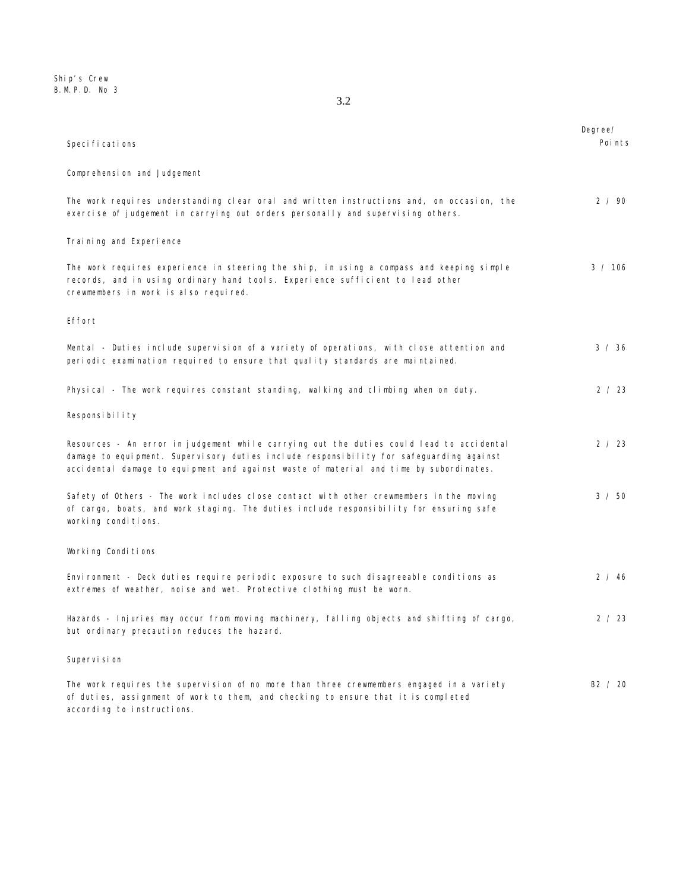| Specifications | Degree/ Points |
|---|---|
| **Comprehension and Judgement** | |
| The work requires understanding clear oral and written instructions and, on occasion, the exercise of judgement in carrying out orders personally and supervising others. | 2 / 90 |
| **Training and Experience** | |
| The work requires experience in steering the ship, in using a compass and keeping simple records, and in using ordinary hand tools. Experience sufficient to lead other crewmembers in work is also required. | 3 / 106 |
| **Effort** | |
| Mental - Duties include supervision of a variety of operations, with close attention and periodic examination required to ensure that quality standards are maintained. | 3 / 36 |
| Physical - The work requires constant standing, walking and climbing when on duty. | 2 / 23 |
| **Responsibility** | |
| Resources - An error in judgement while carrying out the duties could lead to accidental damage to equipment. Supervisory duties include responsibility for safeguarding against accidental damage to equipment and against waste of material and time by subordinates. | 2 / 23 |
| Safety of Others - The work includes close contact with other crewmembers in the moving of cargo, boats, and work staging. The duties include responsibility for ensuring safe working conditions. | 3 / 50 |
| **Working Conditions** | |
| Environment - Deck duties require periodic exposure to such disagreeable conditions as extremes of weather, noise and wet. Protective clothing must be worn. | 2 / 46 |
| Hazards - Injuries may occur from moving machinery, falling objects and shifting of cargo, but ordinary precaution reduces the hazard. | 2 / 23 |
| **Supervision** | |
| The work requires the supervision of no more than three crewmembers engaged in a variety of duties, assignment of work to them, and checking to ensure that it is completed according to instructions. | B2 / 20 |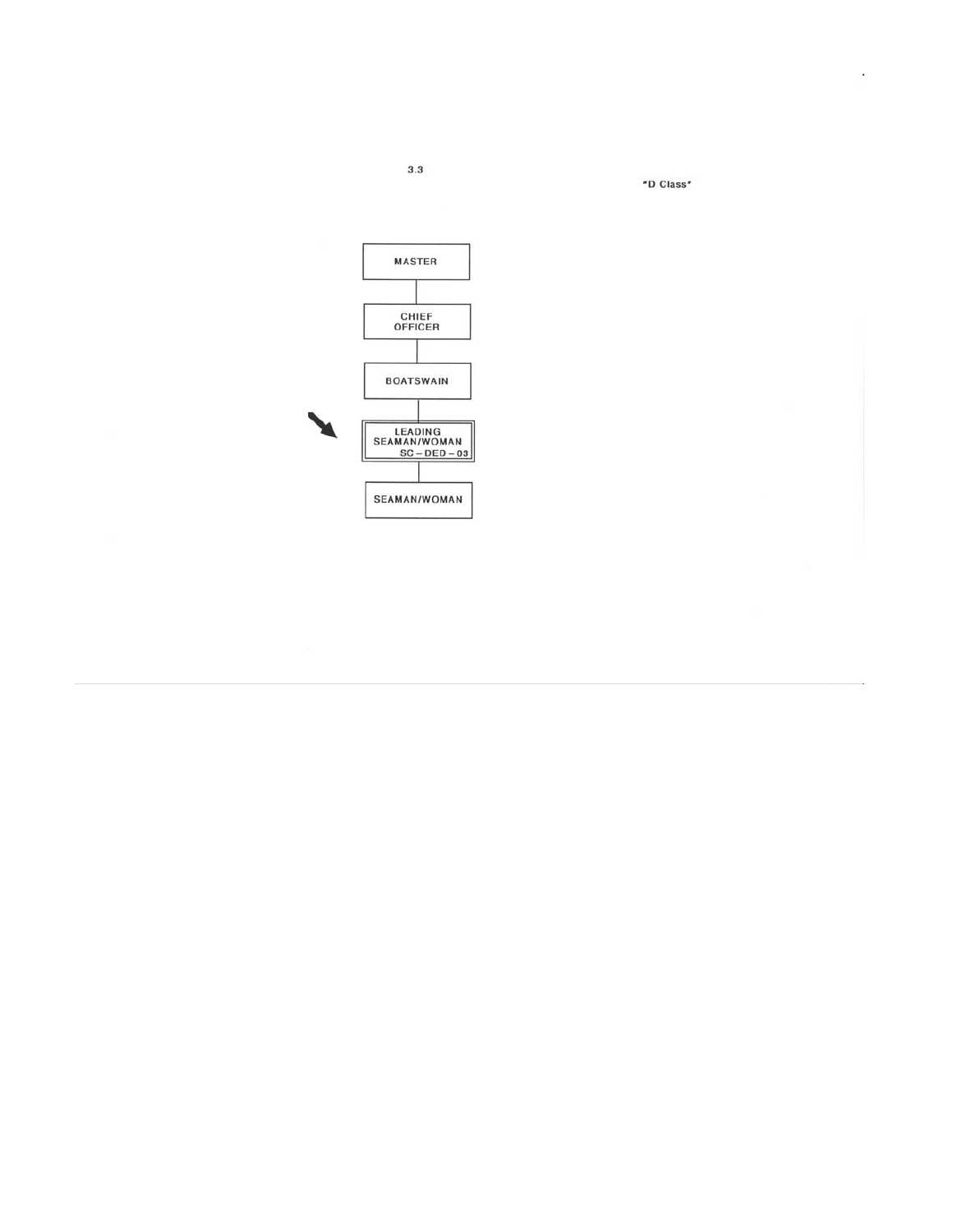3.3

"D Class"

MASTER

CHIEF OFFICER

BOATSWAIN

LEADING SEAMAN/WOMAN SC – DED – 03

SEAMAN/WOMAN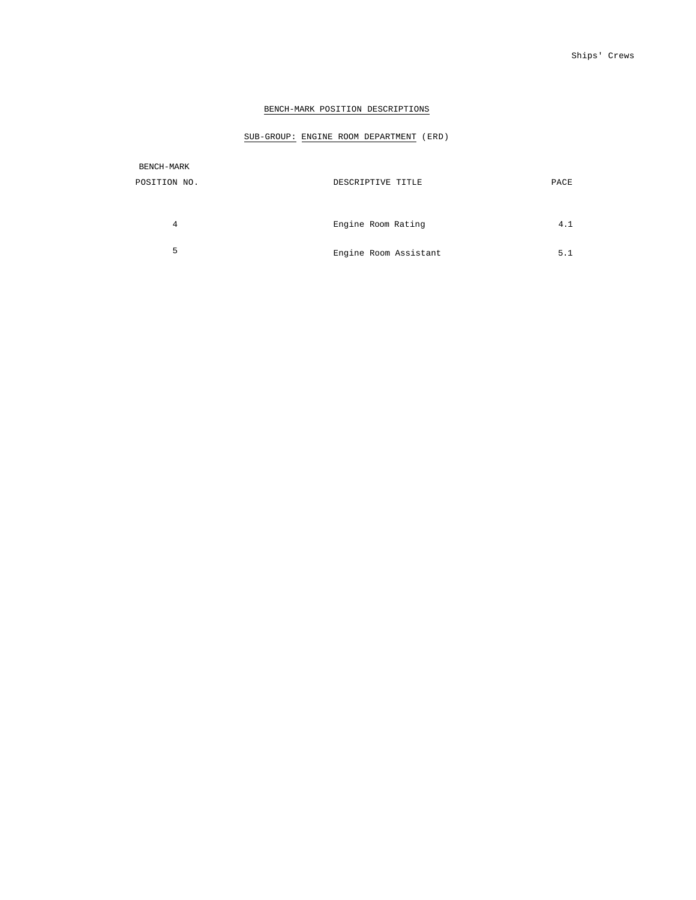## BENCH-MARK POSITION DESCRIPTIONS

### SUB-GROUP: ENGINE ROOM DEPARTMENT (ERD)

| BENCH-MARK POSITION NO. | DESCRIPTIVE TITLE | PACE |
|---|---|---|
| 4 | Engine Room Rating | 4.1 |
| 5 | Engine Room Assistant | 5.1 |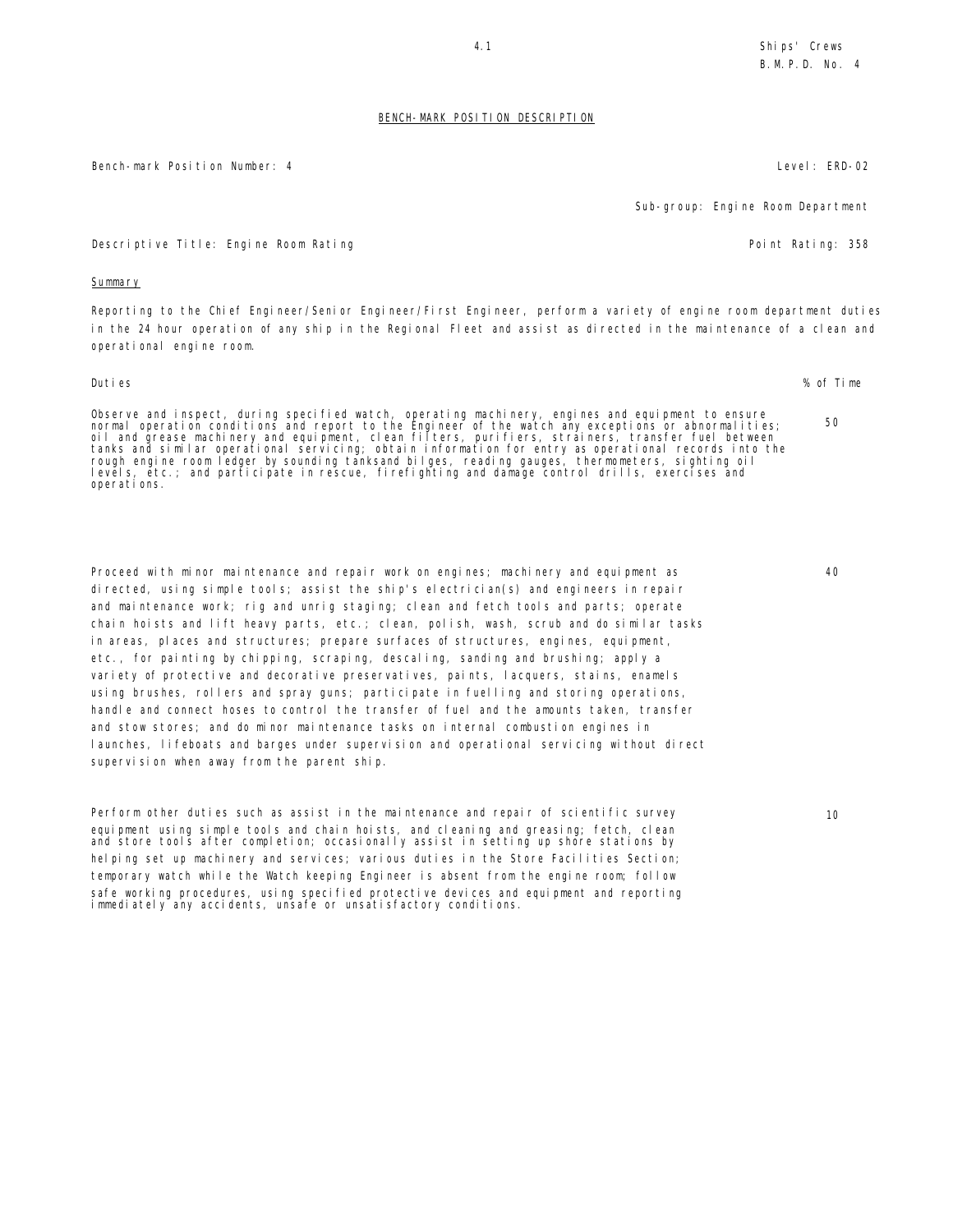## BENCH-MARK POSITION DESCRIPTION

Bench-mark Position Number: 4 | Level: ERD-02

Sub-group: Engine Room Department

Descriptive Title: Engine Room Rating | Point Rating: 358

### Summary

Reporting to the Chief Engineer/Senior Engineer/First Engineer, perform a variety of engine room department duties in the 24 hour operation of any ship in the Regional Fleet and assist as directed in the maintenance of a clean and operational engine room.

| Duties | % of Time |
|---|---|
| Observe and inspect, during specified watch, operating machinery, engines and equipment to ensure normal operation conditions and report to the Engineer of the watch any exceptions or abnormalities; oil and grease machinery and equipment, clean filters, purifiers, strainers, transfer fuel between tanks and similar operational servicing; obtain information for entry as operational records into the rough engine room ledger by sounding tanksand bilges, reading gauges, thermometers, sighting oil levels, etc.; and participate in rescue, firefighting and damage control drills, exercises and operations. | 50 |
| Proceed with minor maintenance and repair work on engines; machinery and equipment as directed, using simple tools; assist the ship's electrician(s) and engineers in repair and maintenance work; rig and unrig staging; clean and fetch tools and parts; operate chain hoists and lift heavy parts, etc.; clean, polish, wash, scrub and do similar tasks in areas, places and structures; prepare surfaces of structures, engines, equipment, etc., for painting by chipping, scraping, descaling, sanding and brushing; apply a variety of protective and decorative preservatives, paints, lacquers, stains, enamels using brushes, rollers and spray guns; participate in fuelling and storing operations, handle and connect hoses to control the transfer of fuel and the amounts taken, transfer and stow stores; and do minor maintenance tasks on internal combustion engines in launches, lifeboats and barges under supervision and operational servicing without direct supervision when away from the parent ship. | 40 |
| Perform other duties such as assist in the maintenance and repair of scientific survey equipment using simple tools and chain hoists, and cleaning and greasing; fetch, clean and store tools after completion; occasionally assist in setting up shore stations by helping set up machinery and services; various duties in the Store Facilities Section; temporary watch while the Watch keeping Engineer is absent from the engine room; follow safe working procedures, using specified protective devices and equipment and reporting immediately any accidents, unsafe or unsatisfactory conditions. | 10 |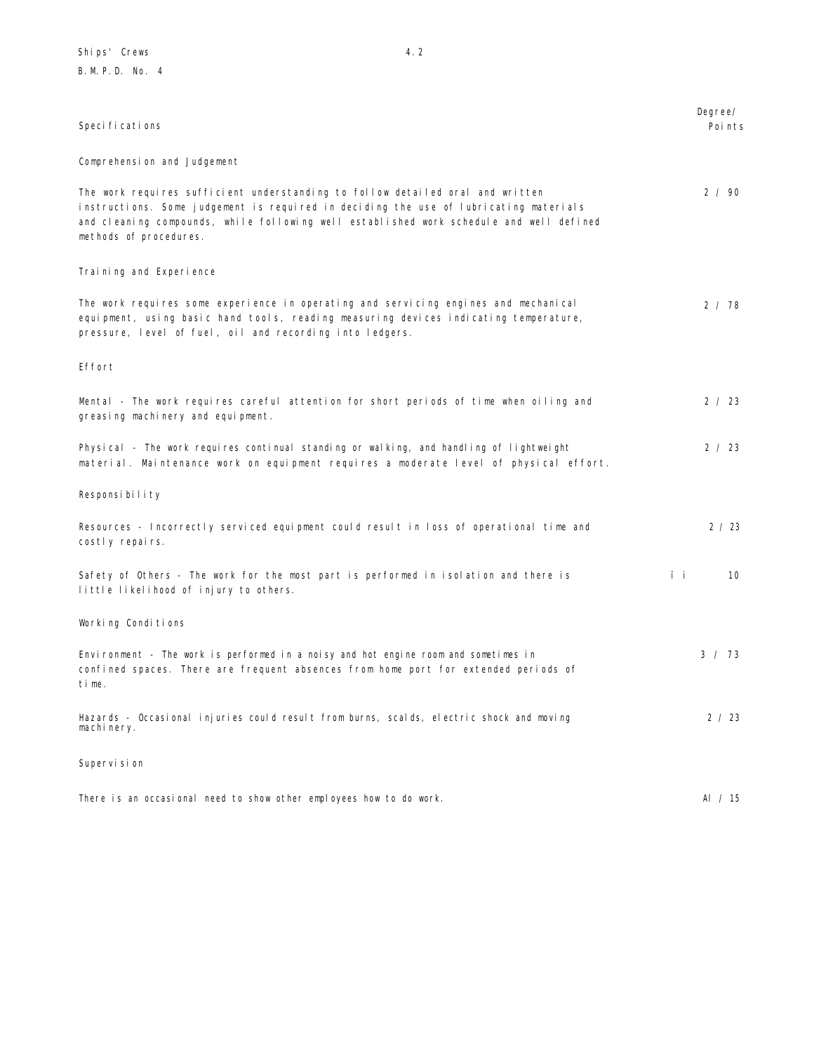Ships' Crews

B.M.P.D. No. 4

| Specifications | Degree/ Points |
|---|---|
| **Comprehension and Judgement** | |
| The work requires sufficient understanding to follow detailed oral and written instructions. Some judgement is required in deciding the use of lubricating materials and cleaning compounds, while following well established work schedule and well defined methods of procedures. | 2 / 90 |
| **Training and Experience** | |
| The work requires some experience in operating and servicing engines and mechanical equipment, using basic hand tools, reading measuring devices indicating temperature, pressure, level of fuel, oil and recording into ledgers. | 2 / 78 |
| **Effort** | |
| Mental - The work requires careful attention for short periods of time when oiling and greasing machinery and equipment. | 2 / 23 |
| Physical - The work requires continual standing or walking, and handling of lightweight material. Maintenance work on equipment requires a moderate level of physical effort. | 2 / 23 |
| **Responsibility** | |
| Resources - Incorrectly serviced equipment could result in loss of operational time and costly repairs. | 2 / 23 |
| Safety of Others - The work for the most part is performed in isolation and there is little likelihood of injury to others. | ï i 10 |
| **Working Conditions** | |
| Environment - The work is performed in a noisy and hot engine room and sometimes in confined spaces. There are frequent absences from home port for extended periods of time. | 3 / 73 |
| Hazards - Occasional injuries could result from burns, scalds, electric shock and moving machinery. | 2 / 23 |
| **Supervision** | |
| There is an occasional need to show other employees how to do work. | AI / 15 |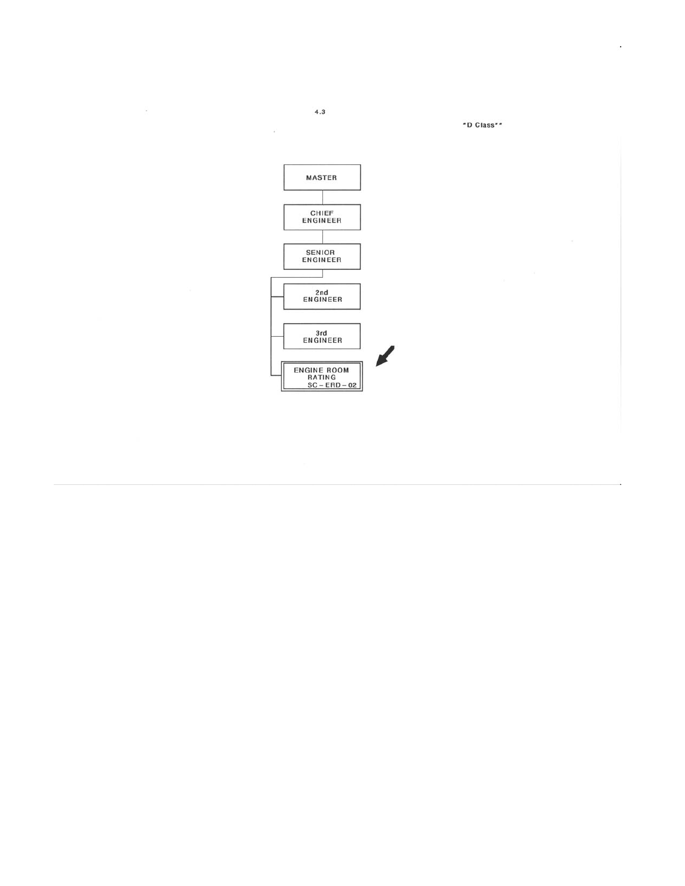4.3

"D Class""

MASTER

CHIEF ENGINEER

SENIOR ENGINEER

2nd ENGINEER

3rd ENGINEER

ENGINE ROOM RATING SC – ERD – 02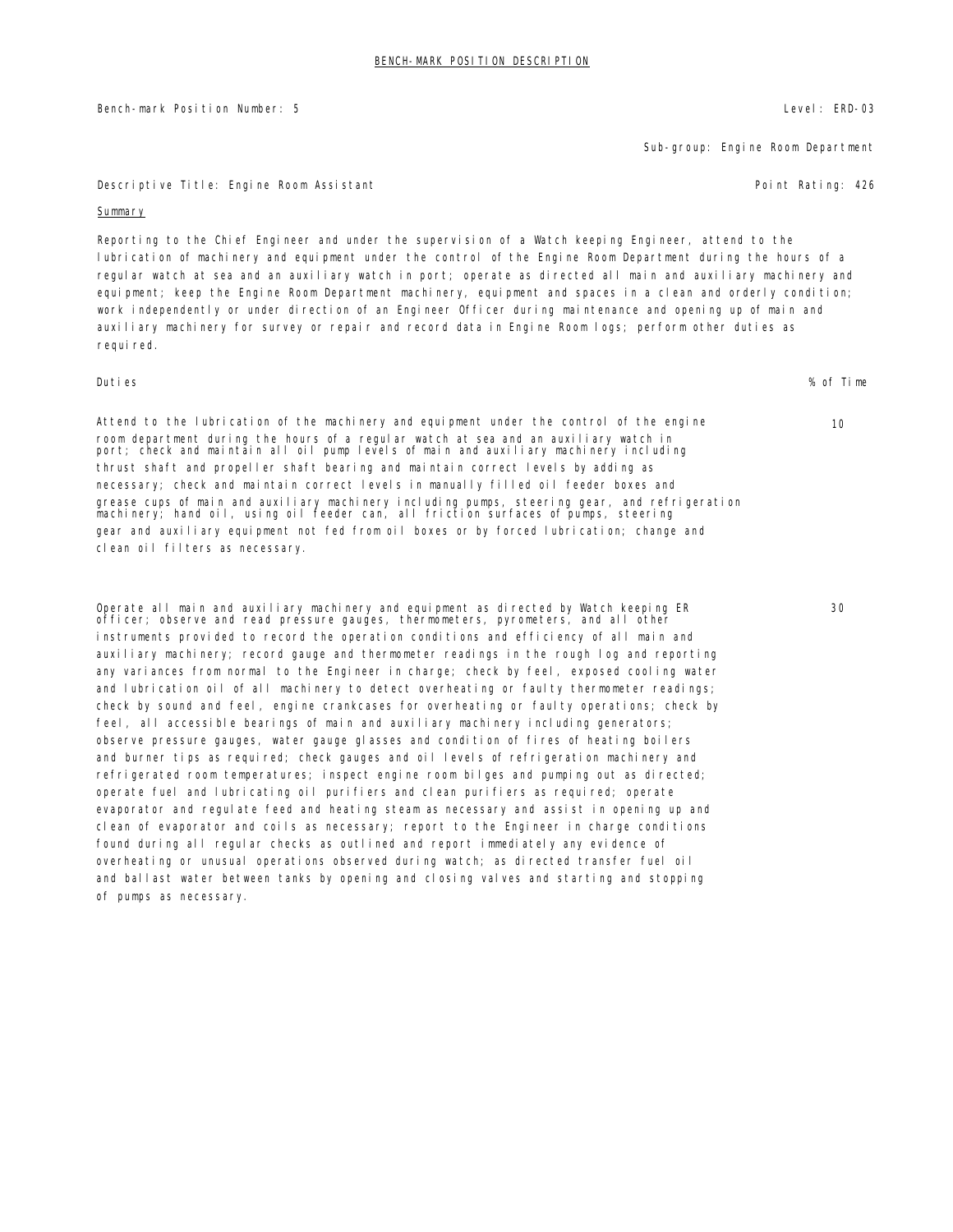# BENCH-MARK POSITION DESCRIPTION

Bench-mark Position Number: 5 | Level: ERD-03

Sub-group: Engine Room Department

Descriptive Title: Engine Room Assistant | Point Rating: 426

**Summary**

Reporting to the Chief Engineer and under the supervision of a Watch keeping Engineer, attend to the lubrication of machinery and equipment under the control of the Engine Room Department during the hours of a regular watch at sea and an auxiliary watch in port; operate as directed all main and auxiliary machinery and equipment; keep the Engine Room Department machinery, equipment and spaces in a clean and orderly condition; work independently or under direction of an Engineer Officer during maintenance and opening up of main and auxiliary machinery for survey or repair and record data in Engine Room logs; perform other duties as required.

| Duties | % of Time |
|---|---|
| Attend to the lubrication of the machinery and equipment under the control of the engine room department during the hours of a regular watch at sea and an auxiliary watch in port; check and maintain all oil pump levels of main and auxiliary machinery including thrust shaft and propeller shaft bearing and maintain correct levels by adding as necessary; check and maintain correct levels in manually filled oil feeder boxes and grease cups of main and auxiliary machinery including pumps, steering gear, and refrigeration machinery; hand oil, using oil feeder can, all friction surfaces of pumps, steering gear and auxiliary equipment not fed from oil boxes or by forced lubrication; change and clean oil filters as necessary. | 10 |
| Operate all main and auxiliary machinery and equipment as directed by Watch keeping ER officer; observe and read pressure gauges, thermometers, pyrometers, and all other instruments provided to record the operation conditions and efficiency of all main and auxiliary machinery; record gauge and thermometer readings in the rough log and reporting any variances from normal to the Engineer in charge; check by feel, exposed cooling water and lubrication oil of all machinery to detect overheating or faulty thermometer readings; check by sound and feel, engine crankcases for overheating or faulty operations; check by feel, all accessible bearings of main and auxiliary machinery including generators; observe pressure gauges, water gauge glasses and condition of fires of heating boilers and burner tips as required; check gauges and oil levels of refrigeration machinery and refrigerated room temperatures; inspect engine room bilges and pumping out as directed; operate fuel and lubricating oil purifiers and clean purifiers as required; operate evaporator and regulate feed and heating steam as necessary and assist in opening up and clean of evaporator and coils as necessary; report to the Engineer in charge conditions found during all regular checks as outlined and report immediately any evidence of overheating or unusual operations observed during watch; as directed transfer fuel oil and ballast water between tanks by opening and closing valves and starting and stopping of pumps as necessary. | 30 |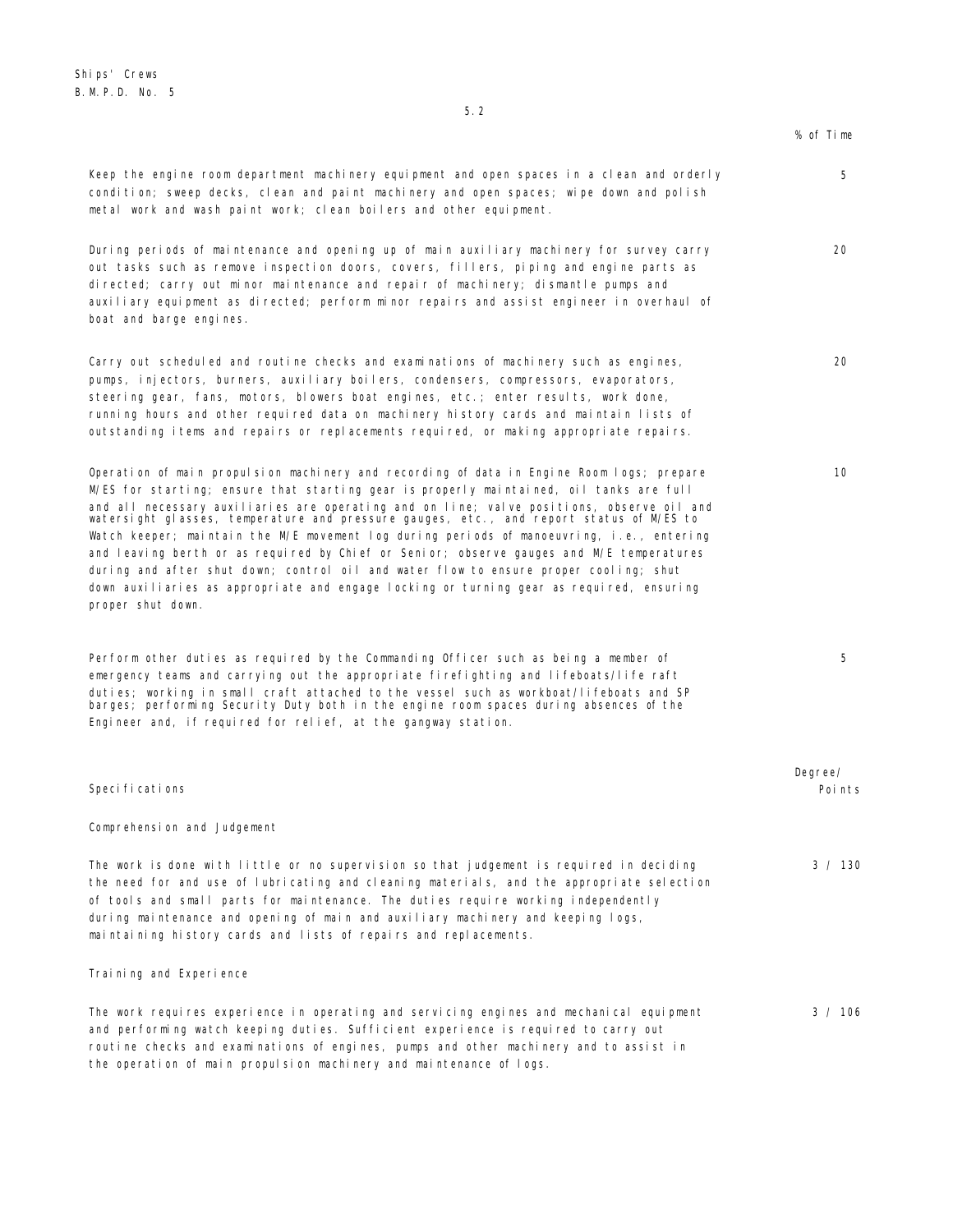| | % of Time |
|---|---|
| Keep the engine room department machinery equipment and open spaces in a clean and orderly condition; sweep decks, clean and paint machinery and open spaces; wipe down and polish metal work and wash paint work; clean boilers and other equipment. | 5 |
| During periods of maintenance and opening up of main auxiliary machinery for survey carry out tasks such as remove inspection doors, covers, fillers, piping and engine parts as directed; carry out minor maintenance and repair of machinery; dismantle pumps and auxiliary equipment as directed; perform minor repairs and assist engineer in overhaul of boat and barge engines. | 20 |
| Carry out scheduled and routine checks and examinations of machinery such as engines, pumps, injectors, burners, auxiliary boilers, condensers, compressors, evaporators, steering gear, fans, motors, blowers boat engines, etc.; enter results, work done, running hours and other required data on machinery history cards and maintain lists of outstanding items and repairs or replacements required, or making appropriate repairs. | 20 |
| Operation of main propulsion machinery and recording of data in Engine Room logs; prepare M/ES for starting; ensure that starting gear is properly maintained, oil tanks are full and all necessary auxiliaries are operating and on line; valve positions, observe oil and watersight glasses, temperature and pressure gauges, etc., and report status of M/ES to Watch keeper; maintain the M/E movement log during periods of manoeuvring, i.e., entering and leaving berth or as required by Chief or Senior; observe gauges and M/E temperatures during and after shut down; control oil and water flow to ensure proper cooling; shut down auxiliaries as appropriate and engage locking or turning gear as required, ensuring proper shut down. | 10 |
| Perform other duties as required by the Commanding Officer such as being a member of emergency teams and carrying out the appropriate firefighting and lifeboats/life raft duties; working in small craft attached to the vessel such as workboat/lifeboats and SP barges; performing Security Duty both in the engine room spaces during absences of the Engineer and, if required for relief, at the gangway station. | 5 |

| Specifications | Degree/ Points |
|---|---|

**Comprehension and Judgement**

| | |
|---|---|
| The work is done with little or no supervision so that judgement is required in deciding the need for and use of lubricating and cleaning materials, and the appropriate selection of tools and small parts for maintenance. The duties require working independently during maintenance and opening of main and auxiliary machinery and keeping logs, maintaining history cards and lists of repairs and replacements. | 3 / 130 |

**Training and Experience**

| | |
|---|---|
| The work requires experience in operating and servicing engines and mechanical equipment and performing watch keeping duties. Sufficient experience is required to carry out routine checks and examinations of engines, pumps and other machinery and to assist in the operation of main propulsion machinery and maintenance of logs. | 3 / 106 |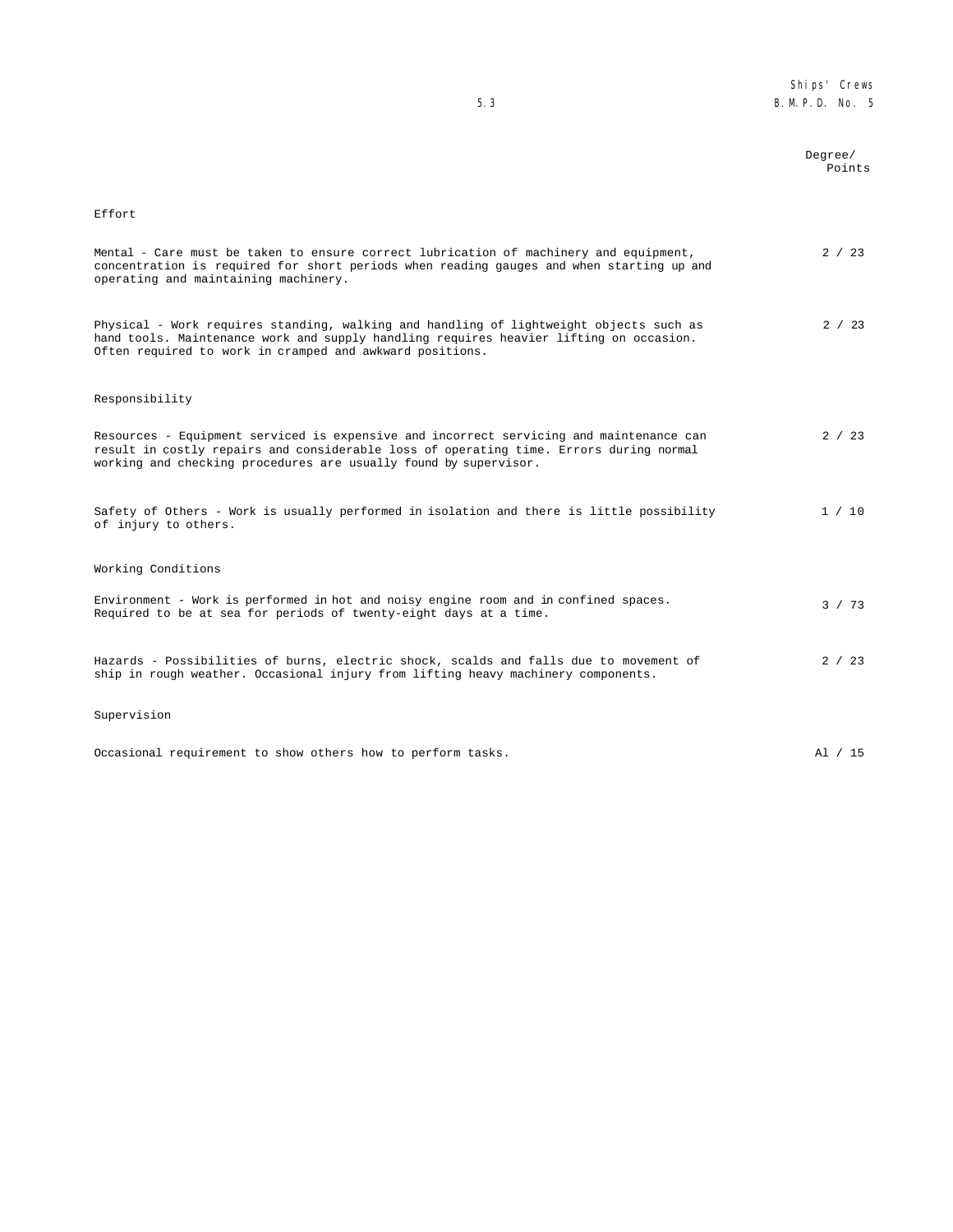| | Degree/ Points |
|---|---|
| **Effort** | |
| Mental - Care must be taken to ensure correct lubrication of machinery and equipment, concentration is required for short periods when reading gauges and when starting up and operating and maintaining machinery. | 2 / 23 |
| Physical - Work requires standing, walking and handling of lightweight objects such as hand tools. Maintenance work and supply handling requires heavier lifting on occasion. Often required to work in cramped and awkward positions. | 2 / 23 |
| **Responsibility** | |
| Resources - Equipment serviced is expensive and incorrect servicing and maintenance can result in costly repairs and considerable loss of operating time. Errors during normal working and checking procedures are usually found by supervisor. | 2 / 23 |
| Safety of Others - Work is usually performed in isolation and there is little possibility of injury to others. | 1 / 10 |
| **Working Conditions** | |
| Environment - Work is performed in hot and noisy engine room and in confined spaces. Required to be at sea for periods of twenty-eight days at a time. | 3 / 73 |
| Hazards - Possibilities of burns, electric shock, scalds and falls due to movement of ship in rough weather. Occasional injury from lifting heavy machinery components. | 2 / 23 |
| **Supervision** | |
| Occasional requirement to show others how to perform tasks. | Al / 15 |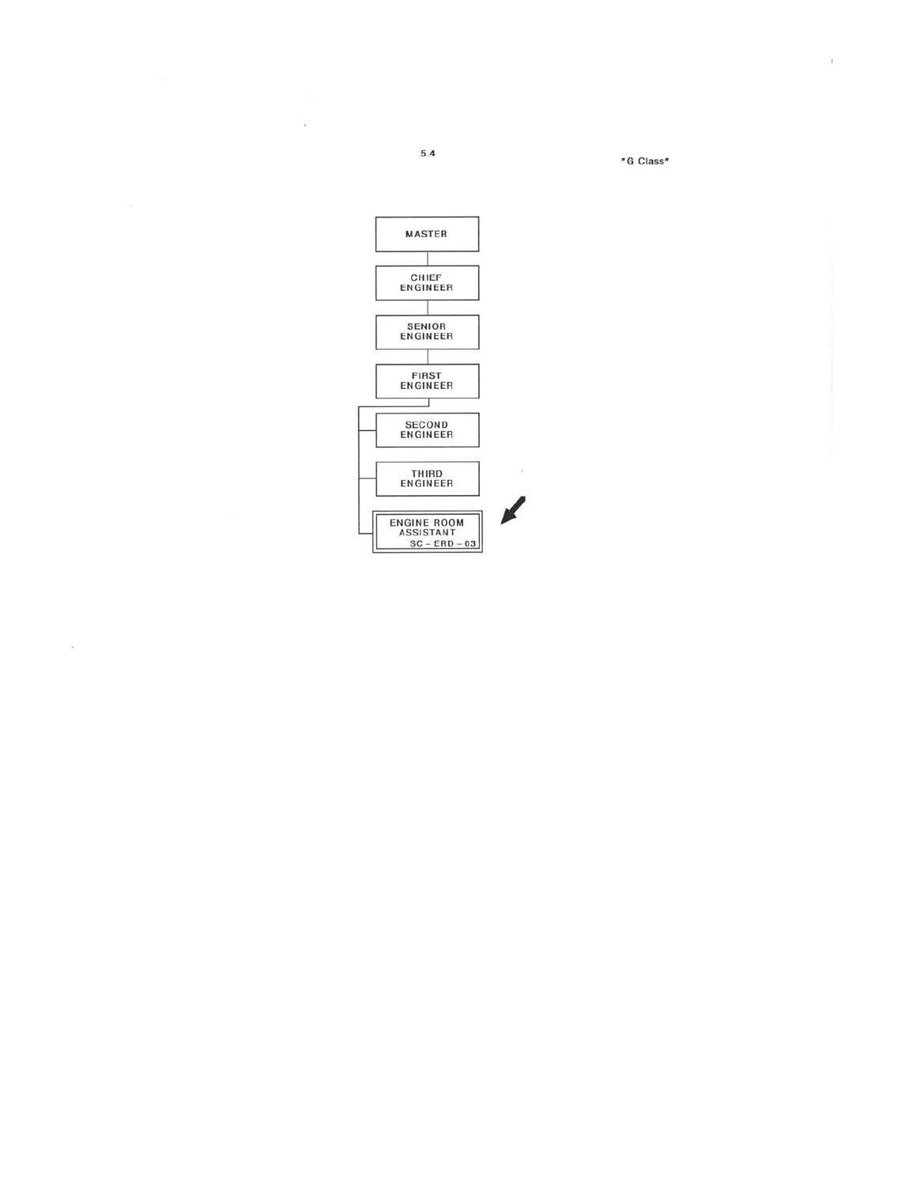5.4

"G Class"

MASTER

CHIEF ENGINEER

SENIOR ENGINEER

FIRST ENGINEER

SECOND ENGINEER

THIRD ENGINEER

ENGINE ROOM ASSISTANT SC – ERD – 03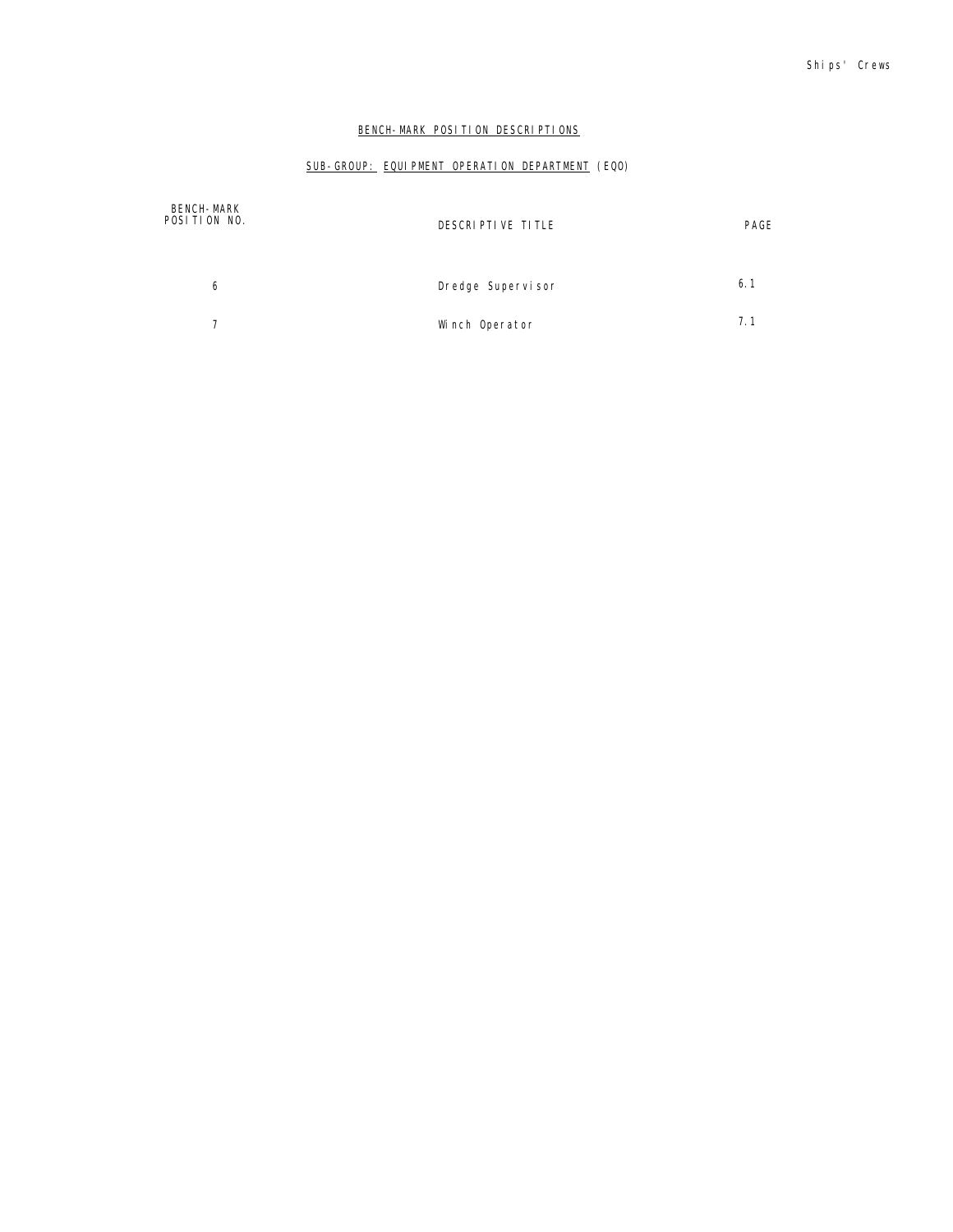## BENCH-MARK POSITION DESCRIPTIONS

### SUB-GROUP: EQUIPMENT OPERATION DEPARTMENT (EQO)

| BENCH-MARK POSITION NO. | DESCRIPTIVE TITLE | PAGE |
|---|---|---|
| 6 | Dredge Supervisor | 6.1 |
| 7 | Winch Operator | 7.1 |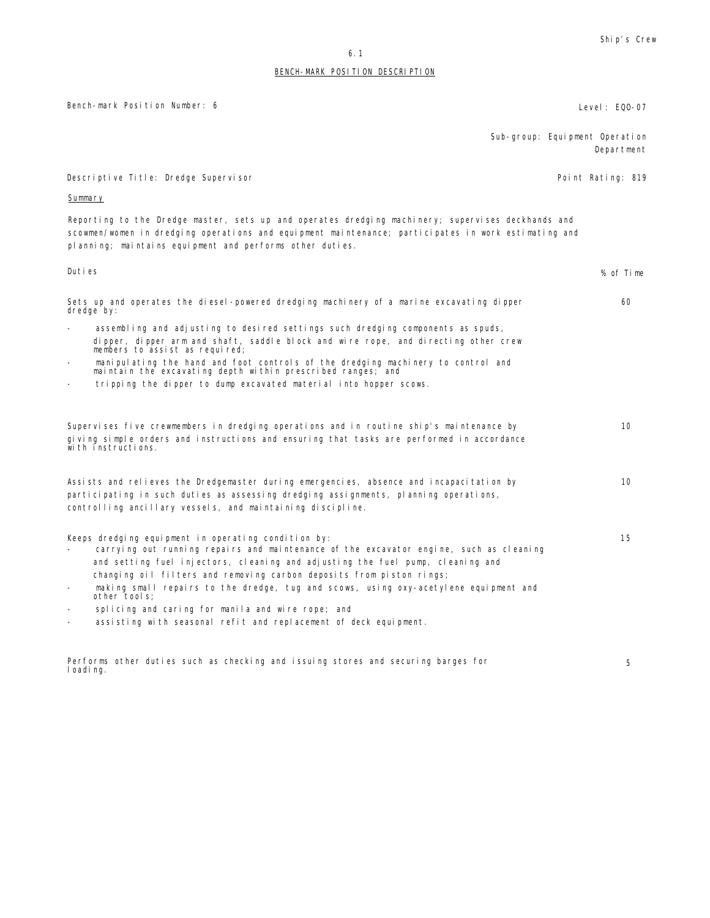## BENCH-MARK POSITION DESCRIPTION

Bench-mark Position Number: 6 | Level: EQO-07

Sub-group: Equipment Operation Department

Descriptive Title: Dredge Supervisor | Point Rating: 819

### Summary

Reporting to the Dredge master, sets up and operates dredging machinery; supervises deckhands and scowmen/women in dredging operations and equipment maintenance; participates in work estimating and planning; maintains equipment and performs other duties.

| Duties | % of Time |
|---|---|
| Sets up and operates the diesel-powered dredging machinery of a marine excavating dipper dredge by:<br>- assembling and adjusting to desired settings such dredging components as spuds, dipper, dipper arm and shaft, saddle block and wire rope, and directing other crew members to assist as required;<br>- manipulating the hand and foot controls of the dredging machinery to control and maintain the excavating depth within prescribed ranges; and<br>- tripping the dipper to dump excavated material into hopper scows. | 60 |
| Supervises five crewmembers in dredging operations and in routine ship's maintenance by giving simple orders and instructions and ensuring that tasks are performed in accordance with instructions. | 10 |
| Assists and relieves the Dredgemaster during emergencies, absence and incapacitation by participating in such duties as assessing dredging assignments, planning operations, controlling ancillary vessels, and maintaining discipline. | 10 |
| Keeps dredging equipment in operating condition by:<br>- carrying out running repairs and maintenance of the excavator engine, such as cleaning and setting fuel injectors, cleaning and adjusting the fuel pump, cleaning and changing oil filters and removing carbon deposits from piston rings;<br>- making small repairs to the dredge, tug and scows, using oxy-acetylene equipment and other tools;<br>- splicing and caring for manila and wire rope; and<br>- assisting with seasonal refit and replacement of deck equipment. | 15 |
| Performs other duties such as checking and issuing stores and securing barges for loading. | 5 |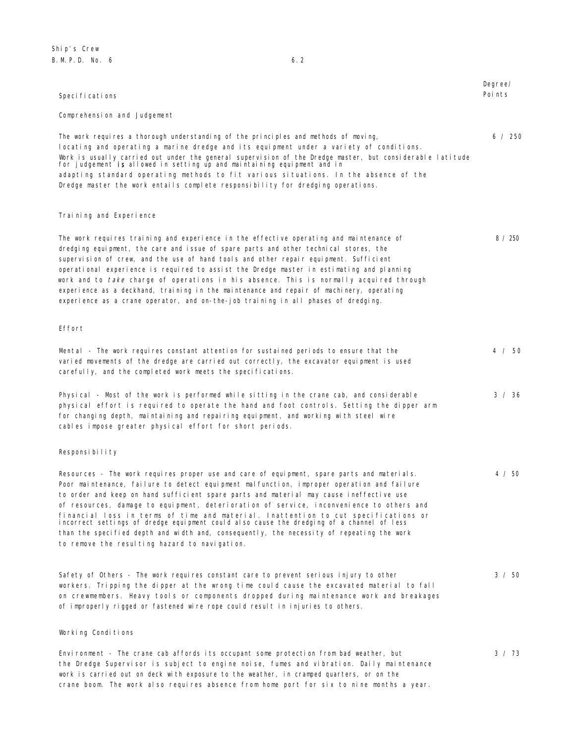| Specifications | Degree/ Points |
|---|---|
| **Comprehension and Judgement** | |
| The work requires a thorough understanding of the principles and methods of moving, locating and operating a marine dredge and its equipment under a variety of conditions. Work is usually carried out under the general supervision of the Dredge master, but considerable latitude for judgement is allowed in setting up and maintaining equipment and in adapting standard operating methods to fit various situations. In the absence of the Dredge master the work entails complete responsibility for dredging operations. | 6 / 250 |
| **Training and Experience** | |
| The work requires training and experience in the effective operating and maintenance of dredging equipment, the care and issue of spare parts and other technical stores, the supervision of crew, and the use of hand tools and other repair equipment. Sufficient operational experience is required to assist the Dredge master in estimating and planning work and to *take* charge of operations in his absence. This is normally acquired through experience as a deckhand, training in the maintenance and repair of machinery, operating experience as a crane operator, and on-the-job training in all phases of dredging. | 8 / 250 |
| **Effort** | |
| Mental - The work requires constant attention for sustained periods to ensure that the varied movements of the dredge are carried out correctly, the excavator equipment is used carefully, and the completed work meets the specifications. | 4 / 50 |
| Physical - Most of the work is performed while sitting in the crane cab, and considerable physical effort is required to operate the hand and foot controls. Setting the dipper arm for changing depth, maintaining and repairing equipment, and working with steel wire cables impose greater physical effort for short periods. | 3 / 36 |
| **Responsibility** | |
| Resources - The work requires proper use and care of equipment, spare parts and materials. Poor maintenance, failure to detect equipment malfunction, improper operation and failure to order and keep on hand sufficient spare parts and material may cause ineffective use of resources, damage to equipment, deterioration of service, inconvenience to others and financial loss in terms of time and material. Inattention to cut specifications or incorrect settings of dredge equipment could also cause the dredging of a channel of less than the specified depth and width and, consequently, the necessity of repeating the work to remove the resulting hazard to navigation. | 4 / 50 |
| Safety of Others - The work requires constant care to prevent serious injury to other workers. Tripping the dipper at the wrong time could cause the excavated material to fall on crewmembers. Heavy tools or components dropped during maintenance work and breakages of improperly rigged or fastened wire rope could result in injuries to others. | 3 / 50 |
| **Working Conditions** | |
| Environment - The crane cab affords its occupant some protection from bad weather, but the Dredge Supervisor is subject to engine noise, fumes and vibration. Daily maintenance work is carried out on deck with exposure to the weather, in cramped quarters, or on the crane boom. The work also requires absence from home port for six to nine months a year. | 3 / 73 |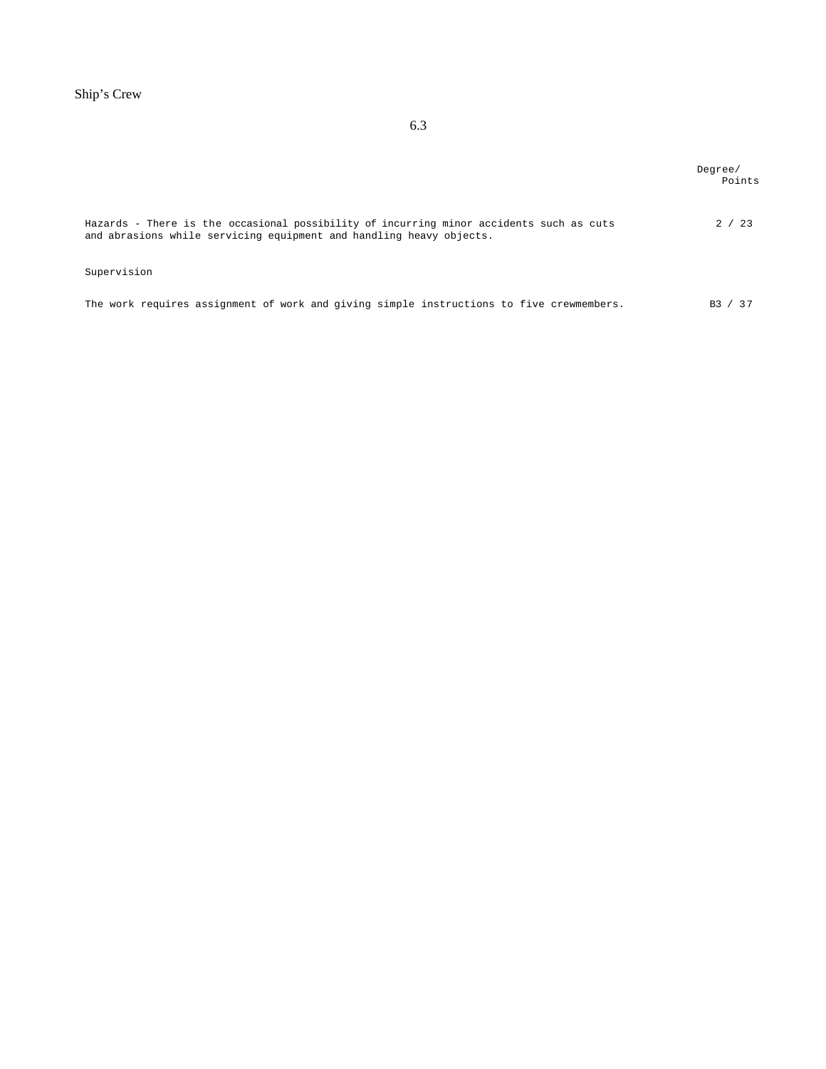| | Degree/ Points |
|---|---|
| Hazards - There is the occasional possibility of incurring minor accidents such as cuts and abrasions while servicing equipment and handling heavy objects. | 2 / 23 |
| Supervision | |
| The work requires assignment of work and giving simple instructions to five crewmembers. | B3 / 37 |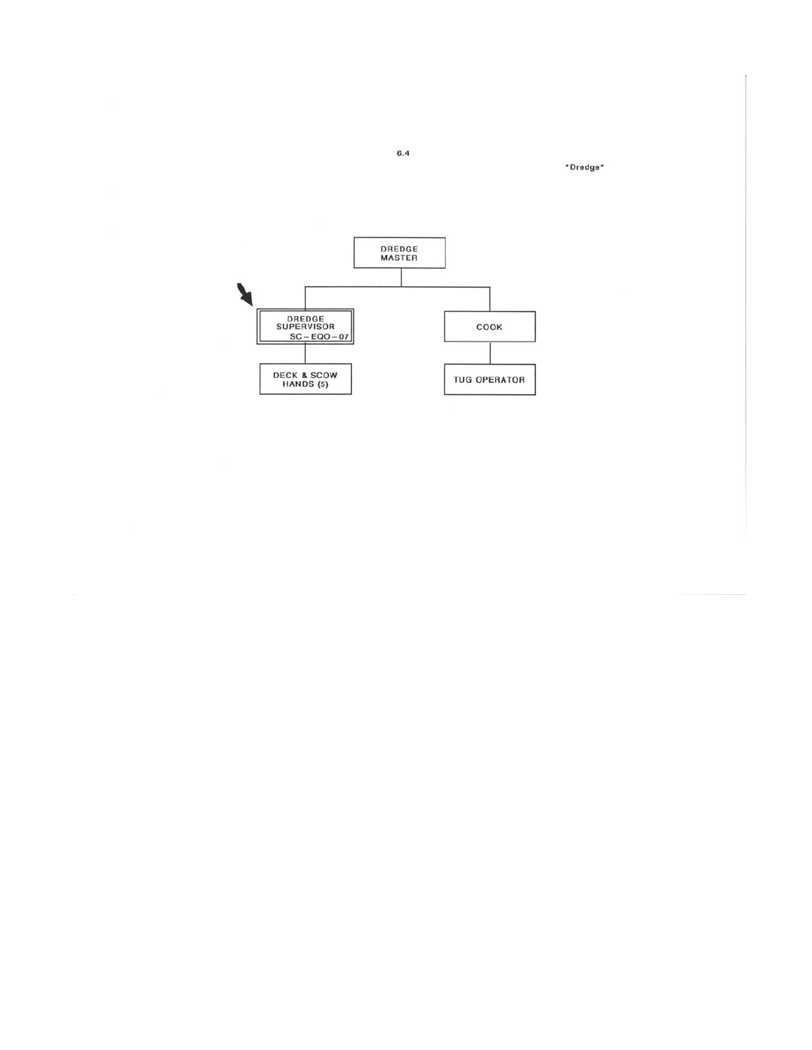6.4

"Dredge"

- DREDGE MASTER
  - DREDGE SUPERVISOR SC – EQO – 07
    - DECK & SCOW HANDS (5)
  - COOK
    - TUG OPERATOR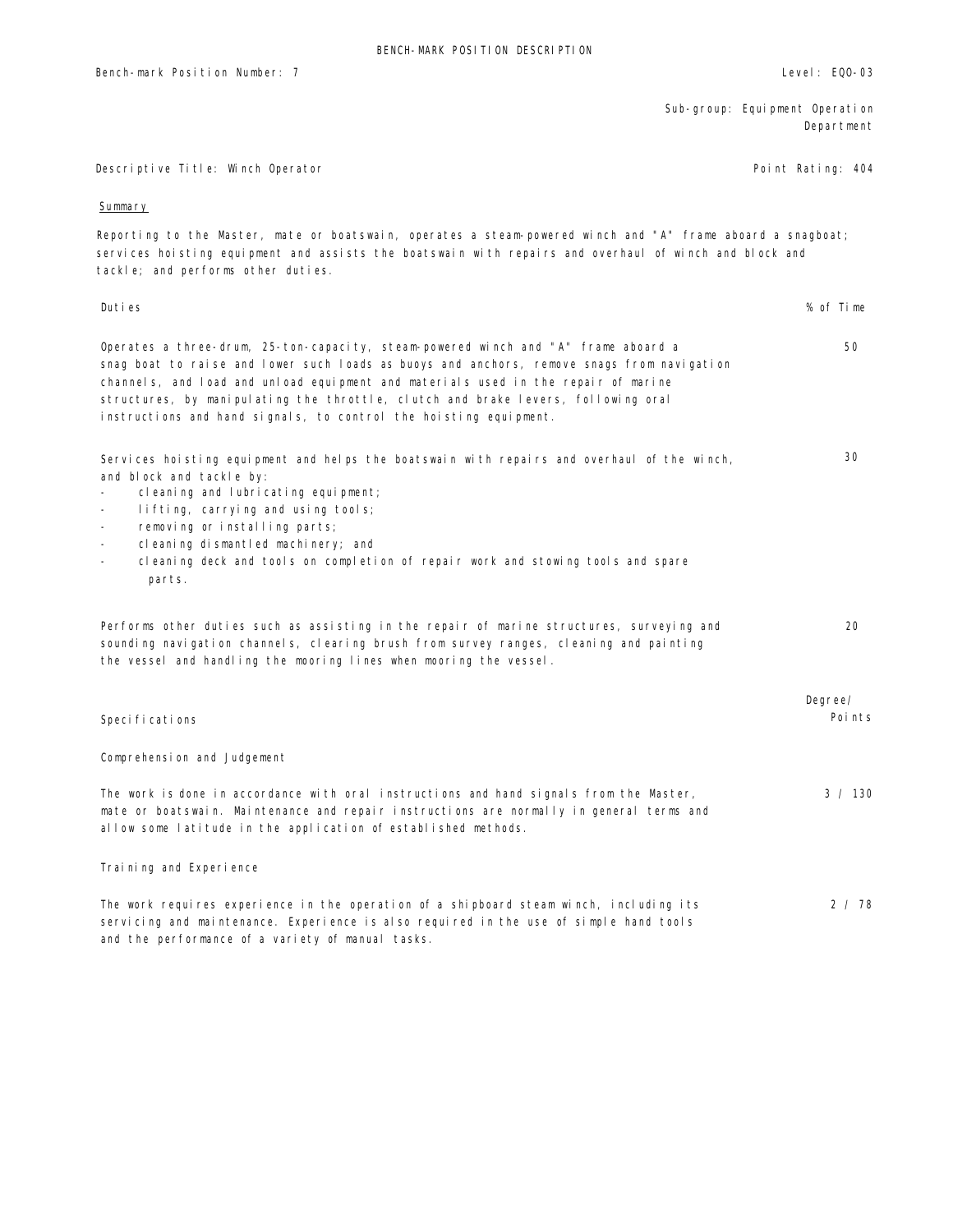BENCH-MARK POSITION DESCRIPTION

Bench-mark Position Number: 7

Level: EQO-03

Sub-group: Equipment Operation Department

Descriptive Title: Winch Operator

Point Rating: 404

## Summary

Reporting to the Master, mate or boatswain, operates a steam-powered winch and "A" frame aboard a snagboat; services hoisting equipment and assists the boatswain with repairs and overhaul of winch and block and tackle; and performs other duties.

| Duties | % of Time |
|---|---|
| Operates a three-drum, 25-ton-capacity, steam-powered winch and "A" frame aboard a snag boat to raise and lower such loads as buoys and anchors, remove snags from navigation channels, and load and unload equipment and materials used in the repair of marine structures, by manipulating the throttle, clutch and brake levers, following oral instructions and hand signals, to control the hoisting equipment. | 50 |
| Services hoisting equipment and helps the boatswain with repairs and overhaul of the winch, and block and tackle by:<br>- cleaning and lubricating equipment;<br>- lifting, carrying and using tools;<br>- removing or installing parts;<br>- cleaning dismantled machinery; and<br>- cleaning deck and tools on completion of repair work and stowing tools and spare parts. | 30 |
| Performs other duties such as assisting in the repair of marine structures, surveying and sounding navigation channels, clearing brush from survey ranges, cleaning and painting the vessel and handling the mooring lines when mooring the vessel. | 20 |

| Specifications | Degree/ Points |
|---|---|
| **Comprehension and Judgement** | |
| The work is done in accordance with oral instructions and hand signals from the Master, mate or boatswain. Maintenance and repair instructions are normally in general terms and allow some latitude in the application of established methods. | 3 / 130 |
| **Training and Experience** | |
| The work requires experience in the operation of a shipboard steam winch, including its servicing and maintenance. Experience is also required in the use of simple hand tools and the performance of a variety of manual tasks. | 2 / 78 |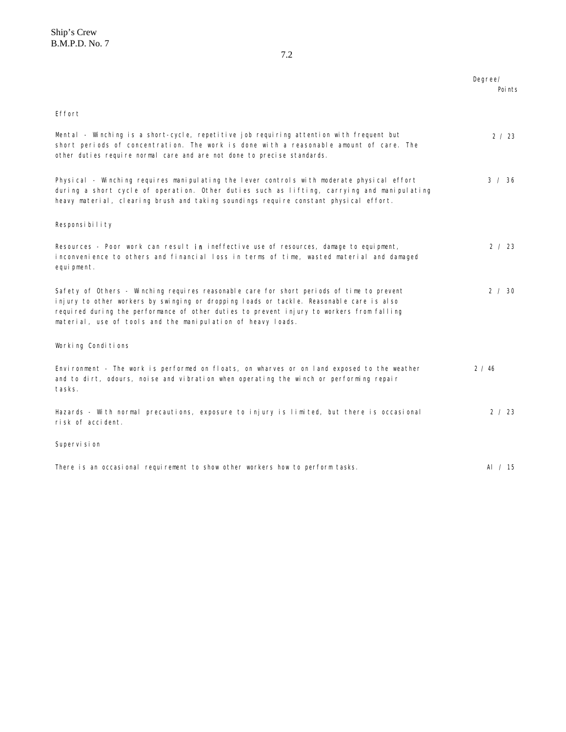| | Degree/ Points |
|---|---|
| **Effort** | |
| Mental - Winching is a short-cycle, repetitive job requiring attention with frequent but short periods of concentration. The work is done with a reasonable amount of care. The other duties require normal care and are not done to precise standards. | 2 / 23 |
| Physical - Winching requires manipulating the lever controls with moderate physical effort during a short cycle of operation. Other duties such as lifting, carrying and manipulating heavy material, clearing brush and taking soundings require constant physical effort. | 3 / 36 |
| **Responsibility** | |
| Resources - Poor work can result in ineffective use of resources, damage to equipment, inconvenience to others and financial loss in terms of time, wasted material and damaged equipment. | 2 / 23 |
| Safety of Others - Winching requires reasonable care for short periods of time to prevent injury to other workers by swinging or dropping loads or tackle. Reasonable care is also required during the performance of other duties to prevent injury to workers from falling material, use of tools and the manipulation of heavy loads. | 2 / 30 |
| **Working Conditions** | |
| Environment - The work is performed on floats, on wharves or on land exposed to the weather and to dirt, odours, noise and vibration when operating the winch or performing repair tasks. | 2 / 46 |
| Hazards - With normal precautions, exposure to injury is limited, but there is occasional risk of accident. | 2 / 23 |
| **Supervision** | |
| There is an occasional requirement to show other workers how to perform tasks. | A1 / 15 |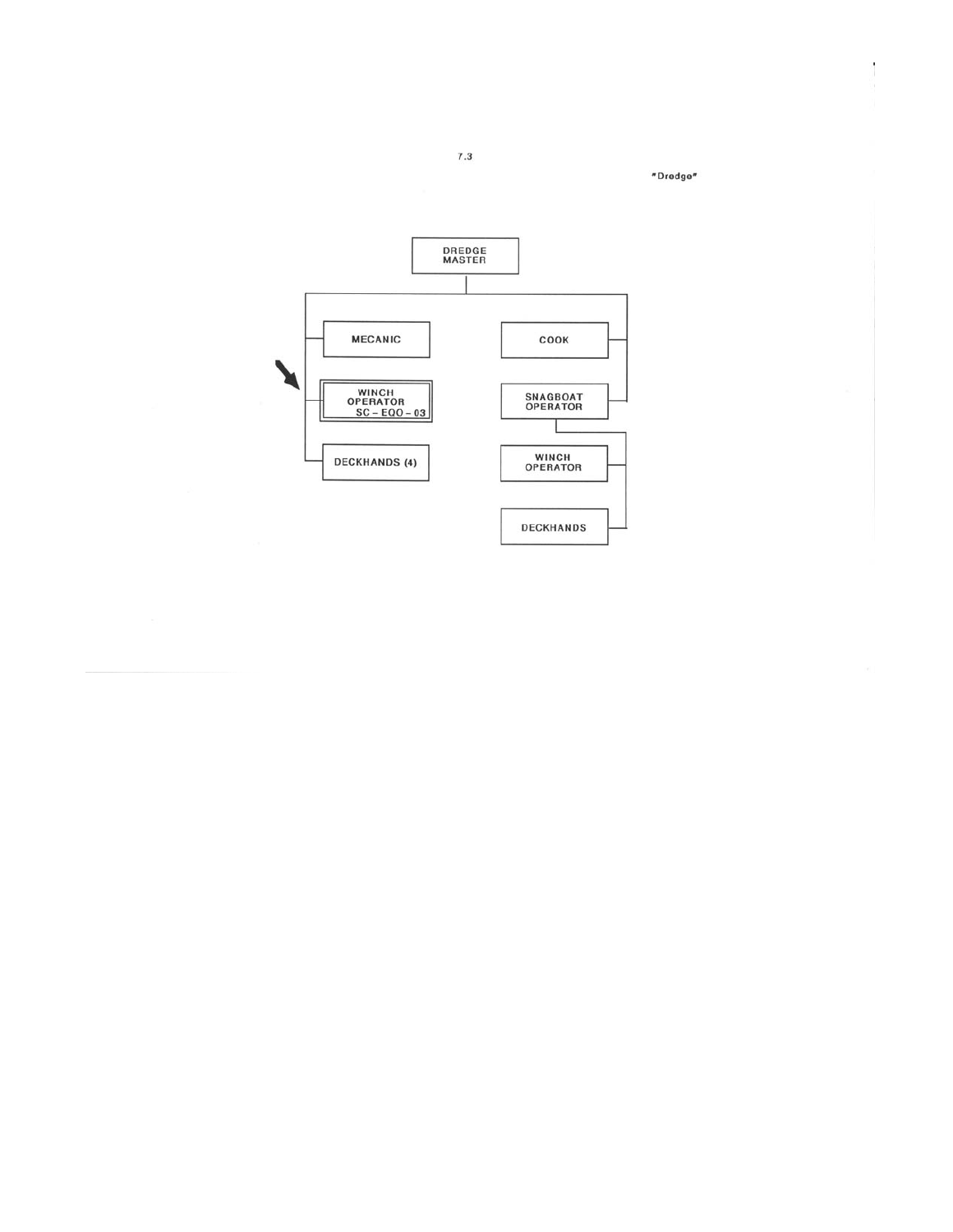7.3

"Dredge"

- DREDGE MASTER
  - MECANIC
  - WINCH OPERATOR SC – EQO – 03
  - DECKHANDS (4)
  - COOK
  - SNAGBOAT OPERATOR
    - WINCH OPERATOR
    - DECKHANDS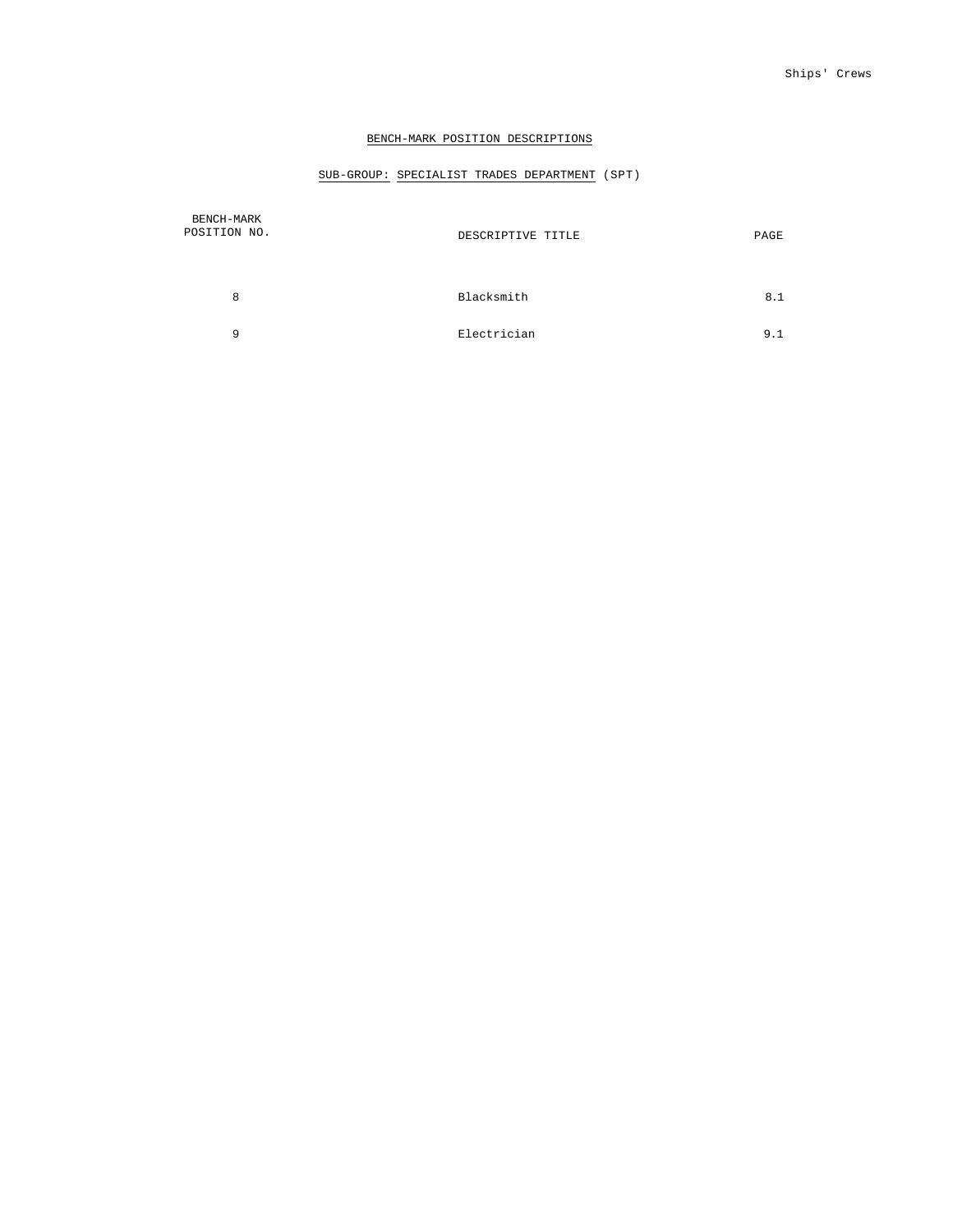## BENCH-MARK POSITION DESCRIPTIONS

### SUB-GROUP: SPECIALIST TRADES DEPARTMENT (SPT)

| BENCH-MARK POSITION NO. | DESCRIPTIVE TITLE | PAGE |
|---|---|---|
| 8 | Blacksmith | 8.1 |
| 9 | Electrician | 9.1 |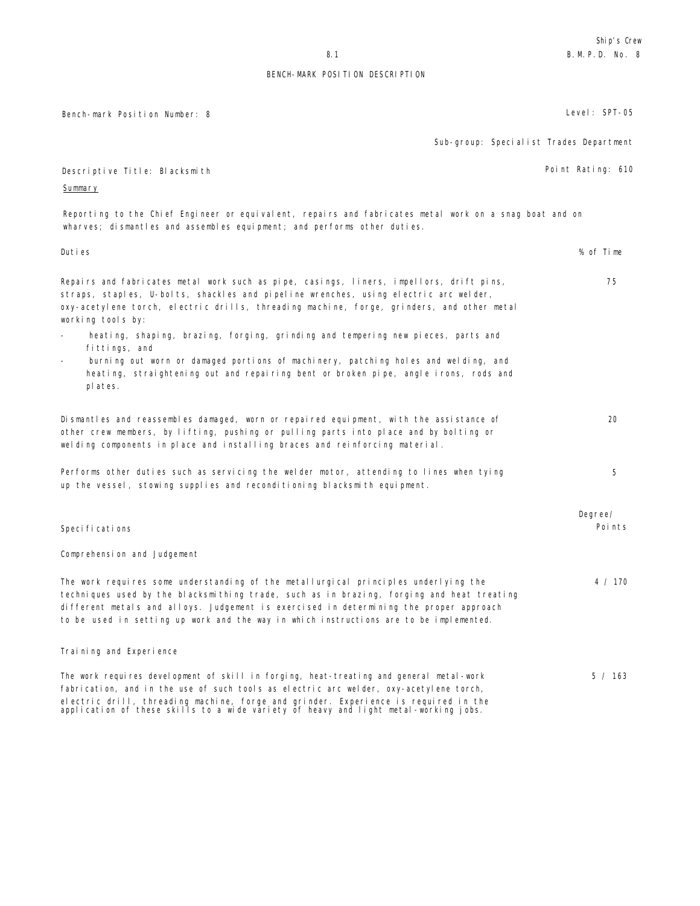# BENCH-MARK POSITION DESCRIPTION

Bench-mark Position Number: 8 | Level: SPT-05

Sub-group: Specialist Trades Department

Descriptive Title: Blacksmith | Point Rating: 610

## Summary

Reporting to the Chief Engineer or equivalent, repairs and fabricates metal work on a snag boat and on wharves; dismantles and assembles equipment; and performs other duties.

| Duties | % of Time |
|---|---|
| Repairs and fabricates metal work such as pipe, casings, liners, impellors, drift pins, straps, staples, U-bolts, shackles and pipeline wrenches, using electric arc welder, oxy-acetylene torch, electric drills, threading machine, forge, grinders, and other metal working tools by:<br>- heating, shaping, brazing, forging, grinding and tempering new pieces, parts and fittings, and<br>- burning out worn or damaged portions of machinery, patching holes and welding, and heating, straightening out and repairing bent or broken pipe, angle irons, rods and plates. | 75 |
| Dismantles and reassembles damaged, worn or repaired equipment, with the assistance of other crew members, by lifting, pushing or pulling parts into place and by bolting or welding components in place and installing braces and reinforcing material. | 20 |
| Performs other duties such as servicing the welder motor, attending to lines when tying up the vessel, stowing supplies and reconditioning blacksmith equipment. | 5 |

| Specifications | Degree/ Points |
|---|---|
| **Comprehension and Judgement** | |
| The work requires some understanding of the metallurgical principles underlying the techniques used by the blacksmithing trade, such as in brazing, forging and heat treating different metals and alloys. Judgement is exercised in determining the proper approach to be used in setting up work and the way in which instructions are to be implemented. | 4 / 170 |
| **Training and Experience** | |
| The work requires development of skill in forging, heat-treating and general metal-work fabrication, and in the use of such tools as electric arc welder, oxy-acetylene torch, electric drill, threading machine, forge and grinder. Experience is required in the application of these skills to a wide variety of heavy and light metal-working jobs. | 5 / 163 |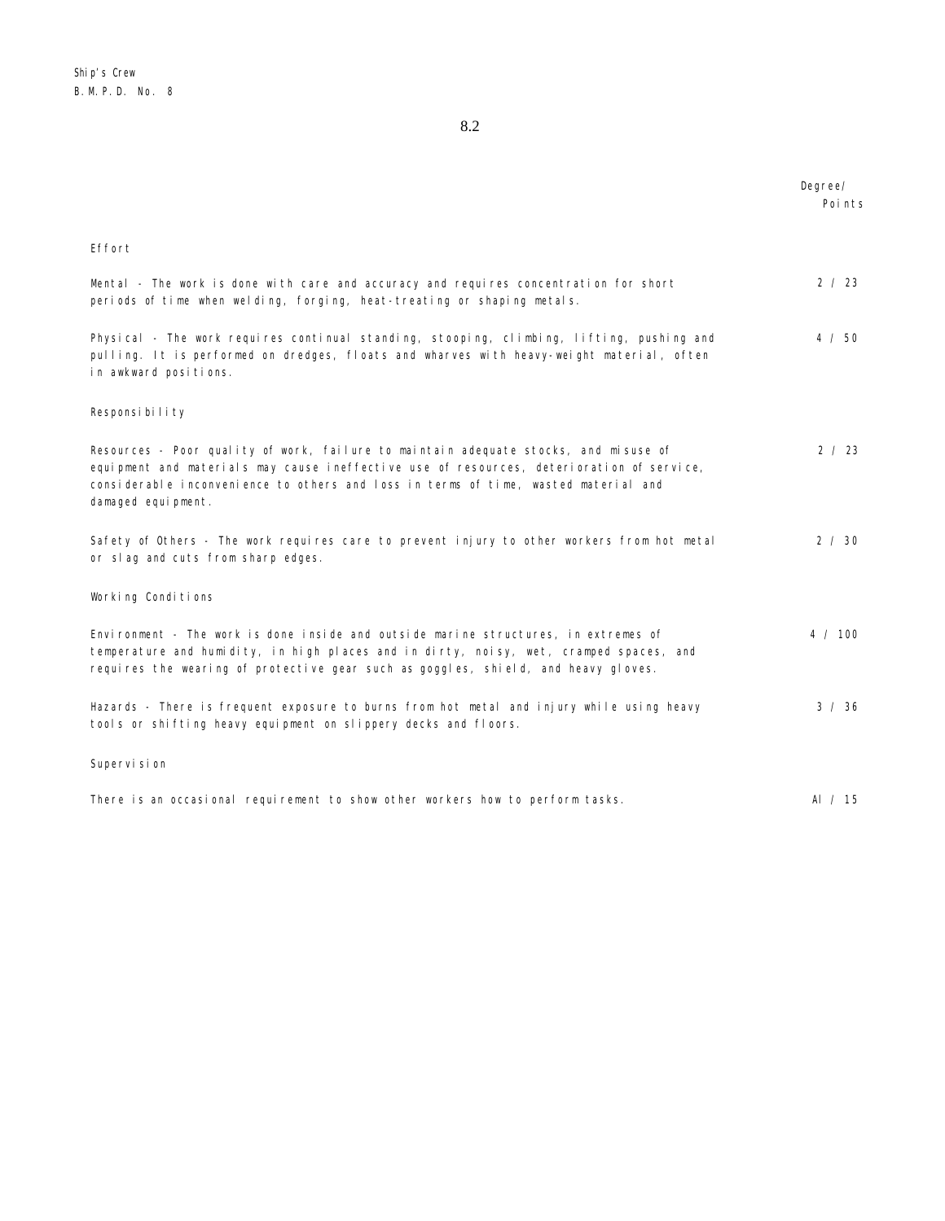| | Degree/ Points |
|---|---|
| **Effort** | |
| Mental - The work is done with care and accuracy and requires concentration for short periods of time when welding, forging, heat-treating or shaping metals. | 2 / 23 |
| Physical - The work requires continual standing, stooping, climbing, lifting, pushing and pulling. It is performed on dredges, floats and wharves with heavy-weight material, often in awkward positions. | 4 / 50 |
| **Responsibility** | |
| Resources - Poor quality of work, failure to maintain adequate stocks, and misuse of equipment and materials may cause ineffective use of resources, deterioration of service, considerable inconvenience to others and loss in terms of time, wasted material and damaged equipment. | 2 / 23 |
| Safety of Others - The work requires care to prevent injury to other workers from hot metal or slag and cuts from sharp edges. | 2 / 30 |
| **Working Conditions** | |
| Environment - The work is done inside and outside marine structures, in extremes of temperature and humidity, in high places and in dirty, noisy, wet, cramped spaces, and requires the wearing of protective gear such as goggles, shield, and heavy gloves. | 4 / 100 |
| Hazards - There is frequent exposure to burns from hot metal and injury while using heavy tools or shifting heavy equipment on slippery decks and floors. | 3 / 36 |
| **Supervision** | |
| There is an occasional requirement to show other workers how to perform tasks. | AI / 15 |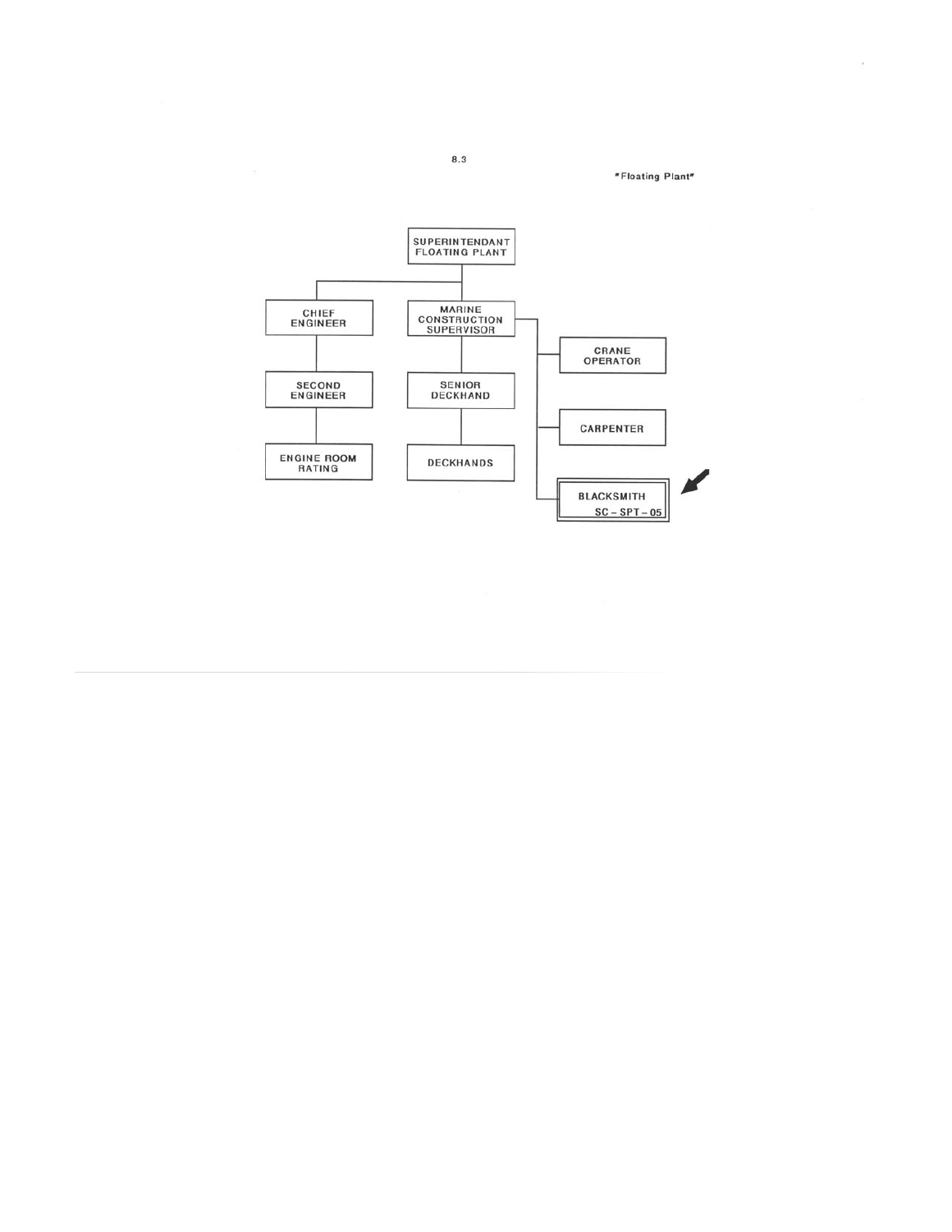8.3

"Floating Plant"

- SUPERINTENDANT FLOATING PLANT
  - CHIEF ENGINEER
    - SECOND ENGINEER
      - ENGINE ROOM RATING
  - MARINE CONSTRUCTION SUPERVISOR
    - SENIOR DECKHAND
      - DECKHANDS
    - CRANE OPERATOR
    - CARPENTER
    - BLACKSMITH SC – SPT – 05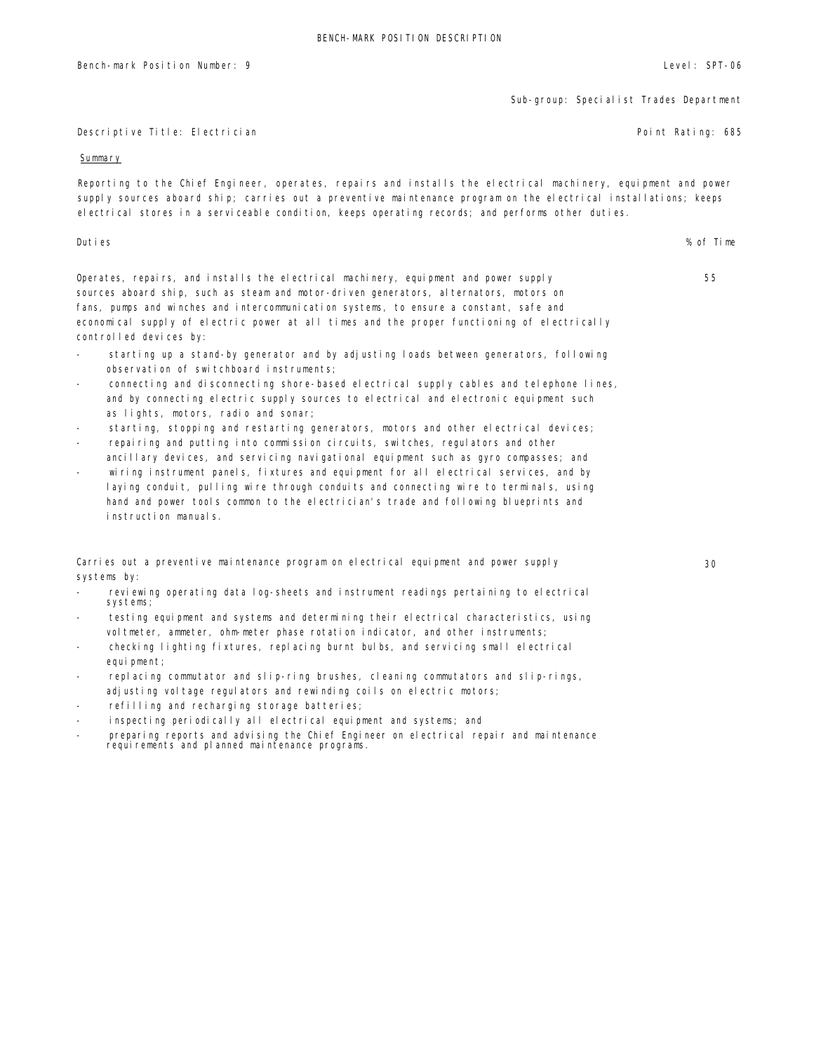# BENCH-MARK POSITION DESCRIPTION

Bench-mark Position Number: 9

Level: SPT-06

Sub-group: Specialist Trades Department

Descriptive Title: Electrician

Point Rating: 685

## Summary

Reporting to the Chief Engineer, operates, repairs and installs the electrical machinery, equipment and power supply sources aboard ship; carries out a preventive maintenance program on the electrical installations; keeps electrical stores in a serviceable condition, keeps operating records; and performs other duties.

| Duties | % of Time |
|---|---|
| Operates, repairs, and installs the electrical machinery, equipment and power supply sources aboard ship, such as steam and motor-driven generators, alternators, motors on fans, pumps and winches and intercommunication systems, to ensure a constant, safe and economical supply of electric power at all times and the proper functioning of electrically controlled devices by: | 55 |

- starting up a stand-by generator and by adjusting loads between generators, following observation of switchboard instruments;
- connecting and disconnecting shore-based electrical supply cables and telephone lines, and by connecting electric supply sources to electrical and electronic equipment such as lights, motors, radio and sonar;
- starting, stopping and restarting generators, motors and other electrical devices;
- repairing and putting into commission circuits, switches, regulators and other ancillary devices, and servicing navigational equipment such as gyro compasses; and
- wiring instrument panels, fixtures and equipment for all electrical services, and by laying conduit, pulling wire through conduits and connecting wire to terminals, using hand and power tools common to the electrician's trade and following blueprints and instruction manuals.

| Duties | % of Time |
|---|---|
| Carries out a preventive maintenance program on electrical equipment and power supply systems by: | 30 |

- reviewing operating data log-sheets and instrument readings pertaining to electrical systems;
- testing equipment and systems and determining their electrical characteristics, using voltmeter, ammeter, ohm-meter phase rotation indicator, and other instruments;
- checking lighting fixtures, replacing burnt bulbs, and servicing small electrical equipment;
- replacing commutator and slip-ring brushes, cleaning commutators and slip-rings, adjusting voltage regulators and rewinding coils on electric motors;
- refilling and recharging storage batteries;
- inspecting periodically all electrical equipment and systems; and
- preparing reports and advising the Chief Engineer on electrical repair and maintenance requirements and planned maintenance programs.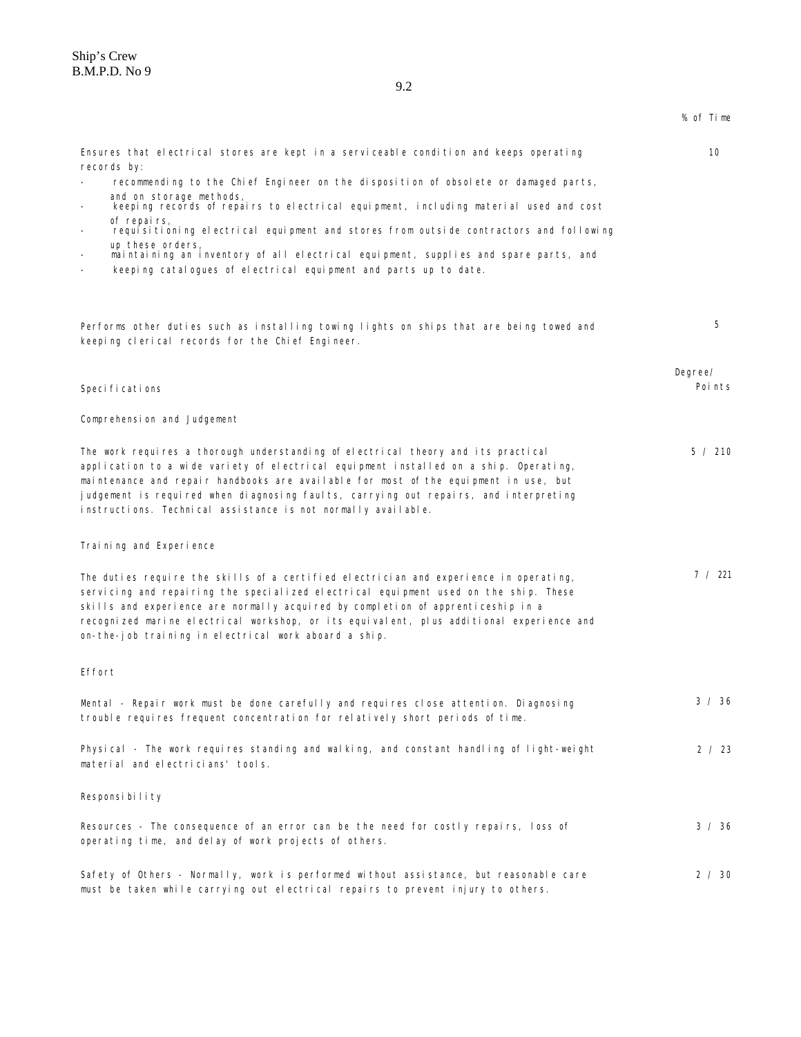| | % of Time |
|---|---|
| Ensures that electrical stores are kept in a serviceable condition and keeps operating records by:<br>- recommending to the Chief Engineer on the disposition of obsolete or damaged parts, and on storage methods,<br>- keeping records of repairs to electrical equipment, including material used and cost of repairs,<br>- requisitioning electrical equipment and stores from outside contractors and following up these orders,<br>- maintaining an inventory of all electrical equipment, supplies and spare parts, and<br>- keeping catalogues of electrical equipment and parts up to date. | 10 |
| Performs other duties such as installing towing lights on ships that are being towed and keeping clerical records for the Chief Engineer. | 5 |

| Specifications | Degree/ Points |
|---|---|
| **Comprehension and Judgement** | |
| The work requires a thorough understanding of electrical theory and its practical application to a wide variety of electrical equipment installed on a ship. Operating, maintenance and repair handbooks are available for most of the equipment in use, but judgement is required when diagnosing faults, carrying out repairs, and interpreting instructions. Technical assistance is not normally available. | 5 / 210 |
| **Training and Experience** | |
| The duties require the skills of a certified electrician and experience in operating, servicing and repairing the specialized electrical equipment used on the ship. These skills and experience are normally acquired by completion of apprenticeship in a recognized marine electrical workshop, or its equivalent, plus additional experience and on-the-job training in electrical work aboard a ship. | 7 / 221 |
| **Effort** | |
| Mental - Repair work must be done carefully and requires close attention. Diagnosing trouble requires frequent concentration for relatively short periods of time. | 3 / 36 |
| Physical - The work requires standing and walking, and constant handling of light-weight material and electricians' tools. | 2 / 23 |
| **Responsibility** | |
| Resources - The consequence of an error can be the need for costly repairs, loss of operating time, and delay of work projects of others. | 3 / 36 |
| Safety of Others - Normally, work is performed without assistance, but reasonable care must be taken while carrying out electrical repairs to prevent injury to others. | 2 / 30 |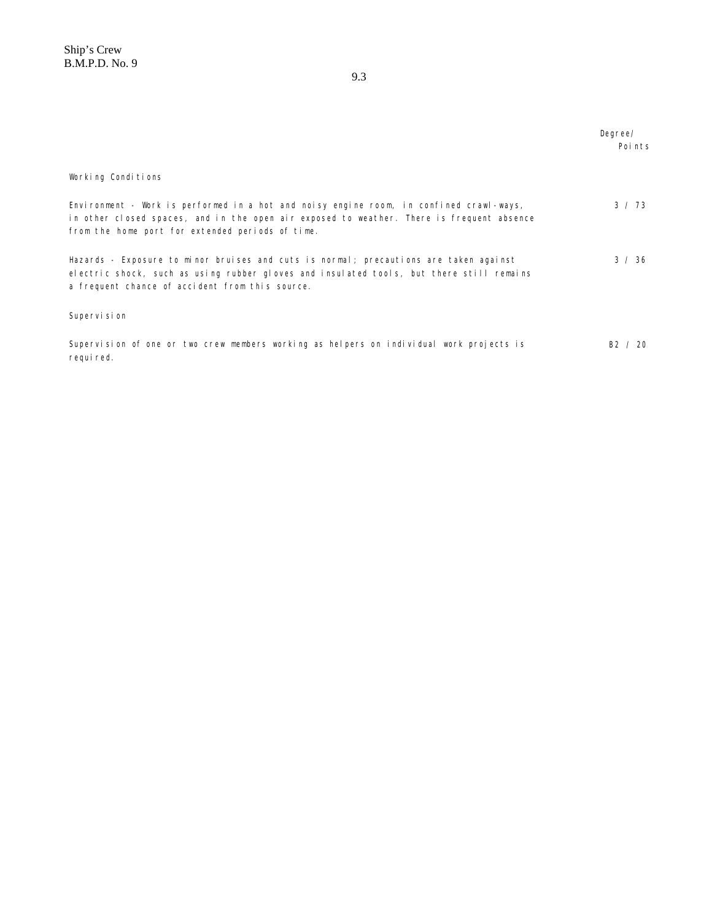| | Degree/ Points |
|---|---|
| **Working Conditions** | |
| Environment - Work is performed in a hot and noisy engine room, in confined crawl-ways, in other closed spaces, and in the open air exposed to weather. There is frequent absence from the home port for extended periods of time. | 3 / 73 |
| Hazards - Exposure to minor bruises and cuts is normal; precautions are taken against electric shock, such as using rubber gloves and insulated tools, but there still remains a frequent chance of accident from this source. | 3 / 36 |
| **Supervision** | |
| Supervision of one or two crew members working as helpers on individual work projects is required. | B2 / 20 |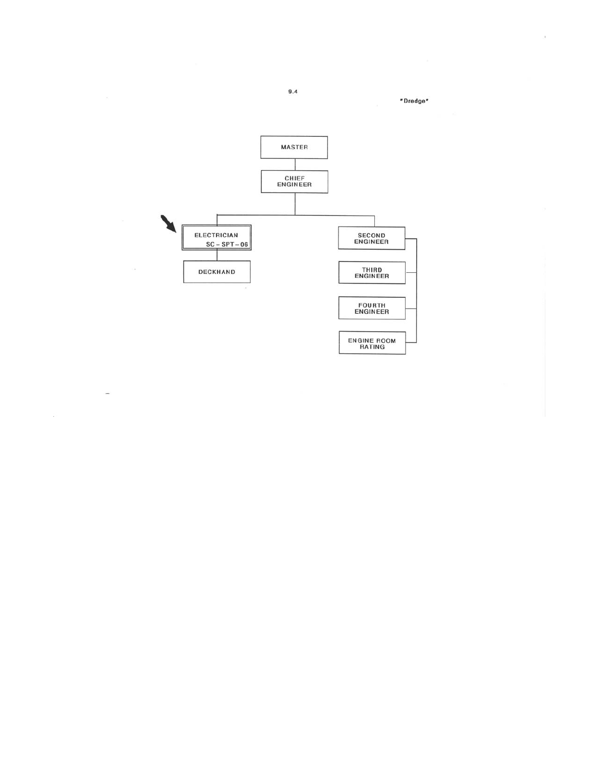9.4

"Dredge"

MASTER

CHIEF ENGINEER

ELECTRICIAN SC – SPT – 06

DECKHAND

SECOND ENGINEER

THIRD ENGINEER

FOURTH ENGINEER

ENGINE ROOM RATING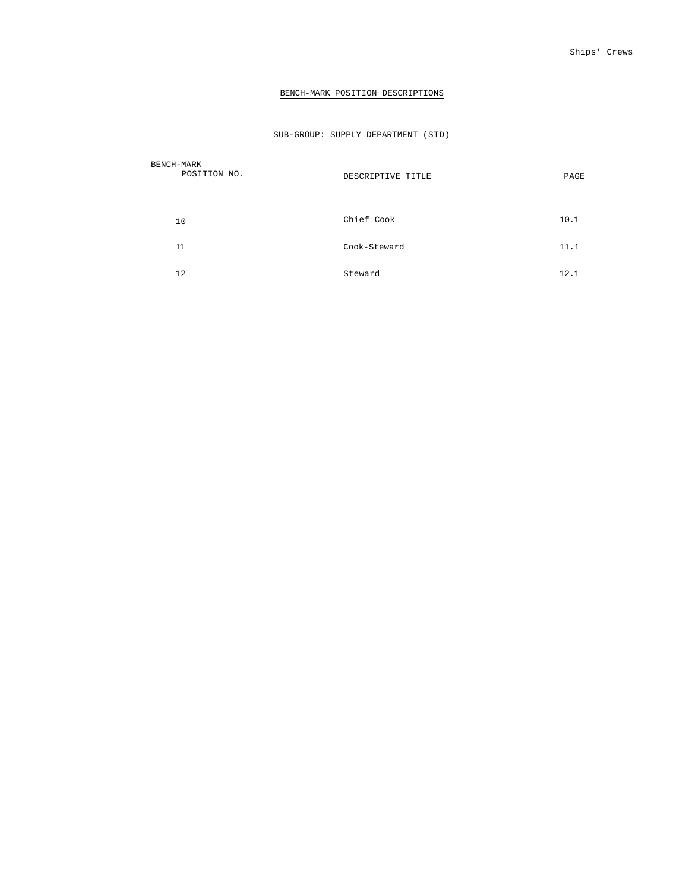## BENCH-MARK POSITION DESCRIPTIONS

### SUB-GROUP: SUPPLY DEPARTMENT (STD)

| BENCH-MARK POSITION NO. | DESCRIPTIVE TITLE | PAGE |
|---|---|---|
| 10 | Chief Cook | 10.1 |
| 11 | Cook-Steward | 11.1 |
| 12 | Steward | 12.1 |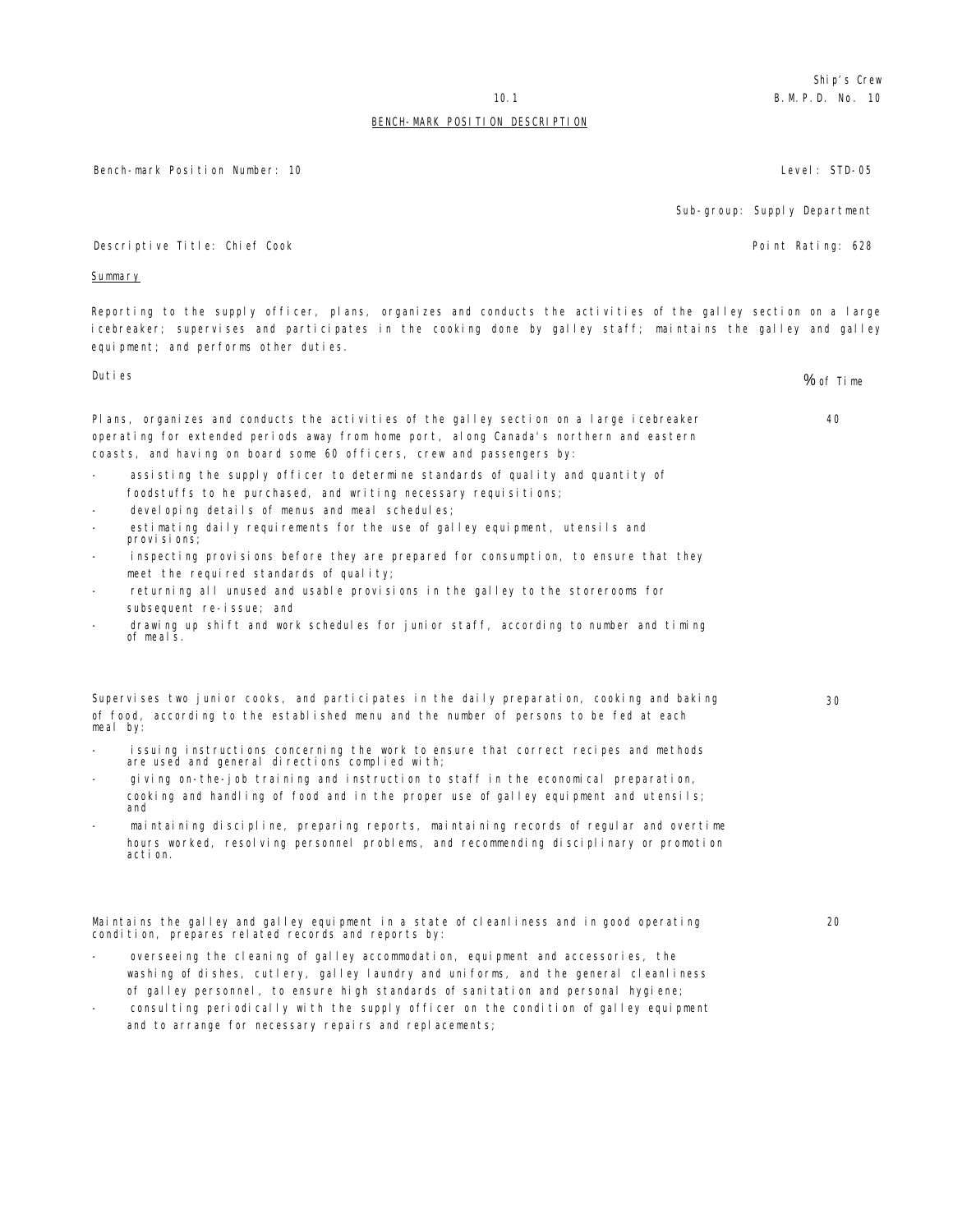Ship's Crew
B.M.P.D. No. 10

## BENCH-MARK POSITION DESCRIPTION

Bench-mark Position Number: 10 | Level: STD-05

Sub-group: Supply Department

Descriptive Title: Chief Cook | Point Rating: 628

### Summary

Reporting to the supply officer, plans, organizes and conducts the activities of the galley section on a large icebreaker; supervises and participates in the cooking done by galley staff; maintains the galley and galley equipment; and performs other duties.

| Duties | % of Time |
|---|---|
| Plans, organizes and conducts the activities of the galley section on a large icebreaker operating for extended periods away from home port, along Canada's northern and eastern coasts, and having on board some 60 officers, crew and passengers by:<br>- assisting the supply officer to determine standards of quality and quantity of foodstuffs to he purchased, and writing necessary requisitions;<br>- developing details of menus and meal schedules;<br>- estimating daily requirements for the use of galley equipment, utensils and provisions;<br>- inspecting provisions before they are prepared for consumption, to ensure that they meet the required standards of quality;<br>- returning all unused and usable provisions in the galley to the storerooms for subsequent re-issue; and<br>- drawing up shift and work schedules for junior staff, according to number and timing of meals. | 40 |
| Supervises two junior cooks, and participates in the daily preparation, cooking and baking of food, according to the established menu and the number of persons to be fed at each meal by:<br>- issuing instructions concerning the work to ensure that correct recipes and methods are used and general directions complied with;<br>- giving on-the-job training and instruction to staff in the economical preparation, cooking and handling of food and in the proper use of galley equipment and utensils; and<br>- maintaining discipline, preparing reports, maintaining records of regular and overtime hours worked, resolving personnel problems, and recommending disciplinary or promotion action. | 30 |
| Maintains the galley and galley equipment in a state of cleanliness and in good operating condition, prepares related records and reports by:<br>- overseeing the cleaning of galley accommodation, equipment and accessories, the washing of dishes, cutlery, galley laundry and uniforms, and the general cleanliness of galley personnel, to ensure high standards of sanitation and personal hygiene;<br>- consulting periodically with the supply officer on the condition of galley equipment and to arrange for necessary repairs and replacements; | 20 |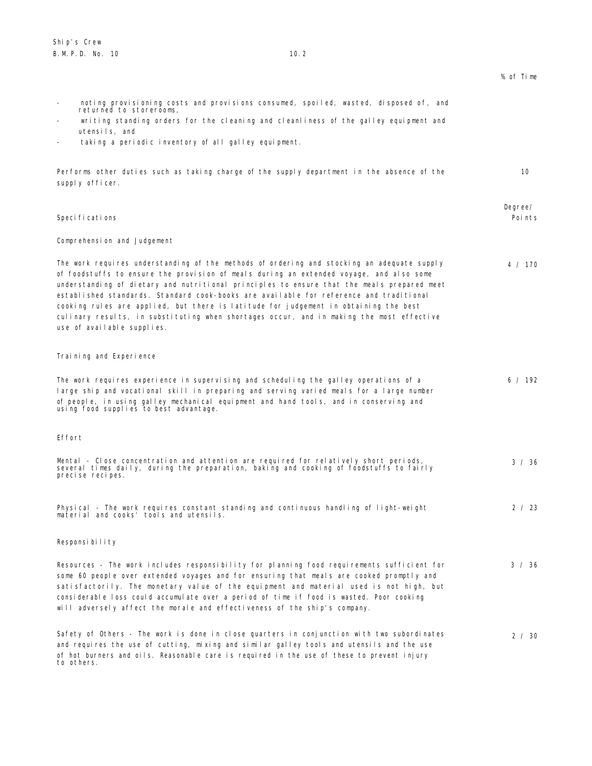% of Time

- noting provisioning costs and provisions consumed, spoiled, wasted, disposed of, and returned to storerooms,
- writing standing orders for the cleaning and cleanliness of the galley equipment and utensils, and
- taking a periodic inventory of all galley equipment.

| | |
|---|---|
| Performs other duties such as taking charge of the supply department in the absence of the supply officer. | 10 |

| Specifications | Degree/ Points |
|---|---|
| **Comprehension and Judgement** | |
| The work requires understanding of the methods of ordering and stocking an adequate supply of foodstuffs to ensure the provision of meals during an extended voyage, and also some understanding of dietary and nutritional principles to ensure that the meals prepared meet established standards. Standard cook-books are available for reference and traditional cooking rules are applied, but there is latitude for judgement in obtaining the best culinary results, in substituting when shortages occur, and in making the most effective use of available supplies. | 4 / 170 |
| **Training and Experience** | |
| The work requires experience in supervising and scheduling the galley operations of a large ship and vocational skill in preparing and serving varied meals for a large number of people, in using galley mechanical equipment and hand tools, and in conserving and using food supplies to best advantage. | 6 / 192 |
| **Effort** | |
| Mental - Close concentration and attention are required for relatively short periods, several times daily, during the preparation, baking and cooking of foodstuffs to fairly precise recipes. | 3 / 36 |
| Physical - The work requires constant standing and continuous handling of light-weight material and cooks' tools and utensils. | 2 / 23 |
| **Responsibility** | |
| Resources - The work includes responsibility for planning food requirements sufficient for some 60 people over extended voyages and for ensuring that meals are cooked promptly and satisfactorily. The monetary value of the equipment and material used is not high, but considerable loss could accumulate over a period of time if food is wasted. Poor cooking will adversely affect the morale and effectiveness of the ship's company. | 3 / 36 |
| Safety of Others - The work is done in close quarters in conjunction with two subordinates and requires the use of cutting, mixing and similar galley tools and utensils and the use of hot burners and oils. Reasonable care is required in the use of these to prevent injury to others. | 2 / 30 |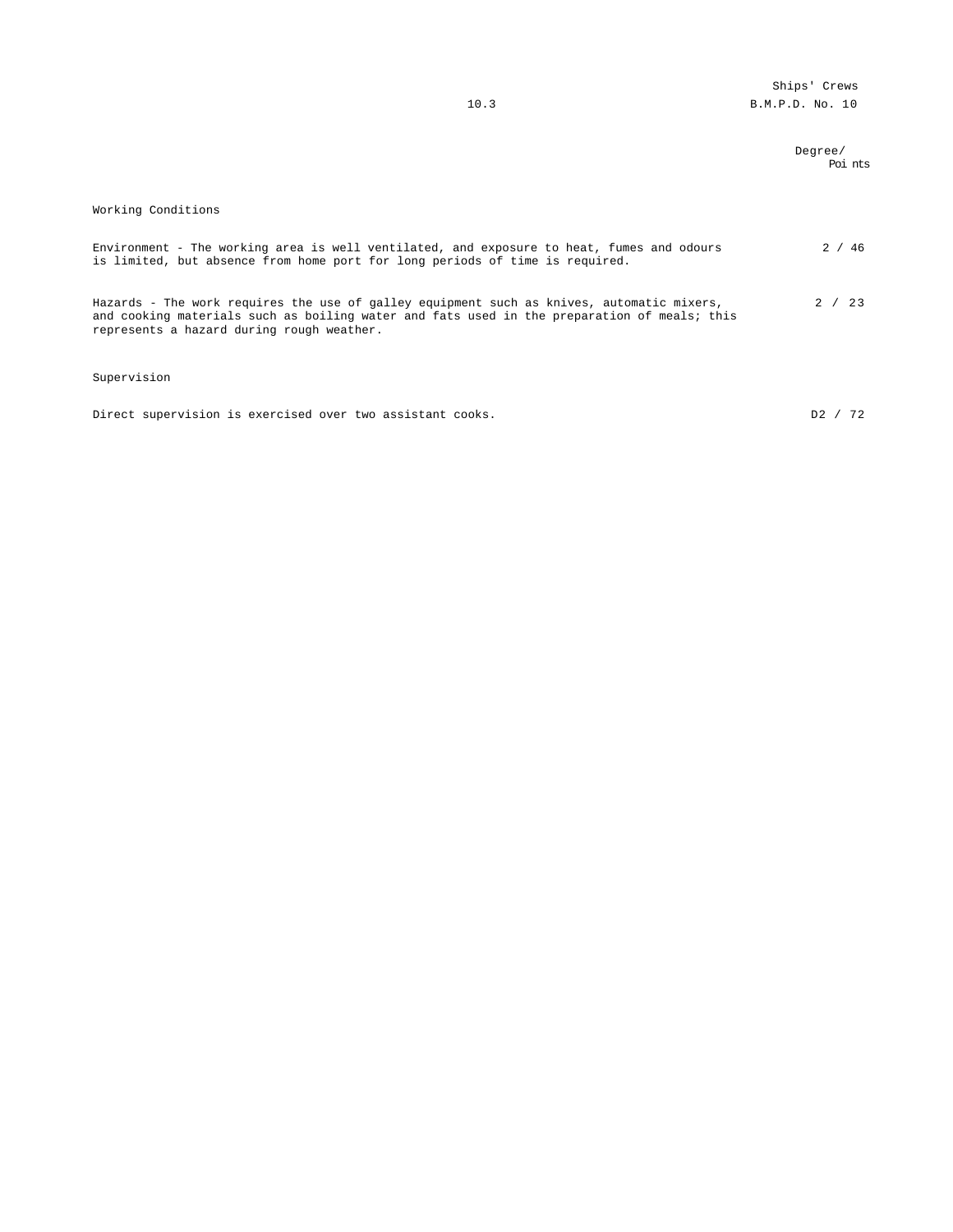| | Degree/ Points |
|---|---|
| **Working Conditions** | |
| Environment - The working area is well ventilated, and exposure to heat, fumes and odours is limited, but absence from home port for long periods of time is required. | 2 / 46 |
| Hazards - The work requires the use of galley equipment such as knives, automatic mixers, and cooking materials such as boiling water and fats used in the preparation of meals; this represents a hazard during rough weather. | 2 / 23 |
| **Supervision** | |
| Direct supervision is exercised over two assistant cooks. | D2 / 72 |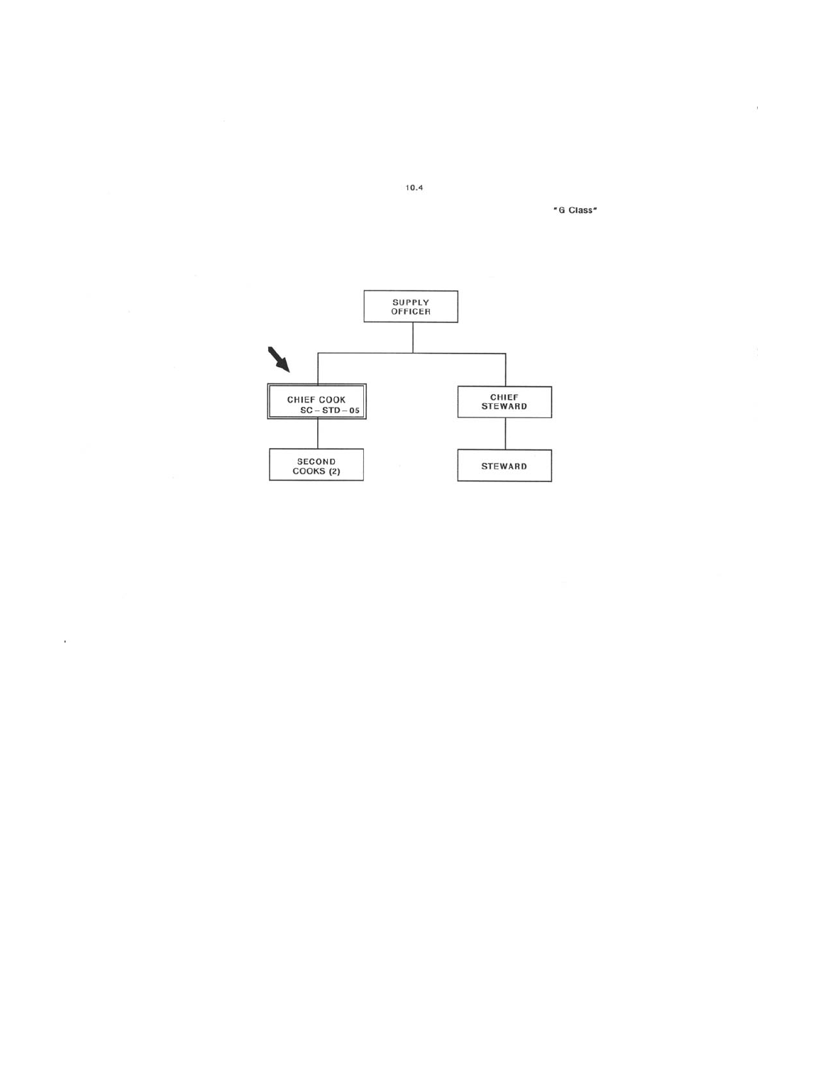10.4

"G Class"

SUPPLY OFFICER

CHIEF COOK SC – STD – 05

SECOND COOKS (2)

CHIEF STEWARD

STEWARD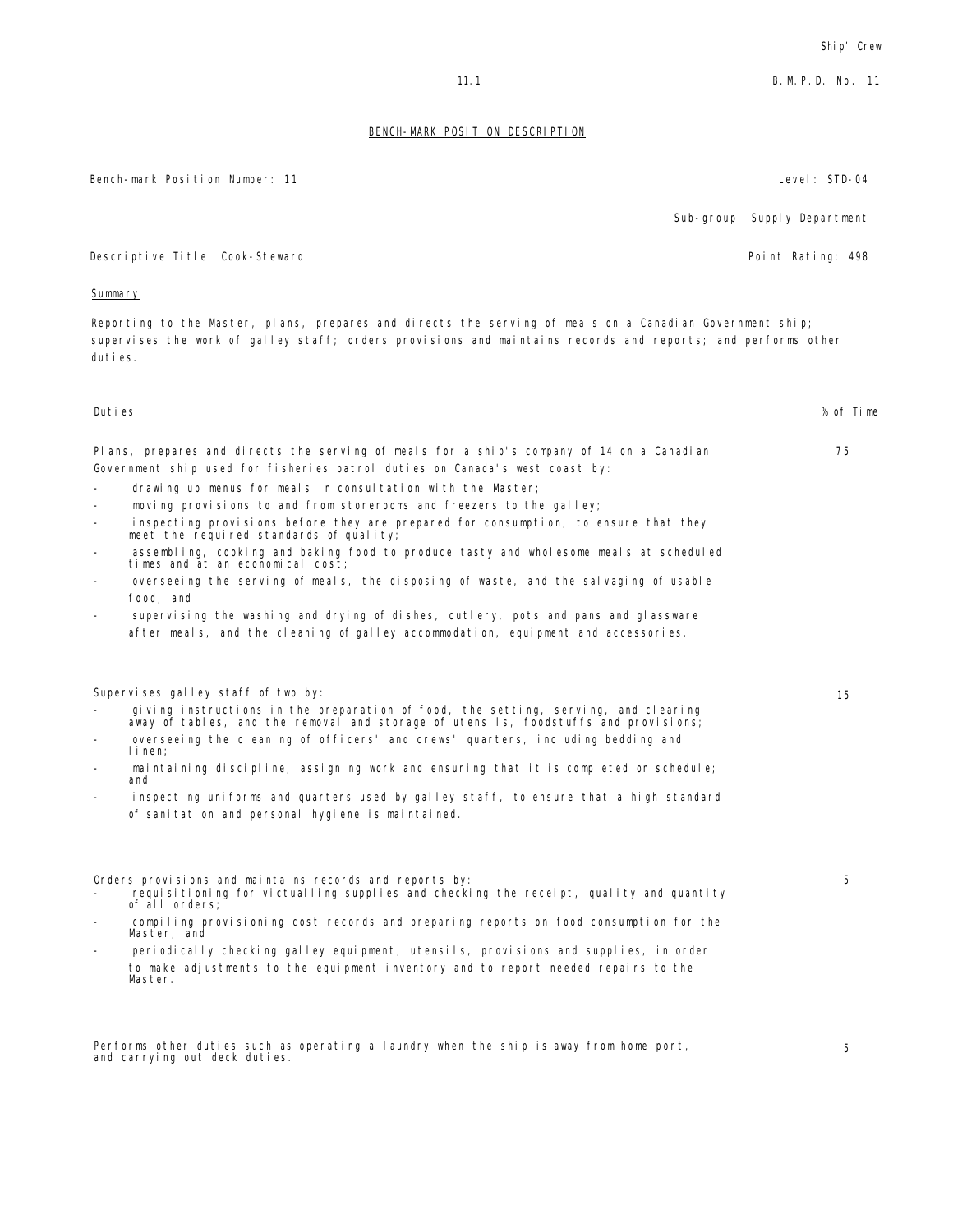## BENCH-MARK POSITION DESCRIPTION

Bench-mark Position Number: 11 | Level: STD-04

Sub-group: Supply Department

Descriptive Title: Cook-Steward | Point Rating: 498

**Summary**

Reporting to the Master, plans, prepares and directs the serving of meals on a Canadian Government ship; supervises the work of galley staff; orders provisions and maintains records and reports; and performs other duties.

| Duties | % of Time |
|---|---|
| Plans, prepares and directs the serving of meals for a ship's company of 14 on a Canadian Government ship used for fisheries patrol duties on Canada's west coast by:<br>- drawing up menus for meals in consultation with the Master;<br>- moving provisions to and from storerooms and freezers to the galley;<br>- inspecting provisions before they are prepared for consumption, to ensure that they meet the required standards of quality;<br>- assembling, cooking and baking food to produce tasty and wholesome meals at scheduled times and at an economical cost;<br>- overseeing the serving of meals, the disposing of waste, and the salvaging of usable food; and<br>- supervising the washing and drying of dishes, cutlery, pots and pans and glassware after meals, and the cleaning of galley accommodation, equipment and accessories. | 75 |
| Supervises galley staff of two by:<br>- giving instructions in the preparation of food, the setting, serving, and clearing away of tables, and the removal and storage of utensils, foodstuffs and provisions;<br>- overseeing the cleaning of officers' and crews' quarters, including bedding and linen;<br>- maintaining discipline, assigning work and ensuring that it is completed on schedule; and<br>- inspecting uniforms and quarters used by galley staff, to ensure that a high standard of sanitation and personal hygiene is maintained. | 15 |
| Orders provisions and maintains records and reports by:<br>- requisitioning for victualling supplies and checking the receipt, quality and quantity of all orders;<br>- compiling provisioning cost records and preparing reports on food consumption for the Master; and<br>- periodically checking galley equipment, utensils, provisions and supplies, in order to make adjustments to the equipment inventory and to report needed repairs to the Master. | 5 |
| Performs other duties such as operating a laundry when the ship is away from home port, and carrying out deck duties. | 5 |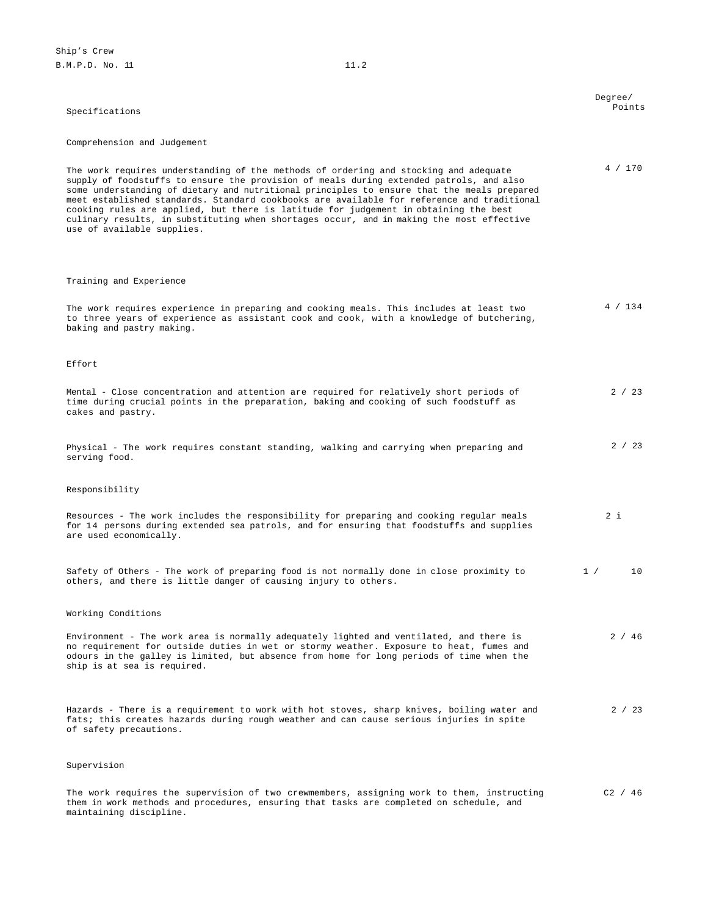Ship's Crew
B.M.P.D. No. 11 11.2

| Specifications | Degree/ Points |
|---|---|
| **Comprehension and Judgement** | |
| The work requires understanding of the methods of ordering and stocking and adequate supply of foodstuffs to ensure the provision of meals during extended patrols, and also some understanding of dietary and nutritional principles to ensure that the meals prepared meet established standards. Standard cookbooks are available for reference and traditional cooking rules are applied, but there is latitude for judgement in obtaining the best culinary results, in substituting when shortages occur, and in making the most effective use of available supplies. | 4 / 170 |
| **Training and Experience** | |
| The work requires experience in preparing and cooking meals. This includes at least two to three years of experience as assistant cook and cook, with a knowledge of butchering, baking and pastry making. | 4 / 134 |
| **Effort** | |
| Mental - Close concentration and attention are required for relatively short periods of time during crucial points in the preparation, baking and cooking of such foodstuff as cakes and pastry. | 2 / 23 |
| Physical - The work requires constant standing, walking and carrying when preparing and serving food. | 2 / 23 |
| **Responsibility** | |
| Resources - The work includes the responsibility for preparing and cooking regular meals for 14 persons during extended sea patrols, and for ensuring that foodstuffs and supplies are used economically. | 2 i |
| Safety of Others - The work of preparing food is not normally done in close proximity to others, and there is little danger of causing injury to others. | 1 / 10 |
| **Working Conditions** | |
| Environment - The work area is normally adequately lighted and ventilated, and there is no requirement for outside duties in wet or stormy weather. Exposure to heat, fumes and odours in the galley is limited, but absence from home for long periods of time when the ship is at sea is required. | 2 / 46 |
| Hazards - There is a requirement to work with hot stoves, sharp knives, boiling water and fats; this creates hazards during rough weather and can cause serious injuries in spite of safety precautions. | 2 / 23 |
| **Supervision** | |
| The work requires the supervision of two crewmembers, assigning work to them, instructing them in work methods and procedures, ensuring that tasks are completed on schedule, and maintaining discipline. | C2 / 46 |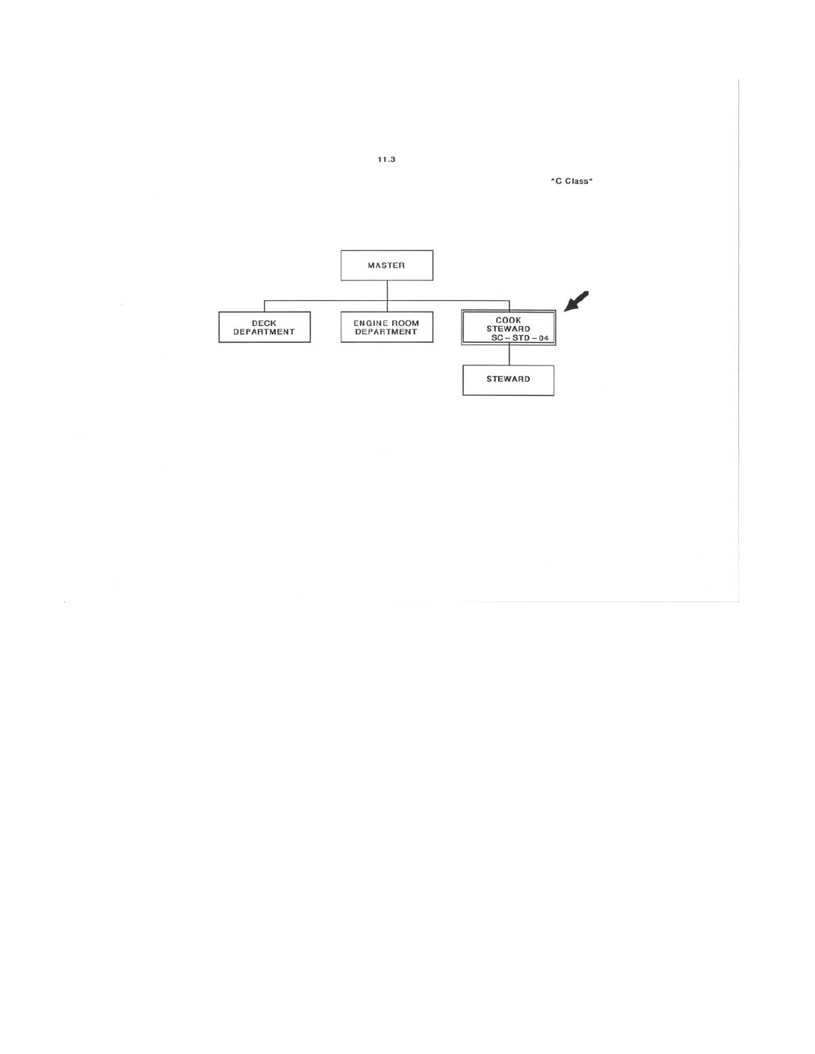11.3

"C Class"

- MASTER
  - DECK DEPARTMENT
  - ENGINE ROOM DEPARTMENT
  - COOK STEWARD SC – STD – 04
    - STEWARD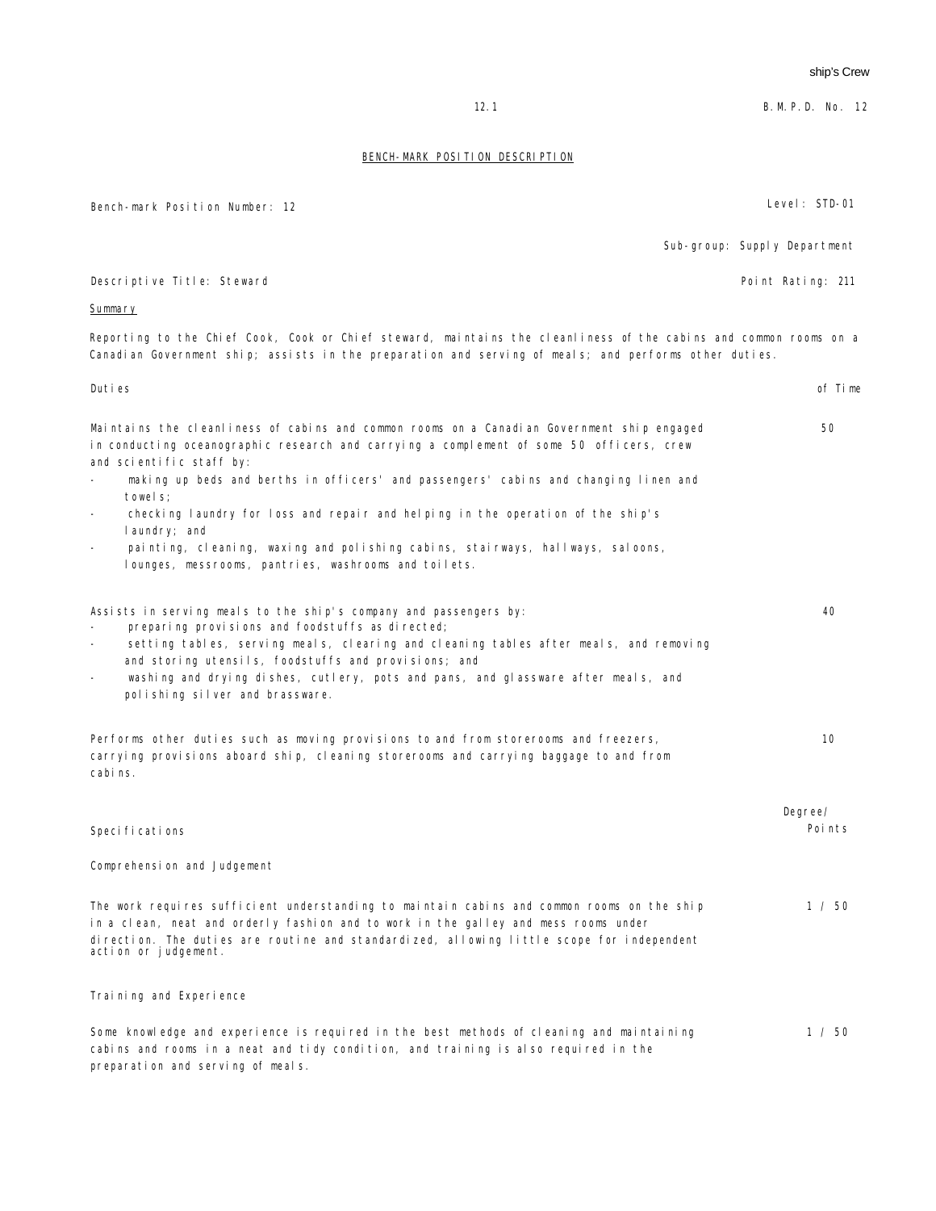## BENCH-MARK POSITION DESCRIPTION

Bench-mark Position Number: 12

Level: STD-01

Sub-group: Supply Department

Descriptive Title: Steward

Point Rating: 211

### Summary

Reporting to the Chief Cook, Cook or Chief steward, maintains the cleanliness of the cabins and common rooms on a Canadian Government ship; assists in the preparation and serving of meals; and performs other duties.

| Duties | of Time |
|---|---|
| Maintains the cleanliness of cabins and common rooms on a Canadian Government ship engaged in conducting oceanographic research and carrying a complement of some 50 officers, crew and scientific staff by:<br>- making up beds and berths in officers' and passengers' cabins and changing linen and towels;<br>- checking laundry for loss and repair and helping in the operation of the ship's laundry; and<br>- painting, cleaning, waxing and polishing cabins, stairways, hallways, saloons, lounges, messrooms, pantries, washrooms and toilets. | 50 |
| Assists in serving meals to the ship's company and passengers by:<br>- preparing provisions and foodstuffs as directed;<br>- setting tables, serving meals, clearing and cleaning tables after meals, and removing and storing utensils, foodstuffs and provisions; and<br>- washing and drying dishes, cutlery, pots and pans, and glassware after meals, and polishing silver and brassware. | 40 |
| Performs other duties such as moving provisions to and from storerooms and freezers, carrying provisions aboard ship, cleaning storerooms and carrying baggage to and from cabins. | 10 |

| Specifications | Degree/ Points |
|---|---|
| **Comprehension and Judgement** | |
| The work requires sufficient understanding to maintain cabins and common rooms on the ship in a clean, neat and orderly fashion and to work in the galley and mess rooms under direction. The duties are routine and standardized, allowing little scope for independent action or judgement. | 1 / 50 |
| **Training and Experience** | |
| Some knowledge and experience is required in the best methods of cleaning and maintaining cabins and rooms in a neat and tidy condition, and training is also required in the preparation and serving of meals. | 1 / 50 |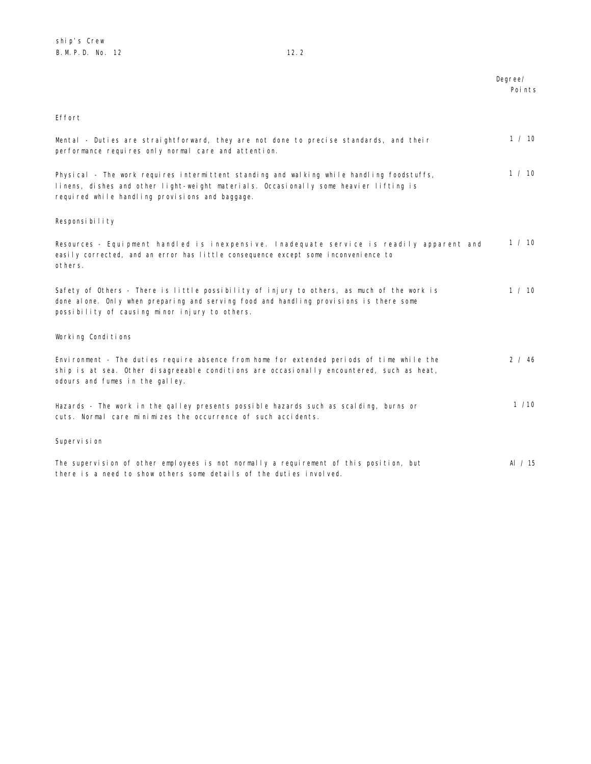| | Degree/ Points |
|---|---|
| **Effort** | |
| Mental - Duties are straightforward, they are not done to precise standards, and their performance requires only normal care and attention. | 1 / 10 |
| Physical - The work requires intermittent standing and walking while handling foodstuffs, linens, dishes and other light-weight materials. Occasionally some heavier lifting is required while handling provisions and baggage. | 1 / 10 |
| **Responsibility** | |
| Resources - Equipment handled is inexpensive. Inadequate service is readily apparent and easily corrected, and an error has little consequence except some inconvenience to others. | 1 / 10 |
| Safety of Others - There is little possibility of injury to others, as much of the work is done alone. Only when preparing and serving food and handling provisions is there some possibility of causing minor injury to others. | 1 / 10 |
| **Working Conditions** | |
| Environment - The duties require absence from home for extended periods of time while the ship is at sea. Other disagreeable conditions are occasionally encountered, such as heat, odours and fumes in the galley. | 2 / 46 |
| Hazards - The work in the qalley presents possible hazards such as scalding, burns or cuts. Normal care minimizes the occurrence of such accidents. | 1 /10 |
| **Supervision** | |
| The supervision of other employees is not normally a requirement of this position, but there is a need to show others some details of the duties involved. | AI / 15 |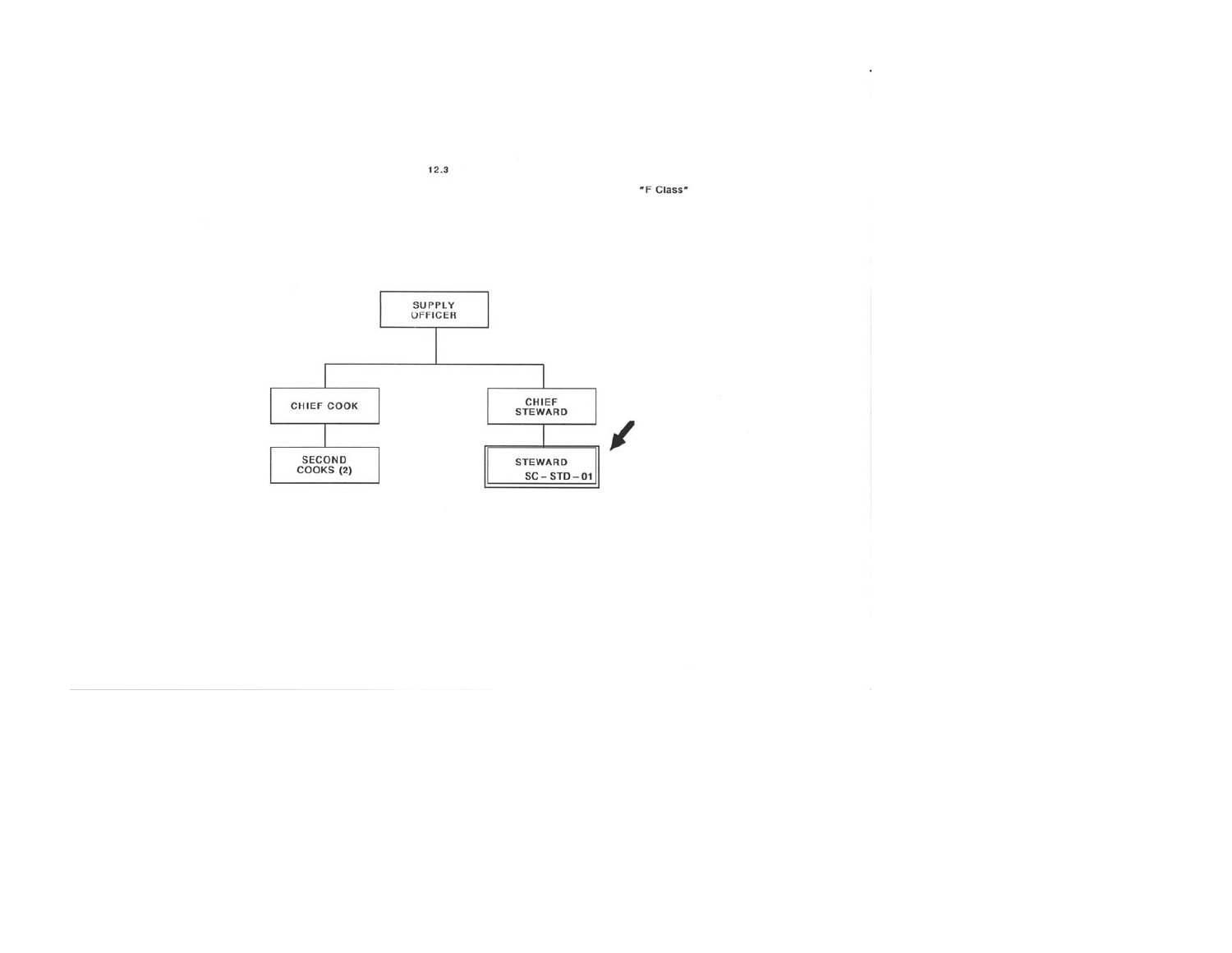12.3

"F Class"

SUPPLY OFFICER

CHIEF COOK

CHIEF STEWARD

SECOND COOKS (2)

STEWARD SC – STD – 01